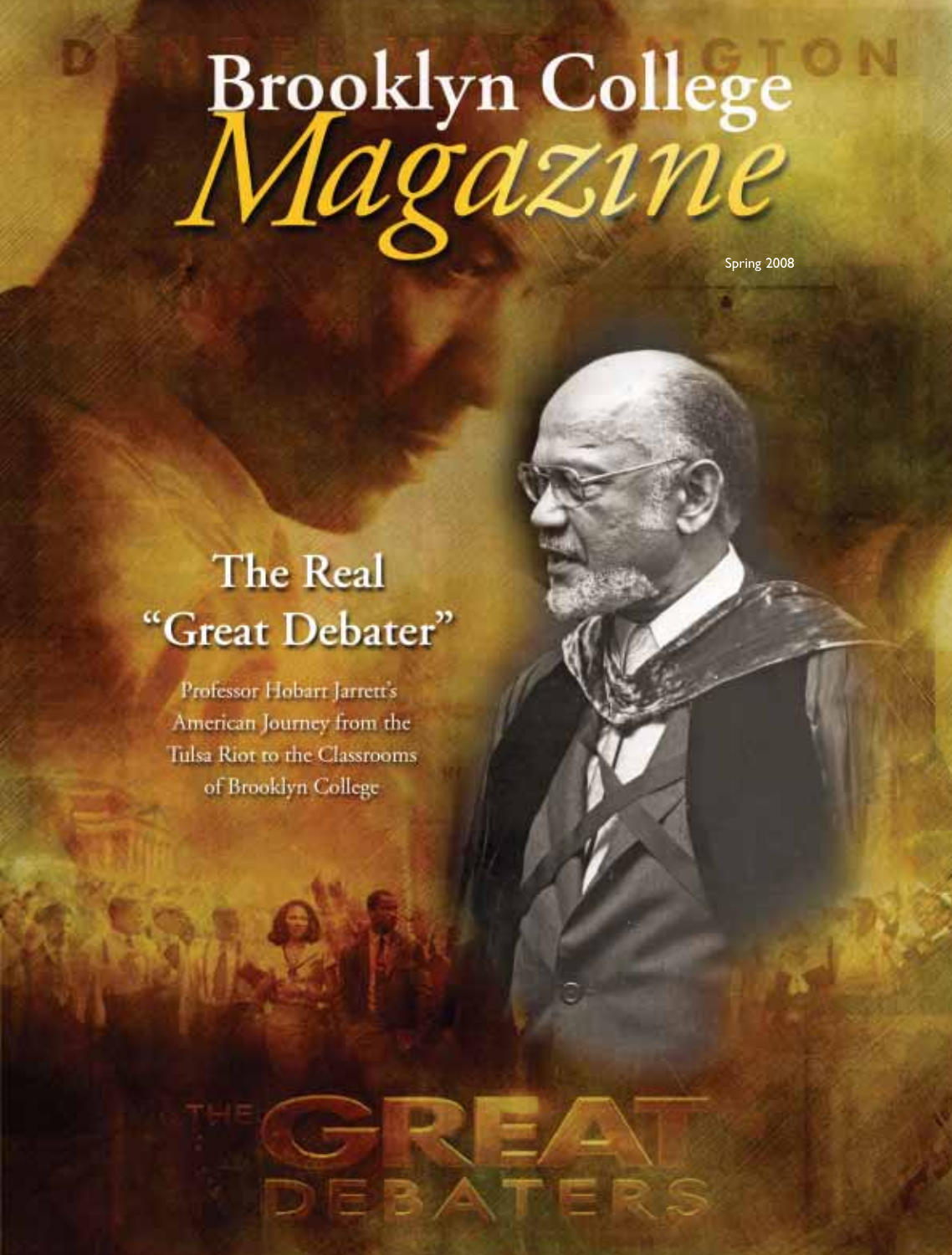# Brooklyn College *Magazine*

Spring 2008

## The Real "Great Debater"

Professor Hobart Jarrett's American Journey from the Tulsa Riot to the Classrooms of Brooklyn College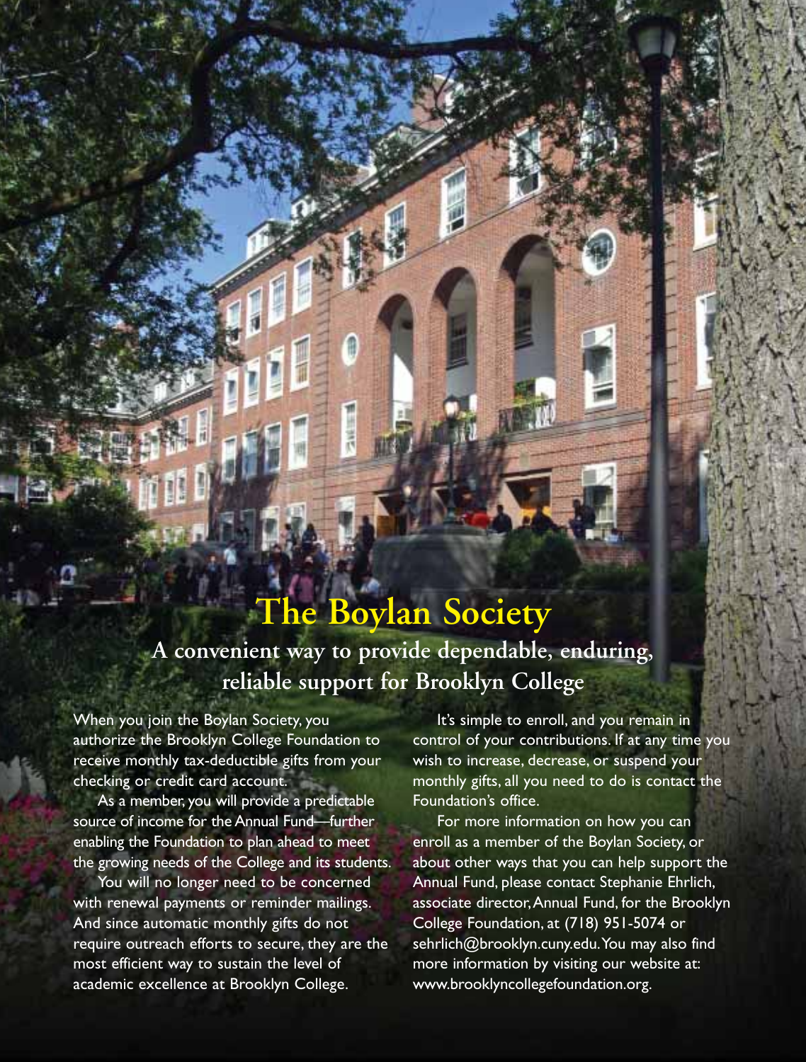# The Boylan Society

## A convenient way to provide dependable, enduring, reliable support for Brooklyn College

When you join the Boylan Society, you authorize the Brooklyn College Foundation to receive monthly tax-deductible gifts from your checking or credit card account.

As a member, you will provide a predictable source of income for the Annual Fund—further enabling the Foundation to plan ahead to meet the growing needs of the College and its students.

You will no longer need to be concerned with renewal payments or reminder mailings. And since automatic monthly gifts do not require outreach efforts to secure, they are the most efficient way to sustain the level of academic excellence at Brooklyn College.

It's simple to enroll, and you remain in control of your contributions. If at any time you wish to increase, decrease, or suspend your monthly gifts, all you need to do is contact the Foundation's office.

For more information on how you can enroll as a member of the Boylan Society, or about other ways that you can help support the Annual Fund, please contact Stephanie Ehrlich, associate director, Annual Fund, for the Brooklyn College Foundation, at (718) 951-5074 or sehrlich@brooklyn.cuny.edu. You may also find more information by visiting our website at: www.brooklyncollegefoundation.org.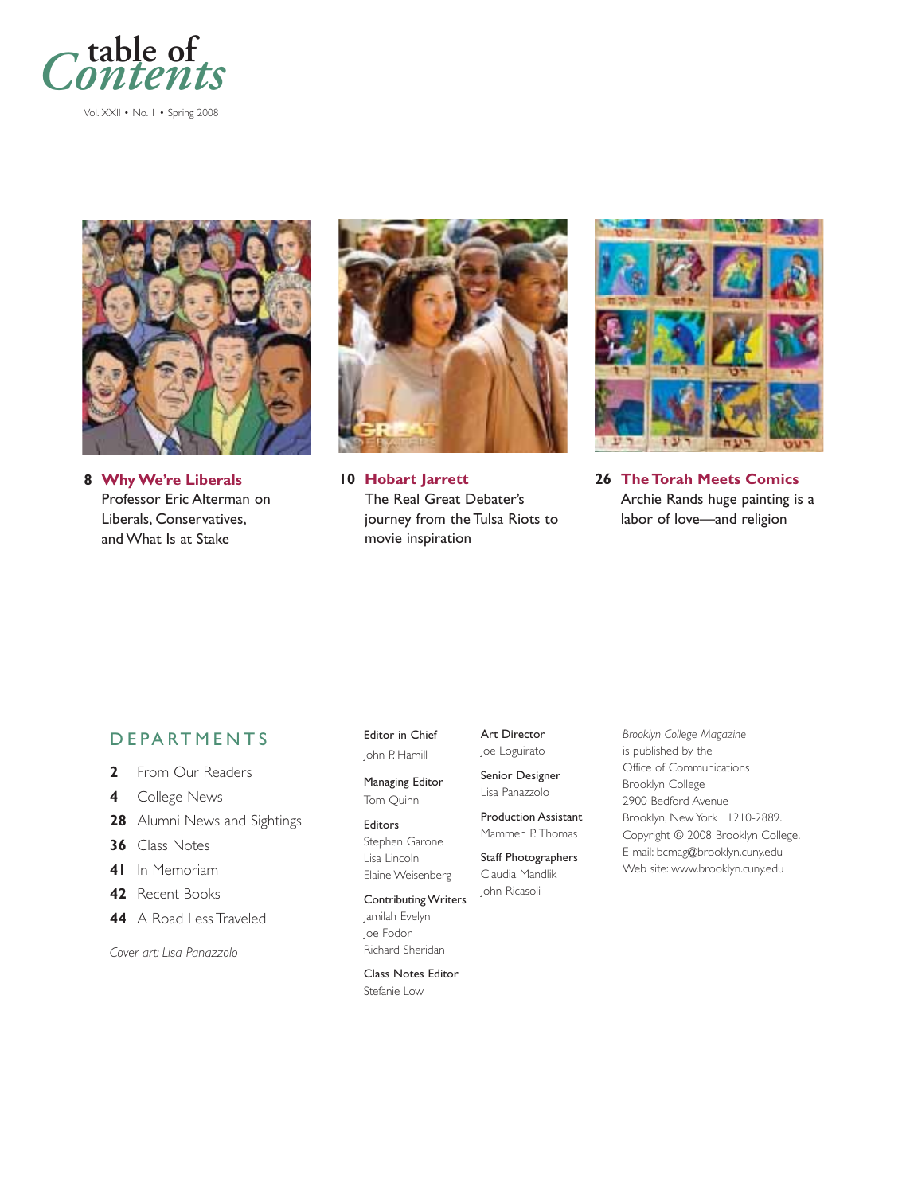# table of Contents

Vol. XXII • No. 1 • Spring 2008

**8 Why We're Liberals**
Professor Eric Alterman on Liberals, Conservatives, and What Is at Stake

**10 Hobart Jarrett**
The Real Great Debater's journey from the Tulsa Riots to movie inspiration

**26 The Torah Meets Comics**
Archie Rands huge painting is a labor of love—and religion

## DEPARTMENTS

- **2** From Our Readers
- **4** College News
- **28** Alumni News and Sightings
- **36** Class Notes
- **41** In Memoriam
- **42** Recent Books
- **44** A Road Less Traveled

*Cover art: Lisa Panazzolo*

Editor in Chief
John P. Hamill

Managing Editor
Tom Quinn

Editors
Stephen Garone
Lisa Lincoln
Elaine Weisenberg

Contributing Writers
Jamilah Evelyn
Joe Fodor
Richard Sheridan

Class Notes Editor
Stefanie Low

Art Director
Joe Loguirato

Senior Designer
Lisa Panazzolo

Production Assistant
Mammen P. Thomas

Staff Photographers
Claudia Mandlik
John Ricasoli

*Brooklyn College Magazine* is published by the Office of Communications
Brooklyn College
2900 Bedford Avenue
Brooklyn, New York 11210-2889.
Copyright © 2008 Brooklyn College.
E-mail: bcmag@brooklyn.cuny.edu
Web site: www.brooklyn.cuny.edu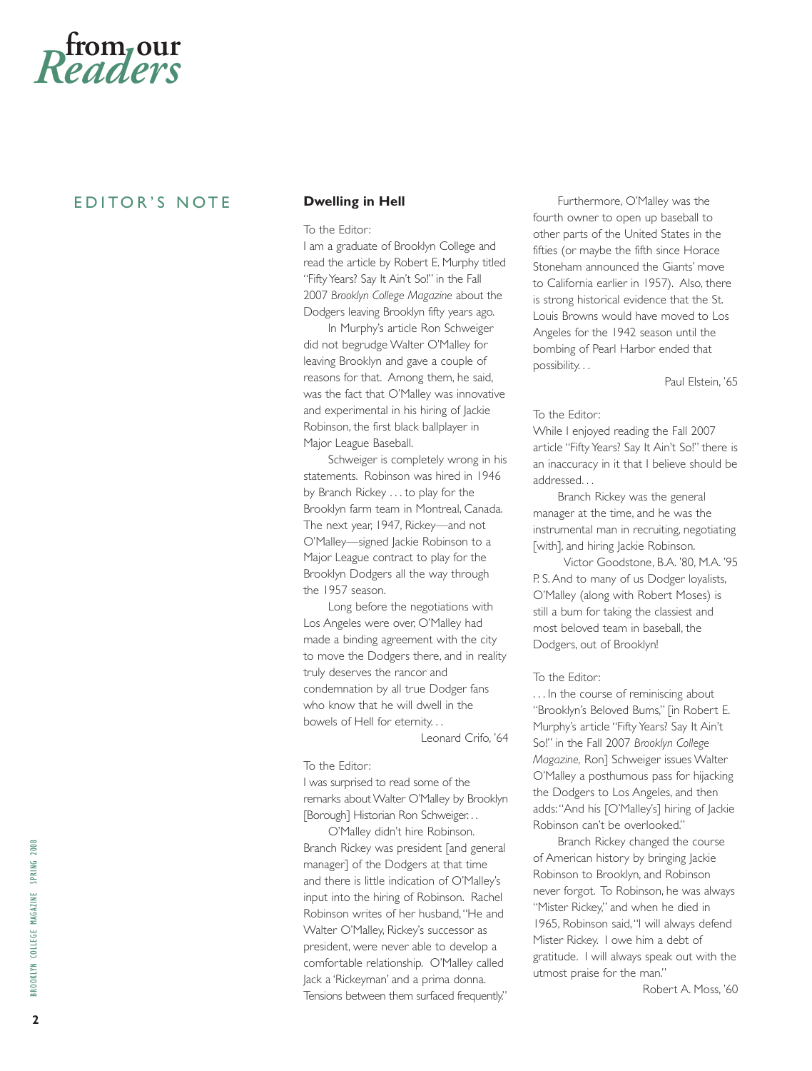# from our *Readers*

## EDITOR'S NOTE

### Dwelling in Hell

To the Editor:
I am a graduate of Brooklyn College and read the article by Robert E. Murphy titled "Fifty Years? Say It Ain't So!" in the Fall 2007 *Brooklyn College Magazine* about the Dodgers leaving Brooklyn fifty years ago.

In Murphy's article Ron Schweiger did not begrudge Walter O'Malley for leaving Brooklyn and gave a couple of reasons for that. Among them, he said, was the fact that O'Malley was innovative and experimental in his hiring of Jackie Robinson, the first black ballplayer in Major League Baseball.

Schweiger is completely wrong in his statements. Robinson was hired in 1946 by Branch Rickey . . . to play for the Brooklyn farm team in Montreal, Canada. The next year, 1947, Rickey—and not O'Malley—signed Jackie Robinson to a Major League contract to play for the Brooklyn Dodgers all the way through the 1957 season.

Long before the negotiations with Los Angeles were over, O'Malley had made a binding agreement with the city to move the Dodgers there, and in reality truly deserves the rancor and condemnation by all true Dodger fans who know that he will dwell in the bowels of Hell for eternity. . .

Leonard Crifo, '64

To the Editor:
I was surprised to read some of the remarks about Walter O'Malley by Brooklyn [Borough] Historian Ron Schweiger. . .

O'Malley didn't hire Robinson. Branch Rickey was president [and general manager] of the Dodgers at that time and there is little indication of O'Malley's input into the hiring of Robinson. Rachel Robinson writes of her husband, "He and Walter O'Malley, Rickey's successor as president, were never able to develop a comfortable relationship. O'Malley called Jack a 'Rickeyman' and a prima donna. Tensions between them surfaced frequently."

Furthermore, O'Malley was the fourth owner to open up baseball to other parts of the United States in the fifties (or maybe the fifth since Horace Stoneham announced the Giants' move to California earlier in 1957). Also, there is strong historical evidence that the St. Louis Browns would have moved to Los Angeles for the 1942 season until the bombing of Pearl Harbor ended that possibility. . .

Paul Elstein, '65

To the Editor:
While I enjoyed reading the Fall 2007 article "Fifty Years? Say It Ain't So!" there is an inaccuracy in it that I believe should be addressed. . .

Branch Rickey was the general manager at the time, and he was the instrumental man in recruiting, negotiating [with], and hiring Jackie Robinson.

Victor Goodstone, B.A. '80, M.A. '95

P. S. And to many of us Dodger loyalists, O'Malley (along with Robert Moses) is still a bum for taking the classiest and most beloved team in baseball, the Dodgers, out of Brooklyn!

To the Editor:
. . . In the course of reminiscing about "Brooklyn's Beloved Bums," [in Robert E. Murphy's article "Fifty Years? Say It Ain't So!" in the Fall 2007 *Brooklyn College Magazine,* Ron] Schweiger issues Walter O'Malley a posthumous pass for hijacking the Dodgers to Los Angeles, and then adds: "And his [O'Malley's] hiring of Jackie Robinson can't be overlooked."

Branch Rickey changed the course of American history by bringing Jackie Robinson to Brooklyn, and Robinson never forgot. To Robinson, he was always "Mister Rickey," and when he died in 1965, Robinson said, "I will always defend Mister Rickey. I owe him a debt of gratitude. I will always speak out with the utmost praise for the man."

Robert A. Moss, '60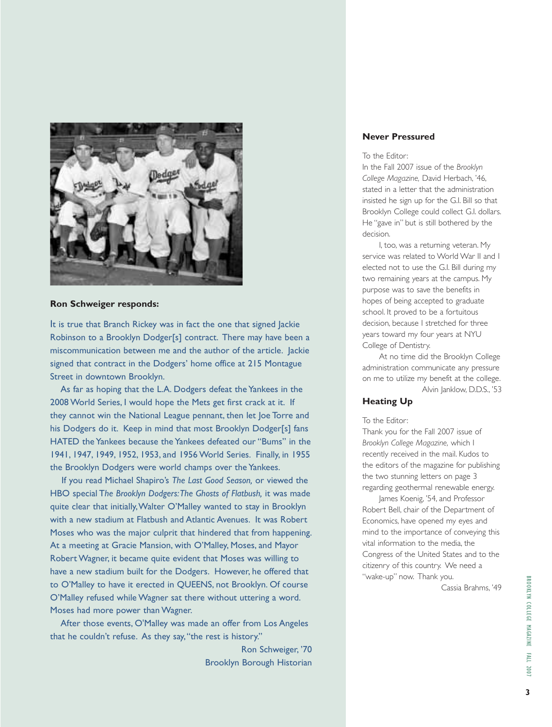### Ron Schweiger responds:

It is true that Branch Rickey was in fact the one that signed Jackie Robinson to a Brooklyn Dodger[s] contract. There may have been a miscommunication between me and the author of the article. Jackie signed that contract in the Dodgers' home office at 215 Montague Street in downtown Brooklyn.

As far as hoping that the L.A. Dodgers defeat the Yankees in the 2008 World Series, I would hope the Mets get first crack at it. If they cannot win the National League pennant, then let Joe Torre and his Dodgers do it. Keep in mind that most Brooklyn Dodger[s] fans HATED the Yankees because the Yankees defeated our "Bums" in the 1941, 1947, 1949, 1952, 1953, and 1956 World Series. Finally, in 1955 the Brooklyn Dodgers were world champs over the Yankees.

If you read Michael Shapiro's *The Last Good Season,* or viewed the HBO special *The Brooklyn Dodgers: The Ghosts of Flatbush,* it was made quite clear that initially, Walter O'Malley wanted to stay in Brooklyn with a new stadium at Flatbush and Atlantic Avenues. It was Robert Moses who was the major culprit that hindered that from happening. At a meeting at Gracie Mansion, with O'Malley, Moses, and Mayor Robert Wagner, it became quite evident that Moses was willing to have a new stadium built for the Dodgers. However, he offered that to O'Malley to have it erected in QUEENS, not Brooklyn. Of course O'Malley refused while Wagner sat there without uttering a word. Moses had more power than Wagner.

After those events, O'Malley was made an offer from Los Angeles that he couldn't refuse. As they say, "the rest is history."

Ron Schweiger, '70
Brooklyn Borough Historian

### Never Pressured

To the Editor:

In the Fall 2007 issue of the *Brooklyn College Magazine,* David Herbach, '46, stated in a letter that the administration insisted he sign up for the G.I. Bill so that Brooklyn College could collect G.I. dollars. He "gave in" but is still bothered by the decision.

I, too, was a returning veteran. My service was related to World War II and I elected not to use the G.I. Bill during my two remaining years at the campus. My purpose was to save the benefits in hopes of being accepted to graduate school. It proved to be a fortuitous decision, because I stretched for three years toward my four years at NYU College of Dentistry.

At no time did the Brooklyn College administration communicate any pressure on me to utilize my benefit at the college.

Alvin Janklow, D.D.S., '53

### Heating Up

To the Editor:

Thank you for the Fall 2007 issue of *Brooklyn College Magazine,* which I recently received in the mail. Kudos to the editors of the magazine for publishing the two stunning letters on page 3 regarding geothermal renewable energy.

James Koenig, '54, and Professor Robert Bell, chair of the Department of Economics, have opened my eyes and mind to the importance of conveying this vital information to the media, the Congress of the United States and to the citizenry of this country. We need a "wake-up" now. Thank you.

Cassia Brahms, '49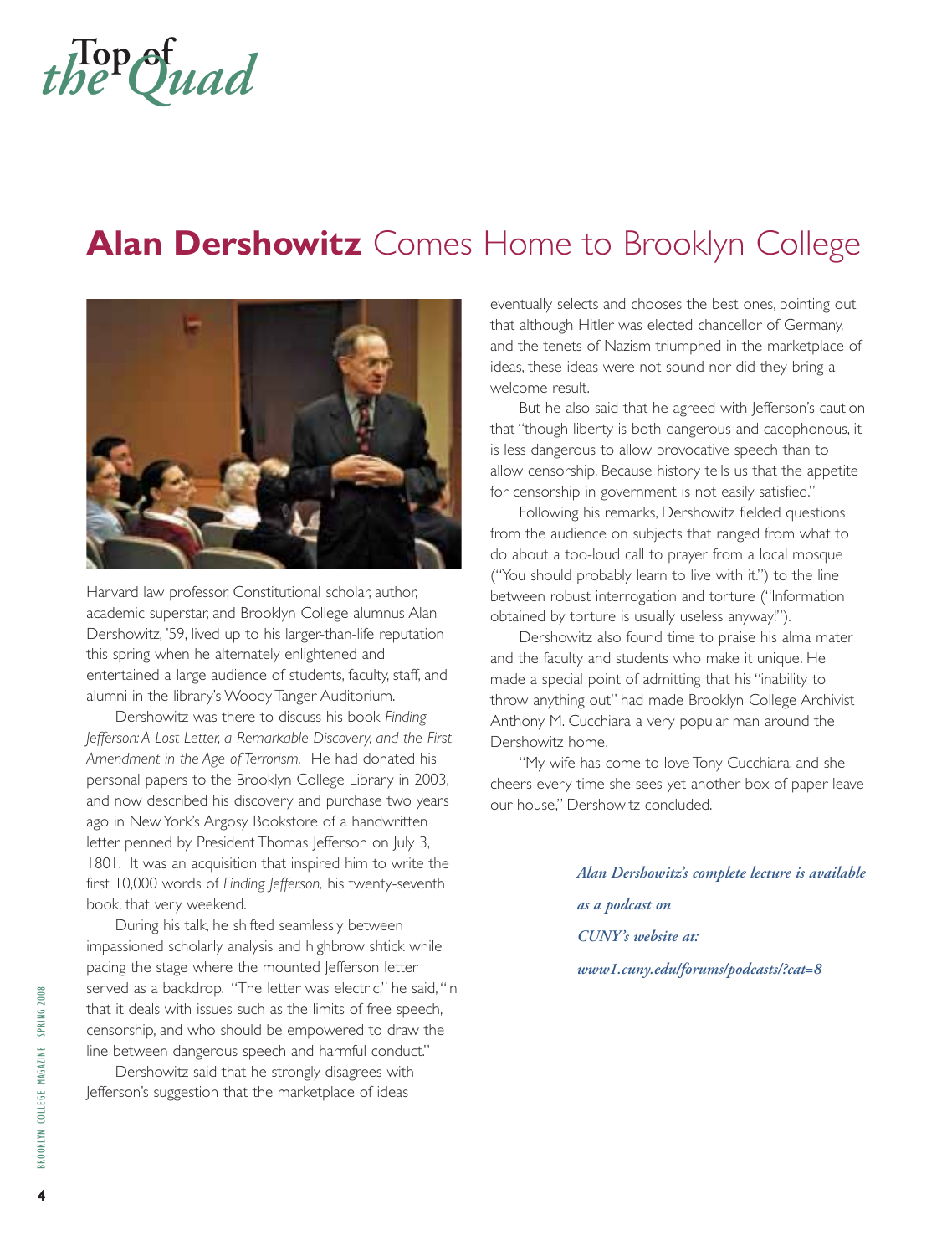*Top of the Quad*

# **Alan Dershowitz** Comes Home to Brooklyn College

Harvard law professor, Constitutional scholar, author, academic superstar, and Brooklyn College alumnus Alan Dershowitz, '59, lived up to his larger-than-life reputation this spring when he alternately enlightened and entertained a large audience of students, faculty, staff, and alumni in the library's Woody Tanger Auditorium.

Dershowitz was there to discuss his book *Finding Jefferson: A Lost Letter, a Remarkable Discovery, and the First Amendment in the Age of Terrorism.* He had donated his personal papers to the Brooklyn College Library in 2003, and now described his discovery and purchase two years ago in New York's Argosy Bookstore of a handwritten letter penned by President Thomas Jefferson on July 3, 1801. It was an acquisition that inspired him to write the first 10,000 words of *Finding Jefferson,* his twenty-seventh book, that very weekend.

During his talk, he shifted seamlessly between impassioned scholarly analysis and highbrow shtick while pacing the stage where the mounted Jefferson letter served as a backdrop. "The letter was electric," he said, "in that it deals with issues such as the limits of free speech, censorship, and who should be empowered to draw the line between dangerous speech and harmful conduct."

Dershowitz said that he strongly disagrees with Jefferson's suggestion that the marketplace of ideas eventually selects and chooses the best ones, pointing out that although Hitler was elected chancellor of Germany, and the tenets of Nazism triumphed in the marketplace of ideas, these ideas were not sound nor did they bring a welcome result.

But he also said that he agreed with Jefferson's caution that "though liberty is both dangerous and cacophonous, it is less dangerous to allow provocative speech than to allow censorship. Because history tells us that the appetite for censorship in government is not easily satisfied."

Following his remarks, Dershowitz fielded questions from the audience on subjects that ranged from what to do about a too-loud call to prayer from a local mosque ("You should probably learn to live with it.") to the line between robust interrogation and torture ("Information obtained by torture is usually useless anyway!").

Dershowitz also found time to praise his alma mater and the faculty and students who make it unique. He made a special point of admitting that his "inability to throw anything out" had made Brooklyn College Archivist Anthony M. Cucchiara a very popular man around the Dershowitz home.

"My wife has come to love Tony Cucchiara, and she cheers every time she sees yet another box of paper leave our house," Dershowitz concluded.

***Alan Dershowitz's complete lecture is available as a podcast on CUNY's website at: www1.cuny.edu/forums/podcasts/?cat=8***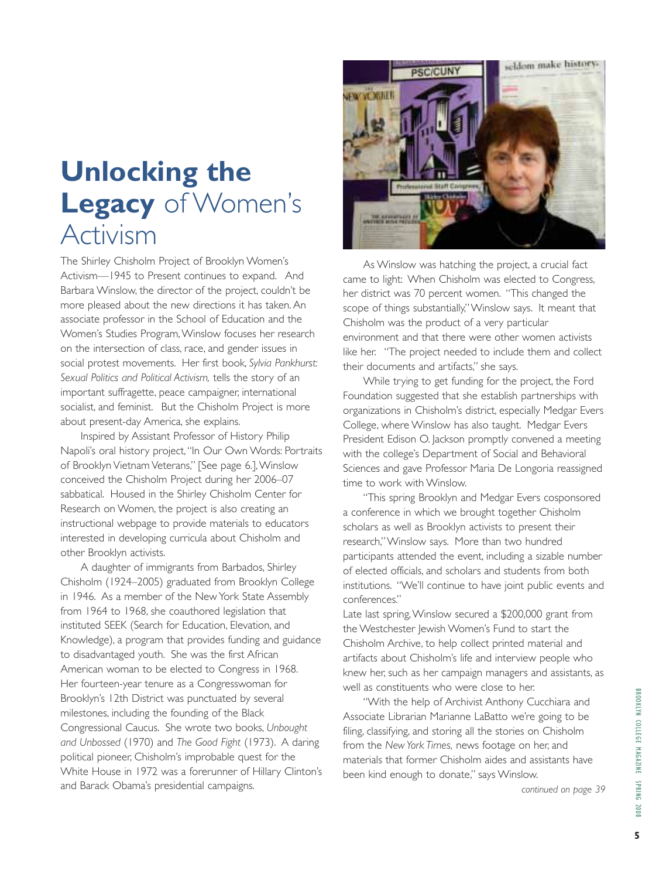# **Unlocking the Legacy** of Women's Activism

The Shirley Chisholm Project of Brooklyn Women's Activism—1945 to Present continues to expand. And Barbara Winslow, the director of the project, couldn't be more pleased about the new directions it has taken. An associate professor in the School of Education and the Women's Studies Program, Winslow focuses her research on the intersection of class, race, and gender issues in social protest movements. Her first book, *Sylvia Pankhurst: Sexual Politics and Political Activism,* tells the story of an important suffragette, peace campaigner, international socialist, and feminist. But the Chisholm Project is more about present-day America, she explains.

Inspired by Assistant Professor of History Philip Napoli's oral history project, "In Our Own Words: Portraits of Brooklyn Vietnam Veterans," [See page 6.], Winslow conceived the Chisholm Project during her 2006–07 sabbatical. Housed in the Shirley Chisholm Center for Research on Women, the project is also creating an instructional webpage to provide materials to educators interested in developing curricula about Chisholm and other Brooklyn activists.

A daughter of immigrants from Barbados, Shirley Chisholm (1924–2005) graduated from Brooklyn College in 1946. As a member of the New York State Assembly from 1964 to 1968, she coauthored legislation that instituted SEEK (Search for Education, Elevation, and Knowledge), a program that provides funding and guidance to disadvantaged youth. She was the first African American woman to be elected to Congress in 1968. Her fourteen-year tenure as a Congresswoman for Brooklyn's 12th District was punctuated by several milestones, including the founding of the Black Congressional Caucus. She wrote two books, *Unbought and Unbossed* (1970) and *The Good Fight* (1973). A daring political pioneer, Chisholm's improbable quest for the White House in 1972 was a forerunner of Hillary Clinton's and Barack Obama's presidential campaigns.

As Winslow was hatching the project, a crucial fact came to light: When Chisholm was elected to Congress, her district was 70 percent women. "This changed the scope of things substantially," Winslow says. It meant that Chisholm was the product of a very particular environment and that there were other women activists like her. "The project needed to include them and collect their documents and artifacts," she says.

While trying to get funding for the project, the Ford Foundation suggested that she establish partnerships with organizations in Chisholm's district, especially Medgar Evers College, where Winslow has also taught. Medgar Evers President Edison O. Jackson promptly convened a meeting with the college's Department of Social and Behavioral Sciences and gave Professor Maria De Longoria reassigned time to work with Winslow.

"This spring Brooklyn and Medgar Evers cosponsored a conference in which we brought together Chisholm scholars as well as Brooklyn activists to present their research," Winslow says. More than two hundred participants attended the event, including a sizable number of elected officials, and scholars and students from both institutions. "We'll continue to have joint public events and conferences."

Late last spring, Winslow secured a $200,000 grant from the Westchester Jewish Women's Fund to start the Chisholm Archive, to help collect printed material and artifacts about Chisholm's life and interview people who knew her, such as her campaign managers and assistants, as well as constituents who were close to her.

"With the help of Archivist Anthony Cucchiara and Associate Librarian Marianne LaBatto we're going to be filing, classifying, and storing all the stories on Chisholm from the *New York Times,* news footage on her, and materials that former Chisholm aides and assistants have been kind enough to donate," says Winslow.

*continued on page 39*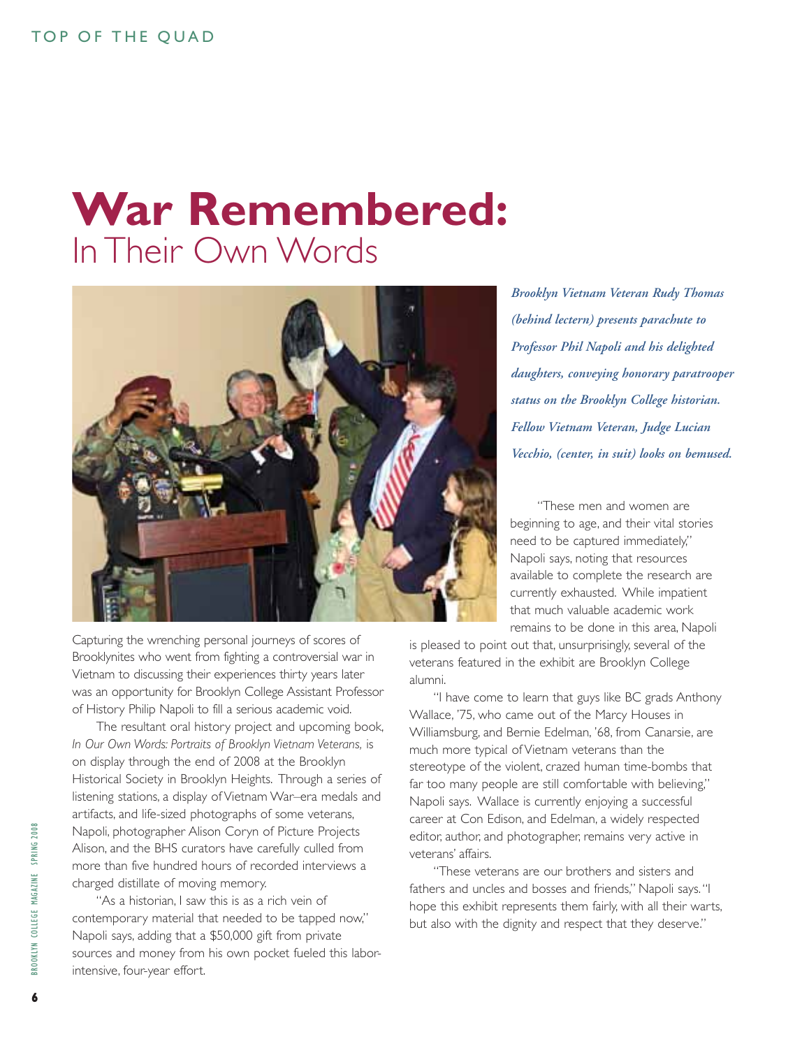# War Remembered:
## In Their Own Words

*Brooklyn Vietnam Veteran Rudy Thomas (behind lectern) presents parachute to Professor Phil Napoli and his delighted daughters, conveying honorary paratrooper status on the Brooklyn College historian. Fellow Vietnam Veteran, Judge Lucian Vecchio, (center, in suit) looks on bemused.*

Capturing the wrenching personal journeys of scores of Brooklynites who went from fighting a controversial war in Vietnam to discussing their experiences thirty years later was an opportunity for Brooklyn College Assistant Professor of History Philip Napoli to fill a serious academic void.

The resultant oral history project and upcoming book, *In Our Own Words: Portraits of Brooklyn Vietnam Veterans,* is on display through the end of 2008 at the Brooklyn Historical Society in Brooklyn Heights. Through a series of listening stations, a display of Vietnam War–era medals and artifacts, and life-sized photographs of some veterans, Napoli, photographer Alison Coryn of Picture Projects Alison, and the BHS curators have carefully culled from more than five hundred hours of recorded interviews a charged distillate of moving memory.

"As a historian, I saw this is as a rich vein of contemporary material that needed to be tapped now," Napoli says, adding that a $50,000 gift from private sources and money from his own pocket fueled this labor-intensive, four-year effort.

"These men and women are beginning to age, and their vital stories need to be captured immediately," Napoli says, noting that resources available to complete the research are currently exhausted. While impatient that much valuable academic work remains to be done in this area, Napoli is pleased to point out that, unsurprisingly, several of the veterans featured in the exhibit are Brooklyn College alumni.

"I have come to learn that guys like BC grads Anthony Wallace, '75, who came out of the Marcy Houses in Williamsburg, and Bernie Edelman, '68, from Canarsie, are much more typical of Vietnam veterans than the stereotype of the violent, crazed human time-bombs that far too many people are still comfortable with believing," Napoli says. Wallace is currently enjoying a successful career at Con Edison, and Edelman, a widely respected editor, author, and photographer, remains very active in veterans' affairs.

"These veterans are our brothers and sisters and fathers and uncles and bosses and friends," Napoli says. "I hope this exhibit represents them fairly, with all their warts, but also with the dignity and respect that they deserve."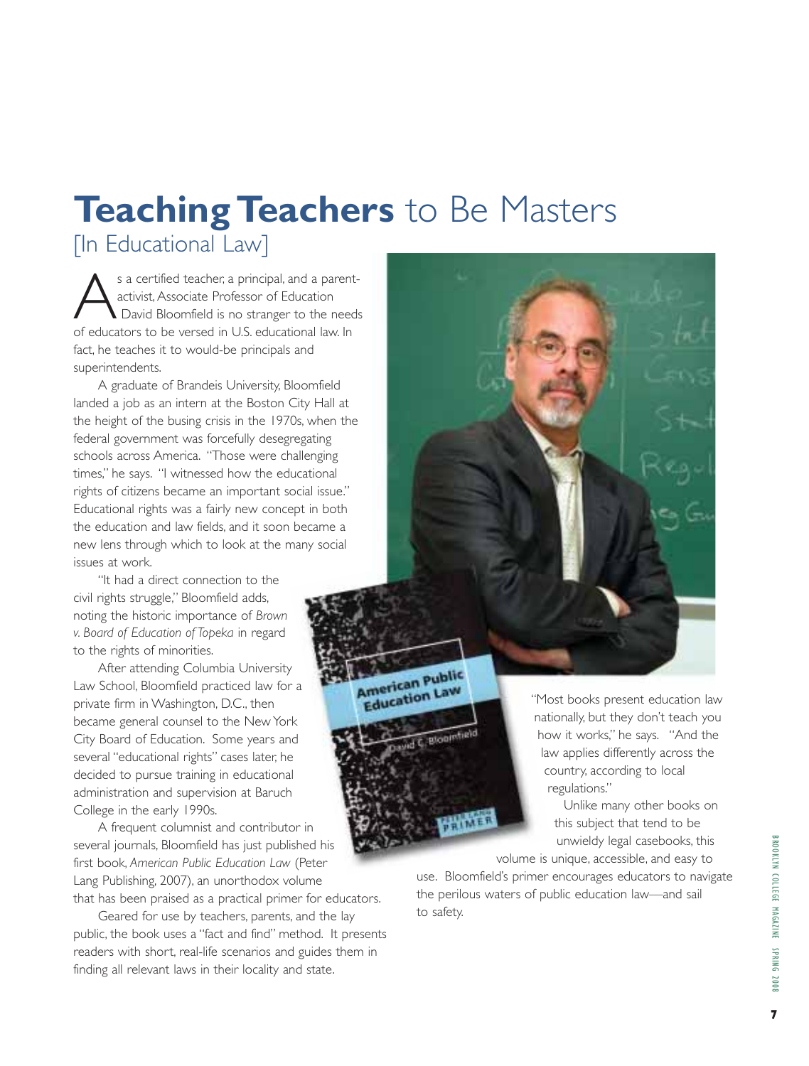# **Teaching Teachers** to Be Masters

## [In Educational Law]

As a certified teacher, a principal, and a parent-activist, Associate Professor of Education David Bloomfield is no stranger to the needs of educators to be versed in U.S. educational law. In fact, he teaches it to would-be principals and superintendents.

A graduate of Brandeis University, Bloomfield landed a job as an intern at the Boston City Hall at the height of the busing crisis in the 1970s, when the federal government was forcefully desegregating schools across America. "Those were challenging times," he says. "I witnessed how the educational rights of citizens became an important social issue." Educational rights was a fairly new concept in both the education and law fields, and it soon became a new lens through which to look at the many social issues at work.

"It had a direct connection to the civil rights struggle," Bloomfield adds, noting the historic importance of *Brown v. Board of Education of Topeka* in regard to the rights of minorities.

After attending Columbia University Law School, Bloomfield practiced law for a private firm in Washington, D.C., then became general counsel to the New York City Board of Education. Some years and several "educational rights" cases later, he decided to pursue training in educational administration and supervision at Baruch College in the early 1990s.

A frequent columnist and contributor in several journals, Bloomfield has just published his first book, *American Public Education Law* (Peter Lang Publishing, 2007), an unorthodox volume that has been praised as a practical primer for educators.

Geared for use by teachers, parents, and the lay public, the book uses a "fact and find" method. It presents readers with short, real-life scenarios and guides them in finding all relevant laws in their locality and state.

"Most books present education law nationally, but they don't teach you how it works," he says. "And the law applies differently across the country, according to local regulations."

Unlike many other books on this subject that tend to be unwieldy legal casebooks, this volume is unique, accessible, and easy to use. Bloomfield's primer encourages educators to navigate the perilous waters of public education law—and sail to safety.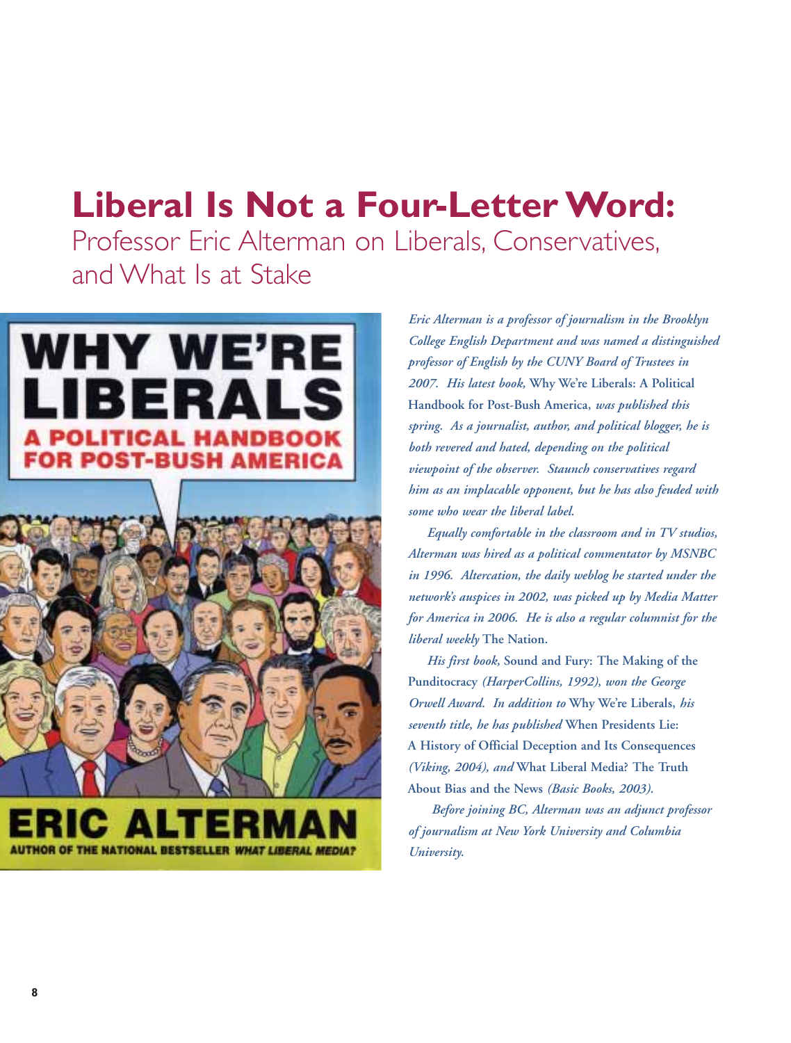# Liberal Is Not a Four-Letter Word:

## Professor Eric Alterman on Liberals, Conservatives, and What Is at Stake

*Eric Alterman is a professor of journalism in the Brooklyn College English Department and was named a distinguished professor of English by the CUNY Board of Trustees in 2007. His latest book,* Why We're Liberals: A Political Handbook for Post-Bush America, *was published this spring. As a journalist, author, and political blogger, he is both revered and hated, depending on the political viewpoint of the observer. Staunch conservatives regard him as an implacable opponent, but he has also feuded with some who wear the liberal label.*

*Equally comfortable in the classroom and in TV studios, Alterman was hired as a political commentator by MSNBC in 1996. Altercation, the daily weblog he started under the network's auspices in 2002, was picked up by Media Matter for America in 2006. He is also a regular columnist for the liberal weekly* The Nation.

*His first book,* Sound and Fury: The Making of the Punditocracy *(HarperCollins, 1992), won the George Orwell Award. In addition to* Why We're Liberals, *his seventh title, he has published* When Presidents Lie: A History of Official Deception and Its Consequences *(Viking, 2004), and* What Liberal Media? The Truth About Bias and the News *(Basic Books, 2003).*

*Before joining BC, Alterman was an adjunct professor of journalism at New York University and Columbia University.*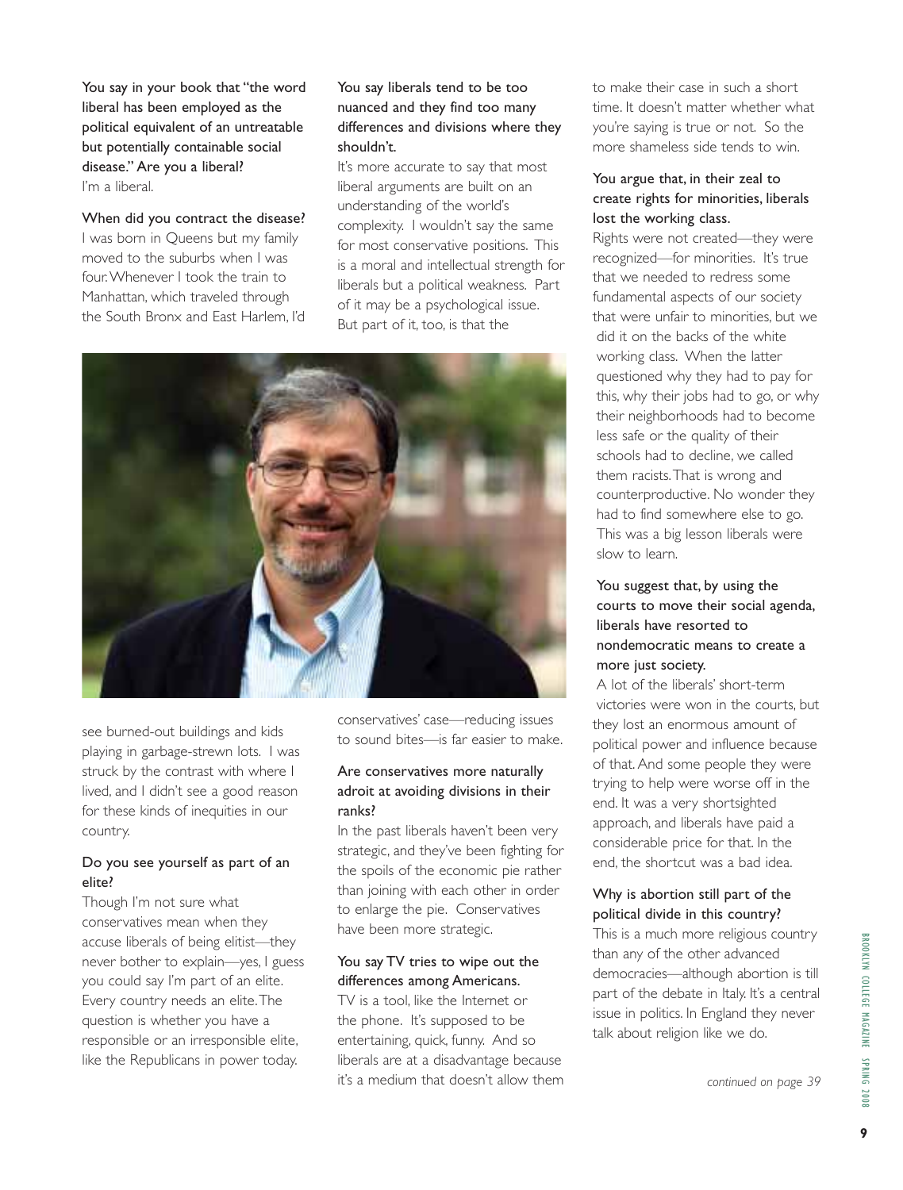**You say in your book that "the word liberal has been employed as the political equivalent of an untreatable but potentially containable social disease." Are you a liberal?**

I'm a liberal.

**When did you contract the disease?**

I was born in Queens but my family moved to the suburbs when I was four. Whenever I took the train to Manhattan, which traveled through the South Bronx and East Harlem, I'd see burned-out buildings and kids playing in garbage-strewn lots. I was struck by the contrast with where I lived, and I didn't see a good reason for these kinds of inequities in our country.

**Do you see yourself as part of an elite?**

Though I'm not sure what conservatives mean when they accuse liberals of being elitist—they never bother to explain—yes, I guess you could say I'm part of an elite. Every country needs an elite. The question is whether you have a responsible or an irresponsible elite, like the Republicans in power today.

**You say liberals tend to be too nuanced and they find too many differences and divisions where they shouldn't.**

It's more accurate to say that most liberal arguments are built on an understanding of the world's complexity. I wouldn't say the same for most conservative positions. This is a moral and intellectual strength for liberals but a political weakness. Part of it may be a psychological issue. But part of it, too, is that the conservatives' case—reducing issues to sound bites—is far easier to make.

**Are conservatives more naturally adroit at avoiding divisions in their ranks?**

In the past liberals haven't been very strategic, and they've been fighting for the spoils of the economic pie rather than joining with each other in order to enlarge the pie. Conservatives have been more strategic.

**You say TV tries to wipe out the differences among Americans.**

TV is a tool, like the Internet or the phone. It's supposed to be entertaining, quick, funny. And so liberals are at a disadvantage because it's a medium that doesn't allow them to make their case in such a short time. It doesn't matter whether what you're saying is true or not. So the more shameless side tends to win.

**You argue that, in their zeal to create rights for minorities, liberals lost the working class.**

Rights were not created—they were recognized—for minorities. It's true that we needed to redress some fundamental aspects of our society that were unfair to minorities, but we did it on the backs of the white working class. When the latter questioned why they had to pay for this, why their jobs had to go, or why their neighborhoods had to become less safe or the quality of their schools had to decline, we called them racists. That is wrong and counterproductive. No wonder they had to find somewhere else to go. This was a big lesson liberals were slow to learn.

**You suggest that, by using the courts to move their social agenda, liberals have resorted to nondemocratic means to create a more just society.**

A lot of the liberals' short-term victories were won in the courts, but they lost an enormous amount of political power and influence because of that. And some people they were trying to help were worse off in the end. It was a very shortsighted approach, and liberals have paid a considerable price for that. In the end, the shortcut was a bad idea.

**Why is abortion still part of the political divide in this country?**

This is a much more religious country than any of the other advanced democracies—although abortion is till part of the debate in Italy. It's a central issue in politics. In England they never talk about religion like we do.

*continued on page 39*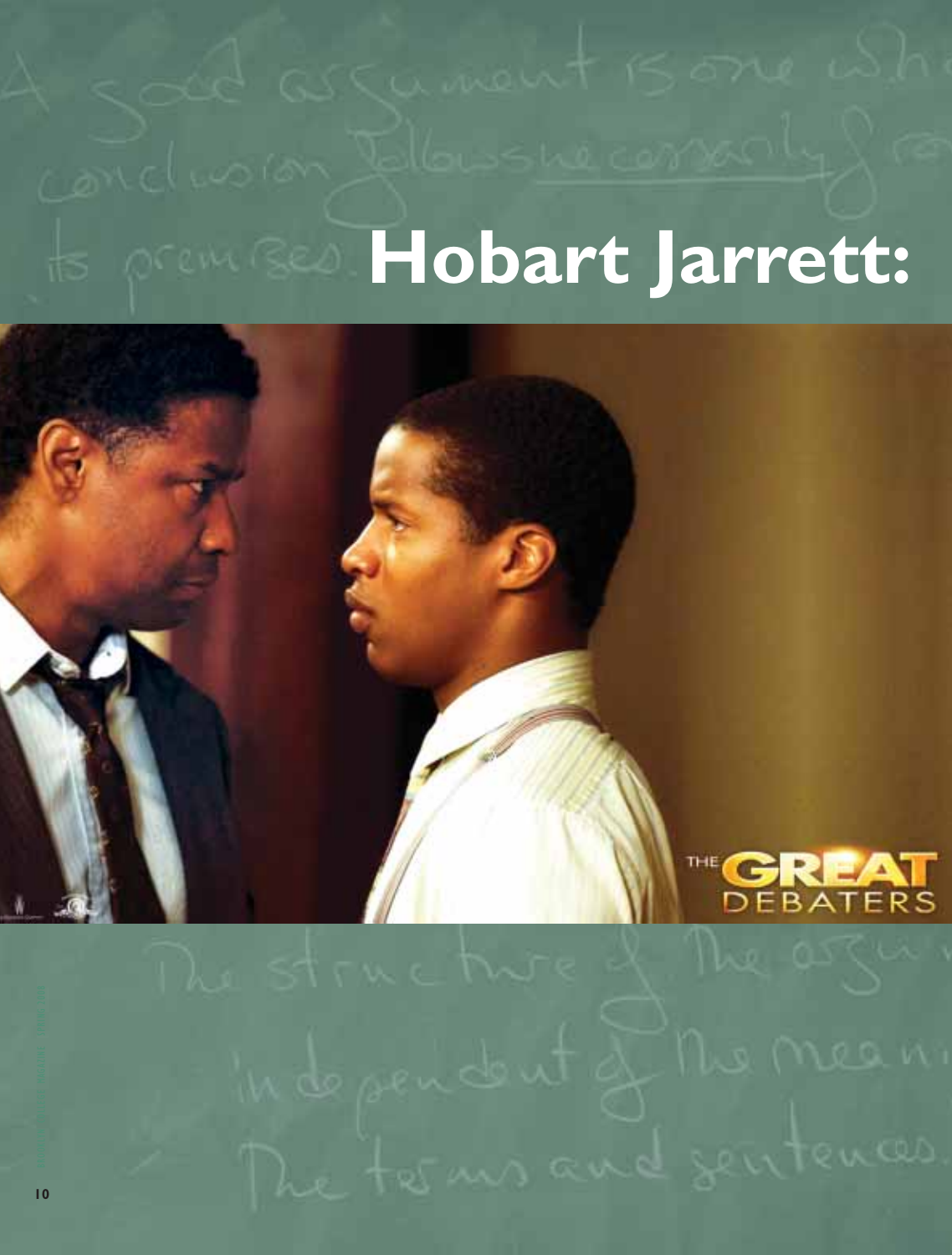# Hobart Jarrett: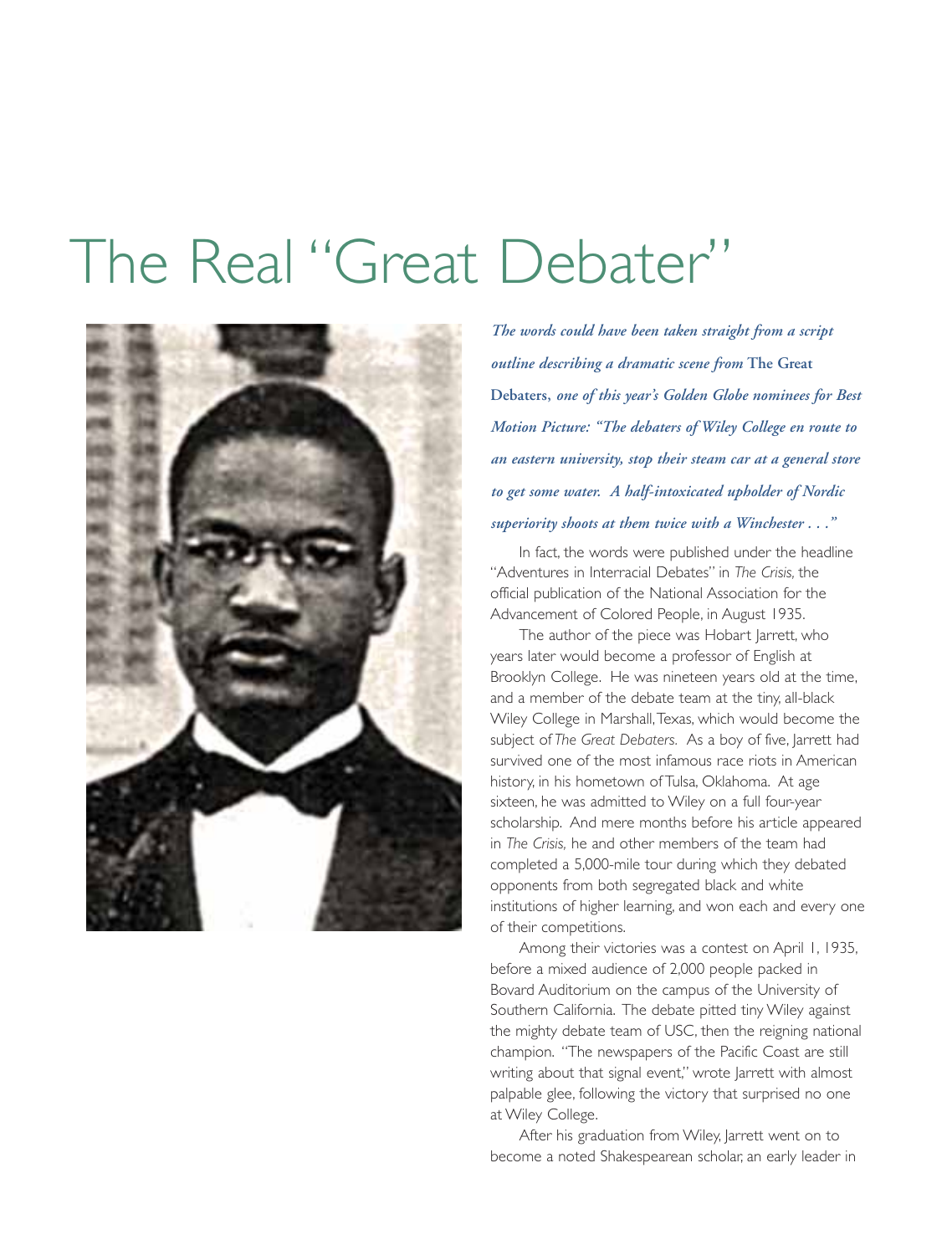# The Real "Great Debater"

***The words could have been taken straight from a script outline describing a dramatic scene from* The Great Debaters*, one of this year's Golden Globe nominees for Best Motion Picture: "The debaters of Wiley College en route to an eastern university, stop their steam car at a general store to get some water. A half-intoxicated upholder of Nordic superiority shoots at them twice with a Winchester . . ."***

In fact, the words were published under the headline "Adventures in Interracial Debates" in *The Crisis,* the official publication of the National Association for the Advancement of Colored People, in August 1935.

The author of the piece was Hobart Jarrett, who years later would become a professor of English at Brooklyn College. He was nineteen years old at the time, and a member of the debate team at the tiny, all-black Wiley College in Marshall, Texas, which would become the subject of *The Great Debaters.* As a boy of five, Jarrett had survived one of the most infamous race riots in American history, in his hometown of Tulsa, Oklahoma. At age sixteen, he was admitted to Wiley on a full four-year scholarship. And mere months before his article appeared in *The Crisis,* he and other members of the team had completed a 5,000-mile tour during which they debated opponents from both segregated black and white institutions of higher learning, and won each and every one of their competitions.

Among their victories was a contest on April 1, 1935, before a mixed audience of 2,000 people packed in Bovard Auditorium on the campus of the University of Southern California. The debate pitted tiny Wiley against the mighty debate team of USC, then the reigning national champion. "The newspapers of the Pacific Coast are still writing about that signal event," wrote Jarrett with almost palpable glee, following the victory that surprised no one at Wiley College.

After his graduation from Wiley, Jarrett went on to become a noted Shakespearean scholar, an early leader in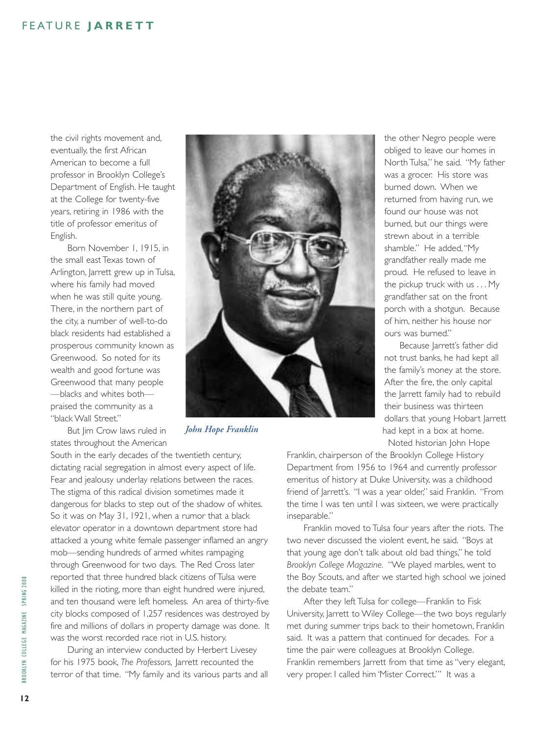the civil rights movement and, eventually, the first African American to become a full professor in Brooklyn College's Department of English. He taught at the College for twenty-five years, retiring in 1986 with the title of professor emeritus of English.

Born November 1, 1915, in the small east Texas town of Arlington, Jarrett grew up in Tulsa, where his family had moved when he was still quite young. There, in the northern part of the city, a number of well-to-do black residents had established a prosperous community known as Greenwood. So noted for its wealth and good fortune was Greenwood that many people—blacks and whites both—praised the community as a "black Wall Street."

But Jim Crow laws ruled in states throughout the American South in the early decades of the twentieth century, dictating racial segregation in almost every aspect of life. Fear and jealousy underlay relations between the races. The stigma of this radical division sometimes made it dangerous for blacks to step out of the shadow of whites. So it was on May 31, 1921, when a rumor that a black elevator operator in a downtown department store had attacked a young white female passenger inflamed an angry mob—sending hundreds of armed whites rampaging through Greenwood for two days. The Red Cross later reported that three hundred black citizens of Tulsa were killed in the rioting, more than eight hundred were injured, and ten thousand were left homeless. An area of thirty-five city blocks composed of 1,257 residences was destroyed by fire and millions of dollars in property damage was done. It was the worst recorded race riot in U.S. history.

During an interview conducted by Herbert Livesey for his 1975 book, *The Professors,* Jarrett recounted the terror of that time. "My family and its various parts and all the other Negro people were obliged to leave our homes in North Tulsa," he said. "My father was a grocer. His store was burned down. When we returned from having run, we found our house was not burned, but our things were strewn about in a terrible shamble." He added, "My grandfather really made me proud. He refused to leave in the pickup truck with us . . . My grandfather sat on the front porch with a shotgun. Because of him, neither his house nor ours was burned."

*John Hope Franklin*

Because Jarrett's father did not trust banks, he had kept all the family's money at the store. After the fire, the only capital the Jarrett family had to rebuild their business was thirteen dollars that young Hobart Jarrett had kept in a box at home.

Noted historian John Hope Franklin, chairperson of the Brooklyn College History Department from 1956 to 1964 and currently professor emeritus of history at Duke University, was a childhood friend of Jarrett's. "I was a year older," said Franklin. "From the time I was ten until I was sixteen, we were practically inseparable."

Franklin moved to Tulsa four years after the riots. The two never discussed the violent event, he said. "Boys at that young age don't talk about old bad things," he told *Brooklyn College Magazine.* "We played marbles, went to the Boy Scouts, and after we started high school we joined the debate team."

After they left Tulsa for college—Franklin to Fisk University, Jarrett to Wiley College—the two boys regularly met during summer trips back to their hometown, Franklin said. It was a pattern that continued for decades. For a time the pair were colleagues at Brooklyn College. Franklin remembers Jarrett from that time as "very elegant, very proper. I called him 'Mister Correct.'" It was a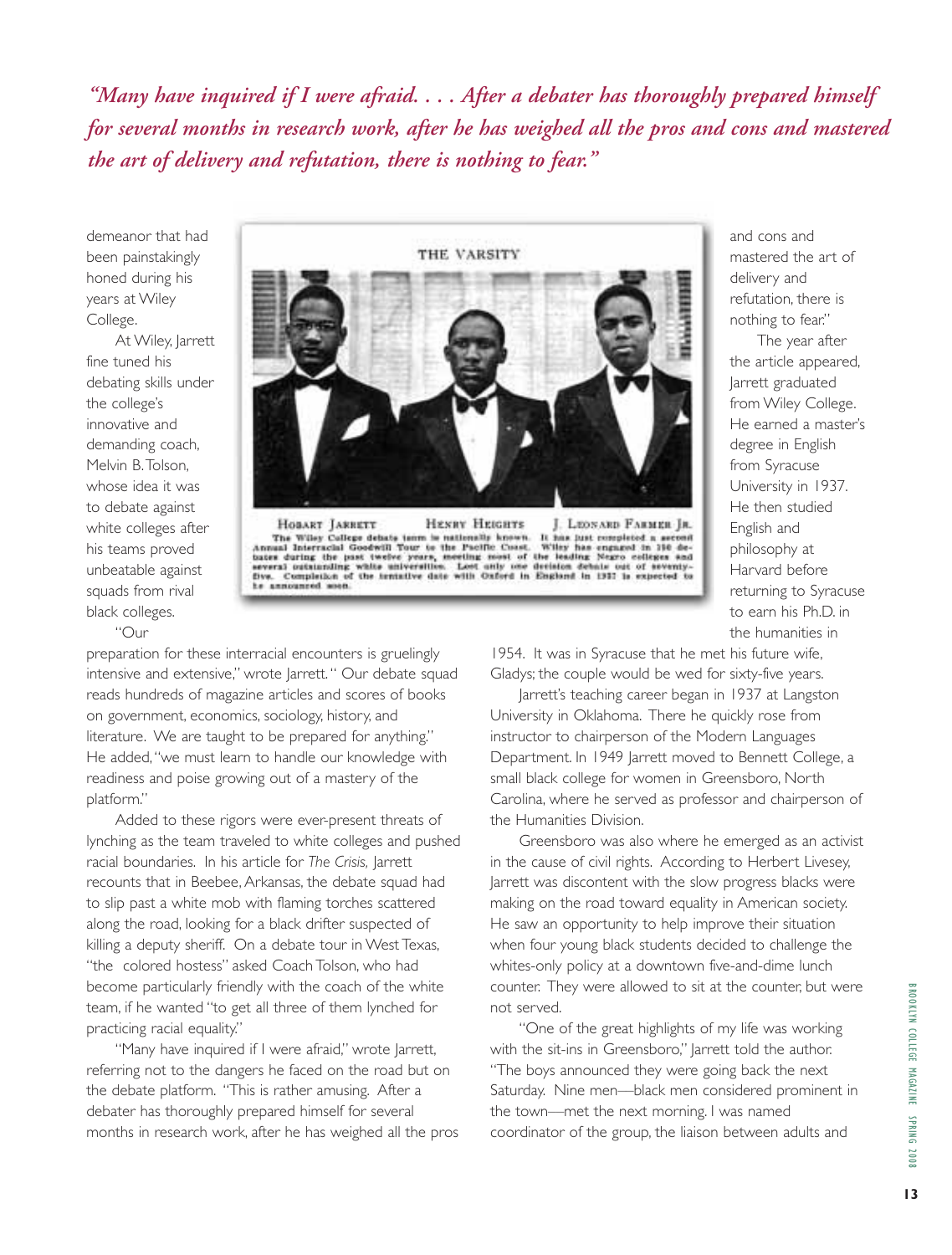*"Many have inquired if I were afraid. . . . After a debater has thoroughly prepared himself for several months in research work, after he has weighed all the pros and cons and mastered the art of delivery and refutation, there is nothing to fear."*

demeanor that had been painstakingly honed during his years at Wiley College.

At Wiley, Jarrett fine tuned his debating skills under the college's innovative and demanding coach, Melvin B. Tolson, whose idea it was to debate against white colleges after his teams proved unbeatable against squads from rival black colleges.

THE VARSITY

HOBART JARRETT HENRY HEIGHTS J. LEONARD FARMER JR.

The Wiley College debate team is nationally known. It has just completed a second Annual Interracial Goodwill Tour to the Pacific Coast. Wiley has engaged in 116 debates during the past twelve years, meeting most of the leading Negro colleges and several outstanding white universities. Lost only one decision debate out of seventy-five. Completion of the tentative date with Oxford in England in 1937 is expected to be announced soon.

"Our preparation for these interracial encounters is gruelingly intensive and extensive," wrote Jarrett. "Our debate squad reads hundreds of magazine articles and scores of books on government, economics, sociology, history, and literature. We are taught to be prepared for anything." He added, "we must learn to handle our knowledge with readiness and poise growing out of a mastery of the platform."

Added to these rigors were ever-present threats of lynching as the team traveled to white colleges and pushed racial boundaries. In his article for *The Crisis,* Jarrett recounts that in Beebee, Arkansas, the debate squad had to slip past a white mob with flaming torches scattered along the road, looking for a black drifter suspected of killing a deputy sheriff. On a debate tour in West Texas, "the colored hostess" asked Coach Tolson, who had become particularly friendly with the coach of the white team, if he wanted "to get all three of them lynched for practicing racial equality."

"Many have inquired if I were afraid," wrote Jarrett, referring not to the dangers he faced on the road but on the debate platform. "This is rather amusing. After a debater has thoroughly prepared himself for several months in research work, after he has weighed all the pros and cons and mastered the art of delivery and refutation, there is nothing to fear."

The year after the article appeared, Jarrett graduated from Wiley College. He earned a master's degree in English from Syracuse University in 1937. He then studied English and philosophy at Harvard before returning to Syracuse to earn his Ph.D. in the humanities in 1954. It was in Syracuse that he met his future wife, Gladys; the couple would be wed for sixty-five years.

Jarrett's teaching career began in 1937 at Langston University in Oklahoma. There he quickly rose from instructor to chairperson of the Modern Languages Department. In 1949 Jarrett moved to Bennett College, a small black college for women in Greensboro, North Carolina, where he served as professor and chairperson of the Humanities Division.

Greensboro was also where he emerged as an activist in the cause of civil rights. According to Herbert Livesey, Jarrett was discontent with the slow progress blacks were making on the road toward equality in American society. He saw an opportunity to help improve their situation when four young black students decided to challenge the whites-only policy at a downtown five-and-dime lunch counter. They were allowed to sit at the counter, but were not served.

"One of the great highlights of my life was working with the sit-ins in Greensboro," Jarrett told the author. "The boys announced they were going back the next Saturday. Nine men—black men considered prominent in the town—met the next morning. I was named coordinator of the group, the liaison between adults and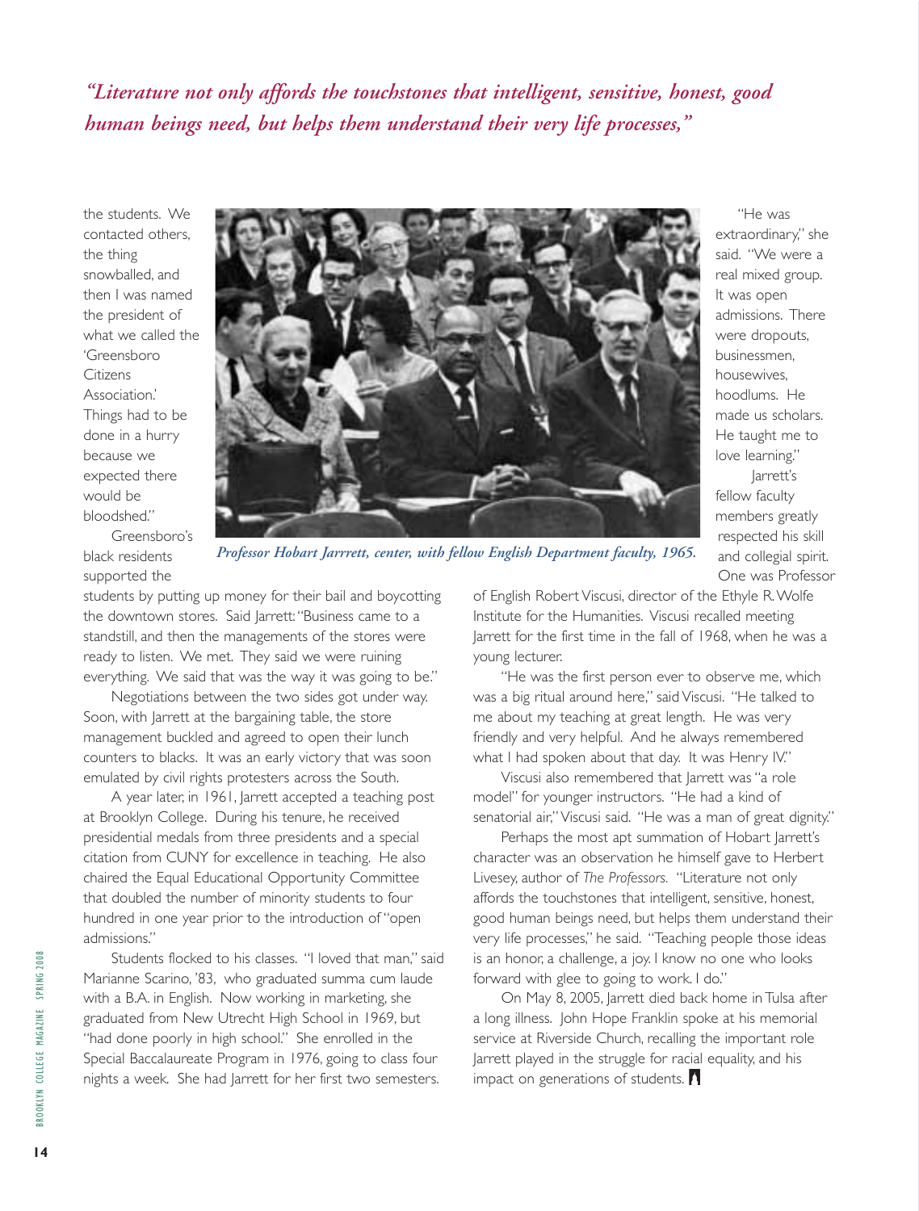*"Literature not only affords the touchstones that intelligent, sensitive, honest, good human beings need, but helps them understand their very life processes,"*

the students. We contacted others, the thing snowballed, and then I was named the president of what we called the 'Greensboro Citizens Association.' Things had to be done in a hurry because we expected there would be bloodshed."

Greensboro's black residents supported the students by putting up money for their bail and boycotting the downtown stores. Said Jarrett: "Business came to a standstill, and then the managements of the stores were ready to listen. We met. They said we were ruining everything. We said that was the way it was going to be."

Negotiations between the two sides got under way. Soon, with Jarrett at the bargaining table, the store management buckled and agreed to open their lunch counters to blacks. It was an early victory that was soon emulated by civil rights protesters across the South.

A year later, in 1961, Jarrett accepted a teaching post at Brooklyn College. During his tenure, he received presidential medals from three presidents and a special citation from CUNY for excellence in teaching. He also chaired the Equal Educational Opportunity Committee that doubled the number of minority students to four hundred in one year prior to the introduction of "open admissions."

Students flocked to his classes. "I loved that man," said Marianne Scarino, '83, who graduated summa cum laude with a B.A. in English. Now working in marketing, she graduated from New Utrecht High School in 1969, but "had done poorly in high school." She enrolled in the Special Baccalaureate Program in 1976, going to class four nights a week. She had Jarrett for her first two semesters.

*Professor Hobart Jarrett, center, with fellow English Department faculty, 1965.*

"He was extraordinary," she said. "We were a real mixed group. It was open admissions. There were dropouts, businessmen, housewives, hoodlums. He made us scholars. He taught me to love learning."

Jarrett's fellow faculty members greatly respected his skill and collegial spirit. One was Professor of English Robert Viscusi, director of the Ethyle R. Wolfe Institute for the Humanities. Viscusi recalled meeting Jarrett for the first time in the fall of 1968, when he was a young lecturer.

"He was the first person ever to observe me, which was a big ritual around here," said Viscusi. "He talked to me about my teaching at great length. He was very friendly and very helpful. And he always remembered what I had spoken about that day. It was Henry IV."

Viscusi also remembered that Jarrett was "a role model" for younger instructors. "He had a kind of senatorial air," Viscusi said. "He was a man of great dignity."

Perhaps the most apt summation of Hobart Jarrett's character was an observation he himself gave to Herbert Livesey, author of *The Professors*. "Literature not only affords the touchstones that intelligent, sensitive, honest, good human beings need, but helps them understand their very life processes," he said. "Teaching people those ideas is an honor, a challenge, a joy. I know no one who looks forward with glee to going to work. I do."

On May 8, 2005, Jarrett died back home in Tulsa after a long illness. John Hope Franklin spoke at his memorial service at Riverside Church, recalling the important role Jarrett played in the struggle for racial equality, and his impact on generations of students.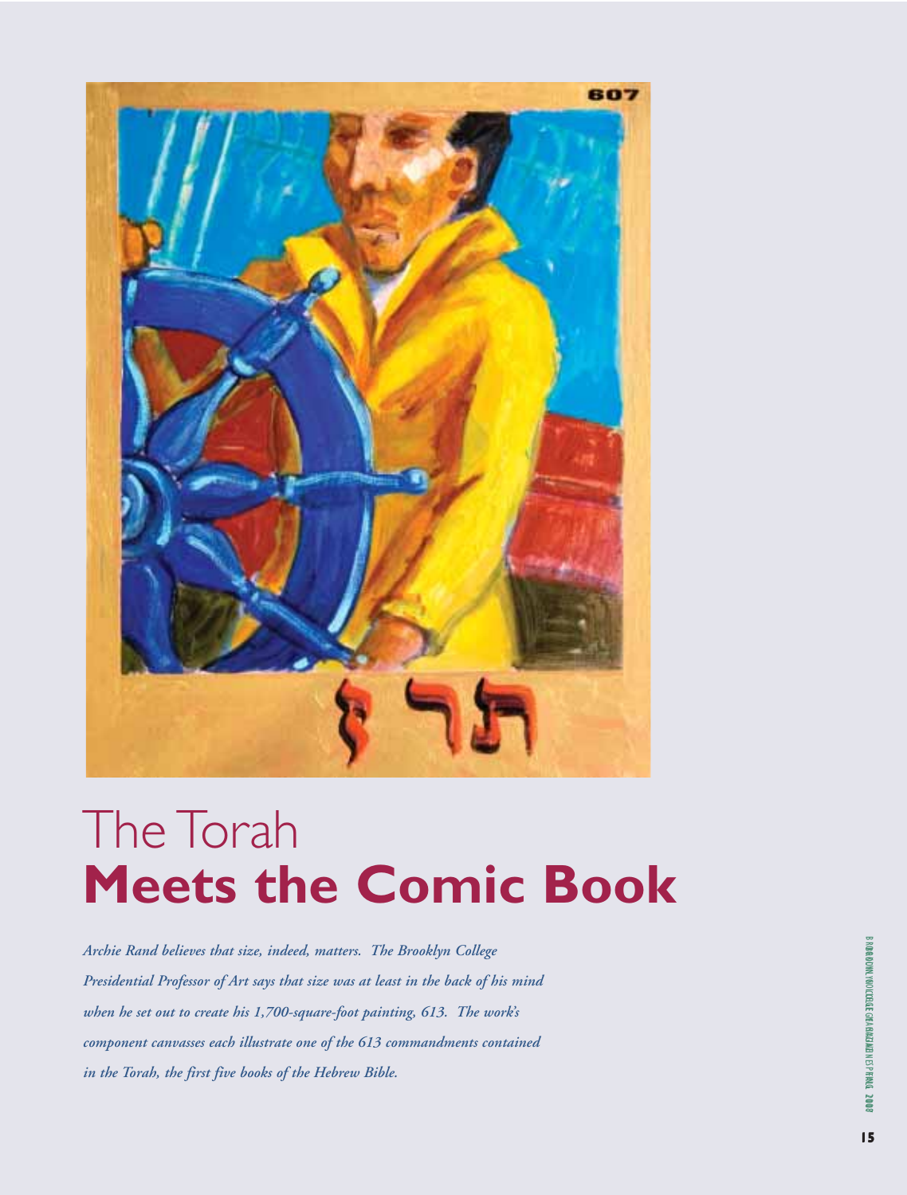# The Torah
# **Meets the Comic Book**

***Archie Rand believes that size, indeed, matters. The Brooklyn College Presidential Professor of Art says that size was at least in the back of his mind when he set out to create his 1,700-square-foot painting, 613. The work's component canvasses each illustrate one of the 613 commandments contained in the Torah, the first five books of the Hebrew Bible.***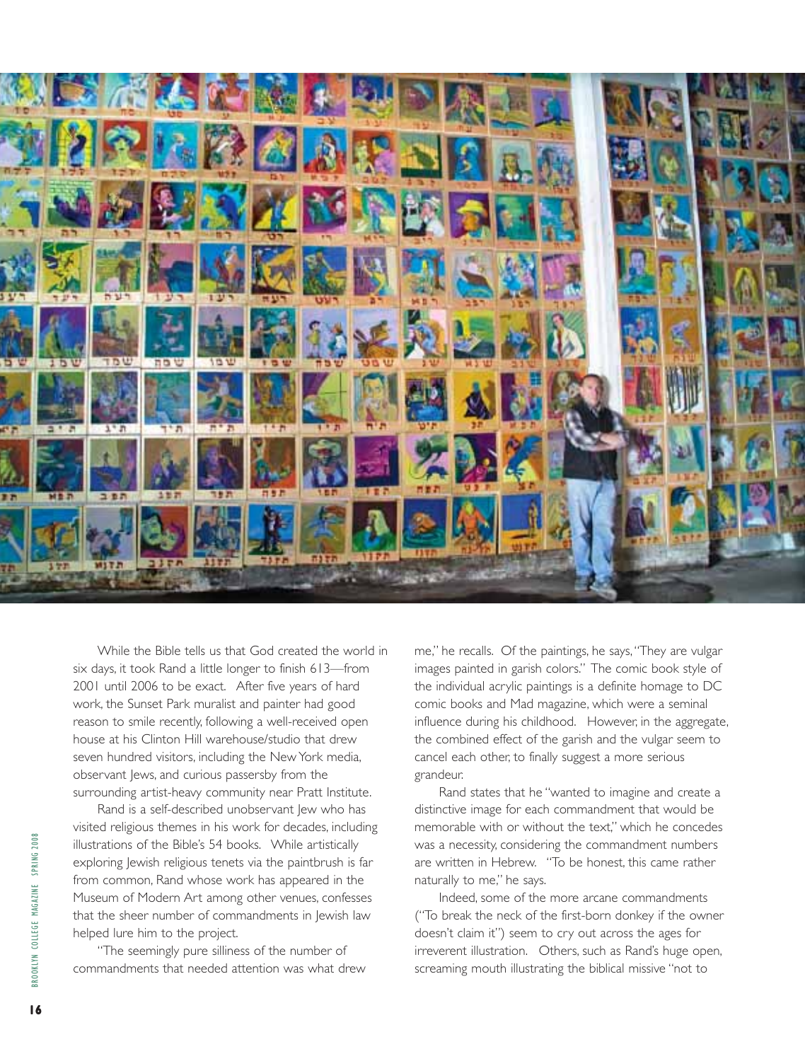While the Bible tells us that God created the world in six days, it took Rand a little longer to finish 613—from 2001 until 2006 to be exact. After five years of hard work, the Sunset Park muralist and painter had good reason to smile recently, following a well-received open house at his Clinton Hill warehouse/studio that drew seven hundred visitors, including the New York media, observant Jews, and curious passersby from the surrounding artist-heavy community near Pratt Institute.

Rand is a self-described unobservant Jew who has visited religious themes in his work for decades, including illustrations of the Bible's 54 books. While artistically exploring Jewish religious tenets via the paintbrush is far from common, Rand whose work has appeared in the Museum of Modern Art among other venues, confesses that the sheer number of commandments in Jewish law helped lure him to the project.

"The seemingly pure silliness of the number of commandments that needed attention was what drew me," he recalls. Of the paintings, he says, "They are vulgar images painted in garish colors." The comic book style of the individual acrylic paintings is a definite homage to DC comic books and Mad magazine, which were a seminal influence during his childhood. However, in the aggregate, the combined effect of the garish and the vulgar seem to cancel each other, to finally suggest a more serious grandeur.

Rand states that he "wanted to imagine and create a distinctive image for each commandment that would be memorable with or without the text," which he concedes was a necessity, considering the commandment numbers are written in Hebrew. "To be honest, this came rather naturally to me," he says.

Indeed, some of the more arcane commandments ("To break the neck of the first-born donkey if the owner doesn't claim it") seem to cry out across the ages for irreverent illustration. Others, such as Rand's huge open, screaming mouth illustrating the biblical missive "not to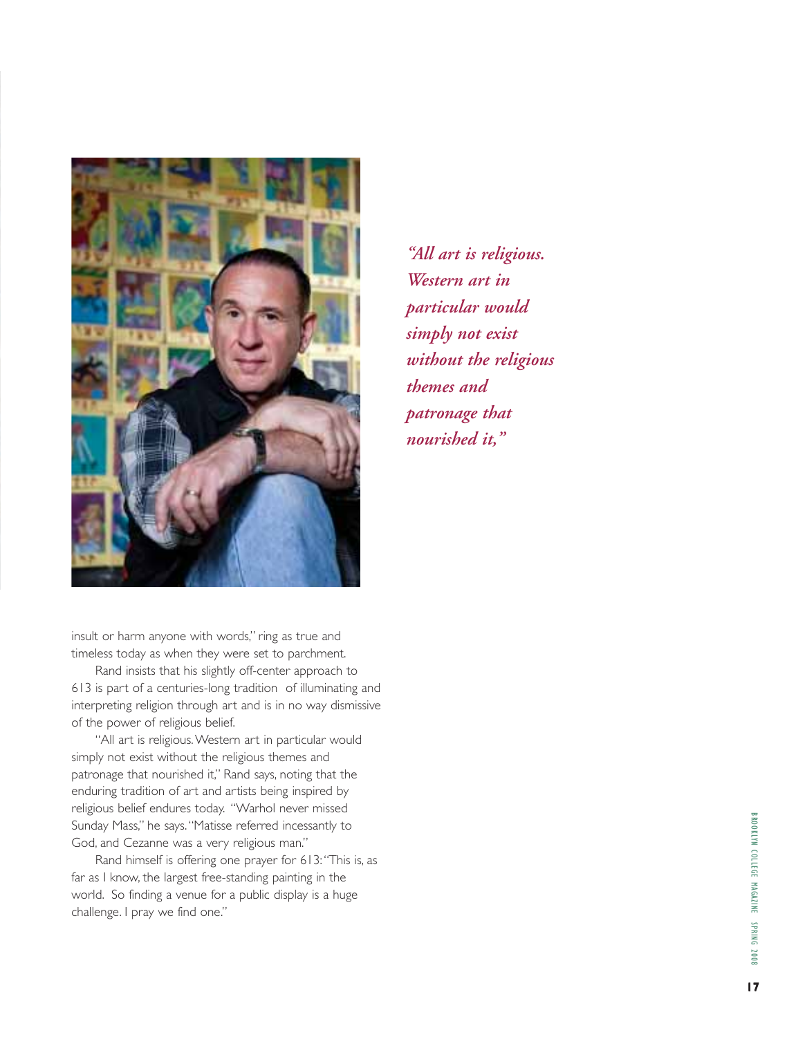*"All art is religious. Western art in particular would simply not exist without the religious themes and patronage that nourished it,"*

insult or harm anyone with words," ring as true and timeless today as when they were set to parchment.

Rand insists that his slightly off-center approach to 613 is part of a centuries-long tradition of illuminating and interpreting religion through art and is in no way dismissive of the power of religious belief.

"All art is religious. Western art in particular would simply not exist without the religious themes and patronage that nourished it," Rand says, noting that the enduring tradition of art and artists being inspired by religious belief endures today. "Warhol never missed Sunday Mass," he says. "Matisse referred incessantly to God, and Cezanne was a very religious man."

Rand himself is offering one prayer for 613: "This is, as far as I know, the largest free-standing painting in the world. So finding a venue for a public display is a huge challenge. I pray we find one."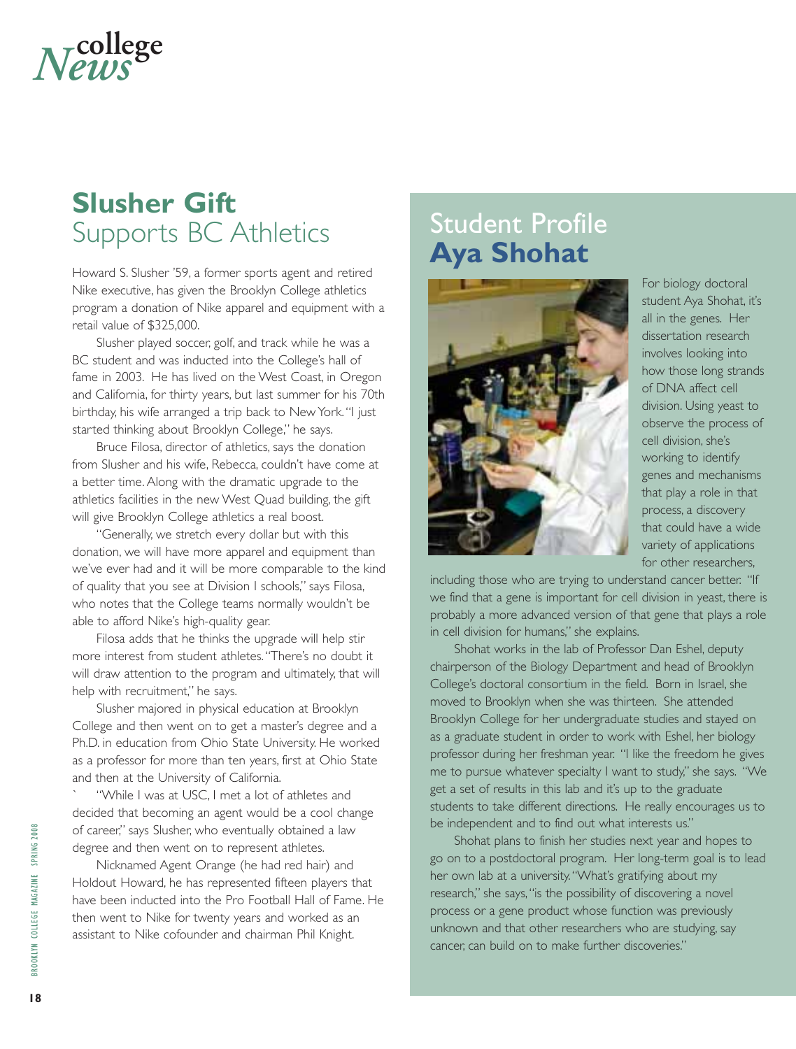# College News

## Slusher Gift Supports BC Athletics

Howard S. Slusher '59, a former sports agent and retired Nike executive, has given the Brooklyn College athletics program a donation of Nike apparel and equipment with a retail value of $325,000.

Slusher played soccer, golf, and track while he was a BC student and was inducted into the College's hall of fame in 2003. He has lived on the West Coast, in Oregon and California, for thirty years, but last summer for his 70th birthday, his wife arranged a trip back to New York. "I just started thinking about Brooklyn College," he says.

Bruce Filosa, director of athletics, says the donation from Slusher and his wife, Rebecca, couldn't have come at a better time. Along with the dramatic upgrade to the athletics facilities in the new West Quad building, the gift will give Brooklyn College athletics a real boost.

"Generally, we stretch every dollar but with this donation, we will have more apparel and equipment than we've ever had and it will be more comparable to the kind of quality that you see at Division I schools," says Filosa, who notes that the College teams normally wouldn't be able to afford Nike's high-quality gear.

Filosa adds that he thinks the upgrade will help stir more interest from student athletes. "There's no doubt it will draw attention to the program and ultimately, that will help with recruitment," he says.

Slusher majored in physical education at Brooklyn College and then went on to get a master's degree and a Ph.D. in education from Ohio State University. He worked as a professor for more than ten years, first at Ohio State and then at the University of California.

"While I was at USC, I met a lot of athletes and decided that becoming an agent would be a cool change of career," says Slusher, who eventually obtained a law degree and then went on to represent athletes.

Nicknamed Agent Orange (he had red hair) and Holdout Howard, he has represented fifteen players that have been inducted into the Pro Football Hall of Fame. He then went to Nike for twenty years and worked as an assistant to Nike cofounder and chairman Phil Knight.

## Student Profile **Aya Shohat**

For biology doctoral student Aya Shohat, it's all in the genes. Her dissertation research involves looking into how those long strands of DNA affect cell division. Using yeast to observe the process of cell division, she's working to identify genes and mechanisms that play a role in that process, a discovery that could have a wide variety of applications for other researchers, including those who are trying to understand cancer better. "If we find that a gene is important for cell division in yeast, there is probably a more advanced version of that gene that plays a role in cell division for humans," she explains.

Shohat works in the lab of Professor Dan Eshel, deputy chairperson of the Biology Department and head of Brooklyn College's doctoral consortium in the field. Born in Israel, she moved to Brooklyn when she was thirteen. She attended Brooklyn College for her undergraduate studies and stayed on as a graduate student in order to work with Eshel, her biology professor during her freshman year. "I like the freedom he gives me to pursue whatever specialty I want to study," she says. "We get a set of results in this lab and it's up to the graduate students to take different directions. He really encourages us to be independent and to find out what interests us."

Shohat plans to finish her studies next year and hopes to go on to a postdoctoral program. Her long-term goal is to lead her own lab at a university. "What's gratifying about my research," she says, "is the possibility of discovering a novel process or a gene product whose function was previously unknown and that other researchers who are studying, say cancer, can build on to make further discoveries."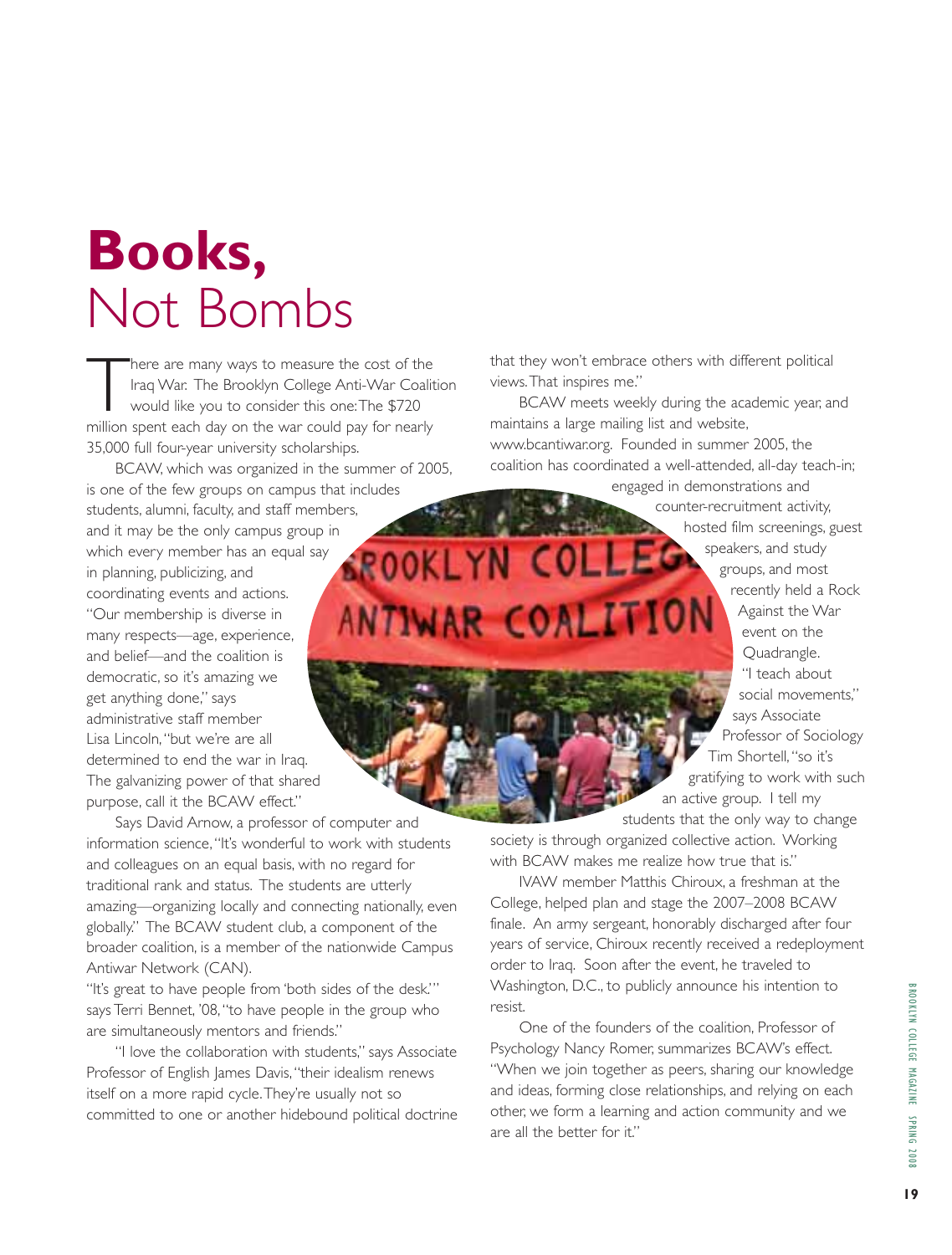# **Books,** Not Bombs

There are many ways to measure the cost of the Iraq War. The Brooklyn College Anti-War Coalition would like you to consider this one: The $720 million spent each day on the war could pay for nearly 35,000 full four-year university scholarships.

BCAW, which was organized in the summer of 2005, is one of the few groups on campus that includes students, alumni, faculty, and staff members, and it may be the only campus group in which every member has an equal say in planning, publicizing, and coordinating events and actions. "Our membership is diverse in many respects—age, experience, and belief—and the coalition is democratic, so it's amazing we get anything done," says administrative staff member Lisa Lincoln, "but we're are all determined to end the war in Iraq. The galvanizing power of that shared purpose, call it the BCAW effect."

Says David Arnow, a professor of computer and information science, "It's wonderful to work with students and colleagues on an equal basis, with no regard for traditional rank and status. The students are utterly amazing—organizing locally and connecting nationally, even globally." The BCAW student club, a component of the broader coalition, is a member of the nationwide Campus Antiwar Network (CAN).

"It's great to have people from 'both sides of the desk,'" says Terri Bennet, '08, "to have people in the group who are simultaneously mentors and friends."

"I love the collaboration with students," says Associate Professor of English James Davis, "their idealism renews itself on a more rapid cycle. They're usually not so committed to one or another hidebound political doctrine that they won't embrace others with different political views. That inspires me."

BCAW meets weekly during the academic year, and maintains a large mailing list and website, www.bcantiwar.org. Founded in summer 2005, the coalition has coordinated a well-attended, all-day teach-in; engaged in demonstrations and counter-recruitment activity, hosted film screenings, guest speakers, and study groups, and most recently held a Rock Against the War event on the Quadrangle.

"I teach about social movements," says Associate Professor of Sociology Tim Shortell, "so it's gratifying to work with such an active group. I tell my students that the only way to change society is through organized collective action. Working with BCAW makes me realize how true that is."

IVAW member Matthis Chiroux, a freshman at the College, helped plan and stage the 2007–2008 BCAW finale. An army sergeant, honorably discharged after four years of service, Chiroux recently received a redeployment order to Iraq. Soon after the event, he traveled to Washington, D.C., to publicly announce his intention to resist.

One of the founders of the coalition, Professor of Psychology Nancy Romer, summarizes BCAW's effect. "When we join together as peers, sharing our knowledge and ideas, forming close relationships, and relying on each other, we form a learning and action community and we are all the better for it."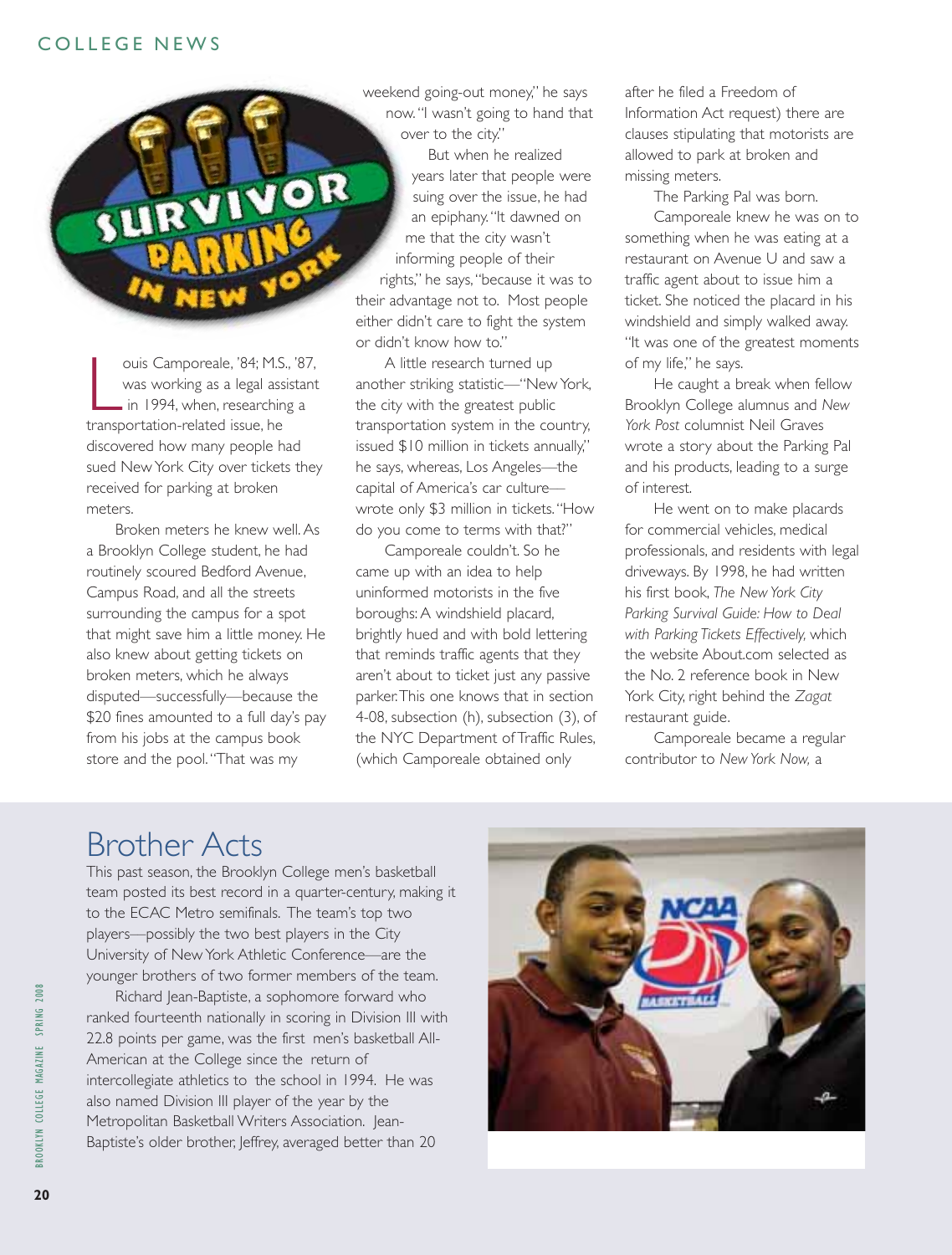Louis Camporeale, '84; M.S., '87, was working as a legal assistant in 1994, when, researching a transportation-related issue, he discovered how many people had sued New York City over tickets they received for parking at broken meters.

Broken meters he knew well. As a Brooklyn College student, he had routinely scoured Bedford Avenue, Campus Road, and all the streets surrounding the campus for a spot that might save him a little money. He also knew about getting tickets on broken meters, which he always disputed—successfully—because the $20 fines amounted to a full day's pay from his jobs at the campus book store and the pool. "That was my weekend going-out money," he says now. "I wasn't going to hand that over to the city."

But when he realized years later that people were suing over the issue, he had an epiphany. "It dawned on me that the city wasn't informing people of their rights," he says, "because it was to their advantage not to. Most people either didn't care to fight the system or didn't know how to."

A little research turned up another striking statistic—"New York, the city with the greatest public transportation system in the country, issued $10 million in tickets annually," he says, whereas, Los Angeles—the capital of America's car culture—wrote only $3 million in tickets. "How do you come to terms with that?"

Camporeale couldn't. So he came up with an idea to help uninformed motorists in the five boroughs: A windshield placard, brightly hued and with bold lettering that reminds traffic agents that they aren't about to ticket just any passive parker. This one knows that in section 4-08, subsection (h), subsection (3), of the NYC Department of Traffic Rules, (which Camporeale obtained only after he filed a Freedom of Information Act request) there are clauses stipulating that motorists are allowed to park at broken and missing meters.

The Parking Pal was born.

Camporeale knew he was on to something when he was eating at a restaurant on Avenue U and saw a traffic agent about to issue him a ticket. She noticed the placard in his windshield and simply walked away. "It was one of the greatest moments of my life," he says.

He caught a break when fellow Brooklyn College alumnus and *New York Post* columnist Neil Graves wrote a story about the Parking Pal and his products, leading to a surge of interest.

He went on to make placards for commercial vehicles, medical professionals, and residents with legal driveways. By 1998, he had written his first book, *The New York City Parking Survival Guide: How to Deal with Parking Tickets Effectively,* which the website About.com selected as the No. 2 reference book in New York City, right behind the *Zagat* restaurant guide.

Camporeale became a regular contributor to *New York Now,* a

## Brother Acts

This past season, the Brooklyn College men's basketball team posted its best record in a quarter-century, making it to the ECAC Metro semifinals. The team's top two players—possibly the two best players in the City University of New York Athletic Conference—are the younger brothers of two former members of the team.

Richard Jean-Baptiste, a sophomore forward who ranked fourteenth nationally in scoring in Division III with 22.8 points per game, was the first men's basketball All-American at the College since the return of intercollegiate athletics to the school in 1994. He was also named Division III player of the year by the Metropolitan Basketball Writers Association. Jean-Baptiste's older brother, Jeffrey, averaged better than 20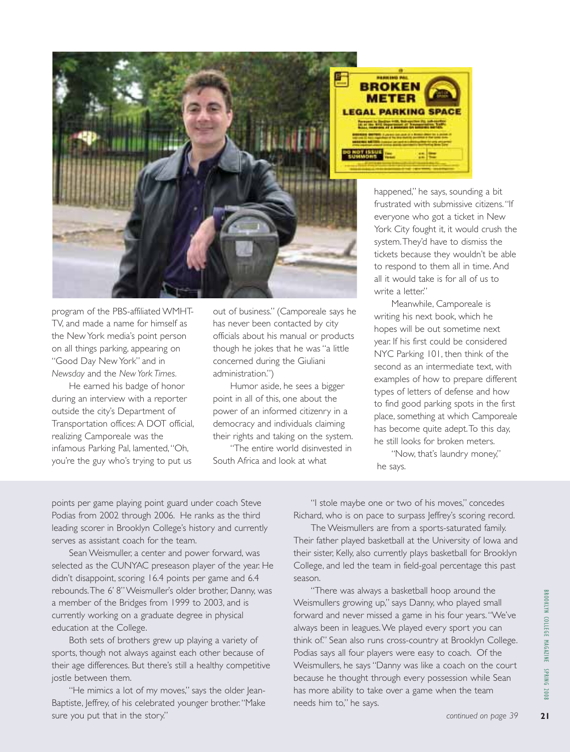program of the PBS-affiliated WMHT-TV, and made a name for himself as the New York media's point person on all things parking, appearing on "Good Day New York" and in *Newsday* and the *New York Times*.

He earned his badge of honor during an interview with a reporter outside the city's Department of Transportation offices: A DOT official, realizing Camporeale was the infamous Parking Pal, lamented, "Oh, you're the guy who's trying to put us out of business." (Camporeale says he has never been contacted by city officials about his manual or products though he jokes that he was "a little concerned during the Giuliani administration.")

Humor aside, he sees a bigger point in all of this, one about the power of an informed citizenry in a democracy and individuals claiming their rights and taking on the system.

"The entire world disinvested in South Africa and look at what happened," he says, sounding a bit frustrated with submissive citizens. "If everyone who got a ticket in New York City fought it, it would crush the system. They'd have to dismiss the tickets because they wouldn't be able to respond to them all in time. And all it would take is for all of us to write a letter."

Meanwhile, Camporeale is writing his next book, which he hopes will be out sometime next year. If his first could be considered NYC Parking 101, then think of the second as an intermediate text, with examples of how to prepare different types of letters of defense and how to find good parking spots in the first place, something at which Camporeale has become quite adept. To this day, he still looks for broken meters.

"Now, that's laundry money," he says.

---

points per game playing point guard under coach Steve Podias from 2002 through 2006. He ranks as the third leading scorer in Brooklyn College's history and currently serves as assistant coach for the team.

Sean Weismuller, a center and power forward, was selected as the CUNYAC preseason player of the year. He didn't disappoint, scoring 16.4 points per game and 6.4 rebounds. The 6' 8" Weismuller's older brother, Danny, was a member of the Bridges from 1999 to 2003, and is currently working on a graduate degree in physical education at the College.

Both sets of brothers grew up playing a variety of sports, though not always against each other because of their age differences. But there's still a healthy competitive jostle between them.

"He mimics a lot of my moves," says the older Jean-Baptiste, Jeffrey, of his celebrated younger brother. "Make sure you put that in the story."

"I stole maybe one or two of his moves," concedes Richard, who is on pace to surpass Jeffrey's scoring record.

The Weismullers are from a sports-saturated family. Their father played basketball at the University of Iowa and their sister, Kelly, also currently plays basketball for Brooklyn College, and led the team in field-goal percentage this past season.

"There was always a basketball hoop around the Weismullers growing up," says Danny, who played small forward and never missed a game in his four years. "We've always been in leagues. We played every sport you can think of." Sean also runs cross-country at Brooklyn College. Podias says all four players were easy to coach. Of the Weismullers, he says "Danny was like a coach on the court because he thought through every possession while Sean has more ability to take over a game when the team needs him to," he says.

*continued on page 39*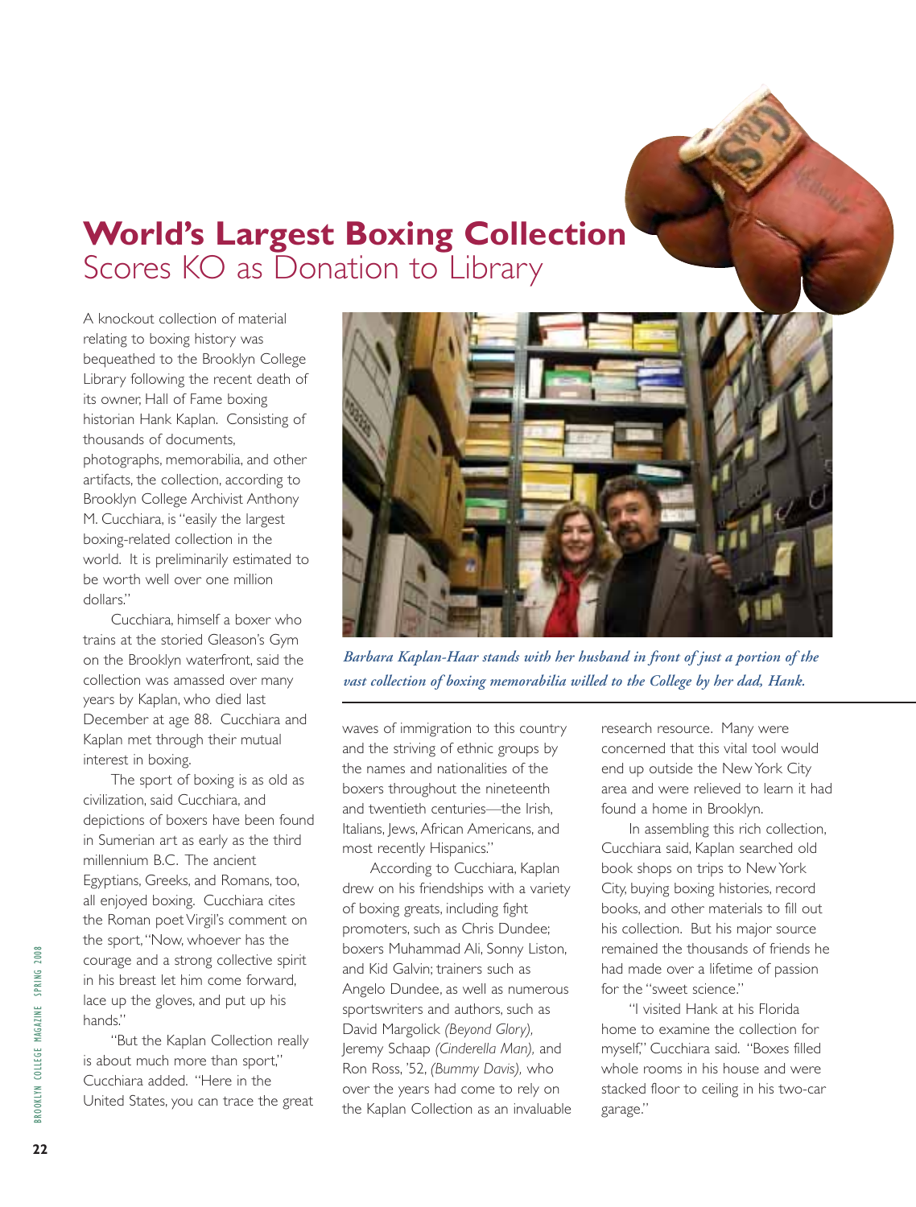# **World's Largest Boxing Collection** Scores KO as Donation to Library

A knockout collection of material relating to boxing history was bequeathed to the Brooklyn College Library following the recent death of its owner, Hall of Fame boxing historian Hank Kaplan. Consisting of thousands of documents, photographs, memorabilia, and other artifacts, the collection, according to Brooklyn College Archivist Anthony M. Cucchiara, is "easily the largest boxing-related collection in the world. It is preliminarily estimated to be worth well over one million dollars."

Cucchiara, himself a boxer who trains at the storied Gleason's Gym on the Brooklyn waterfront, said the collection was amassed over many years by Kaplan, who died last December at age 88. Cucchiara and Kaplan met through their mutual interest in boxing.

The sport of boxing is as old as civilization, said Cucchiara, and depictions of boxers have been found in Sumerian art as early as the third millennium B.C. The ancient Egyptians, Greeks, and Romans, too, all enjoyed boxing. Cucchiara cites the Roman poet Virgil's comment on the sport, "Now, whoever has the courage and a strong collective spirit in his breast let him come forward, lace up the gloves, and put up his hands."

"But the Kaplan Collection really is about much more than sport," Cucchiara added. "Here in the United States, you can trace the great waves of immigration to this country and the striving of ethnic groups by the names and nationalities of the boxers throughout the nineteenth and twentieth centuries—the Irish, Italians, Jews, African Americans, and most recently Hispanics."

*Barbara Kaplan-Haar stands with her husband in front of just a portion of the vast collection of boxing memorabilia willed to the College by her dad, Hank.*

According to Cucchiara, Kaplan drew on his friendships with a variety of boxing greats, including fight promoters, such as Chris Dundee; boxers Muhammad Ali, Sonny Liston, and Kid Galvin; trainers such as Angelo Dundee, as well as numerous sportswriters and authors, such as David Margolick *(Beyond Glory)*, Jeremy Schaap *(Cinderella Man)*, and Ron Ross, '52, *(Bummy Davis)*, who over the years had come to rely on the Kaplan Collection as an invaluable research resource. Many were concerned that this vital tool would end up outside the New York City area and were relieved to learn it had found a home in Brooklyn.

In assembling this rich collection, Cucchiara said, Kaplan searched old book shops on trips to New York City, buying boxing histories, record books, and other materials to fill out his collection. But his major source remained the thousands of friends he had made over a lifetime of passion for the "sweet science."

"I visited Hank at his Florida home to examine the collection for myself," Cucchiara said. "Boxes filled whole rooms in his house and were stacked floor to ceiling in his two-car garage."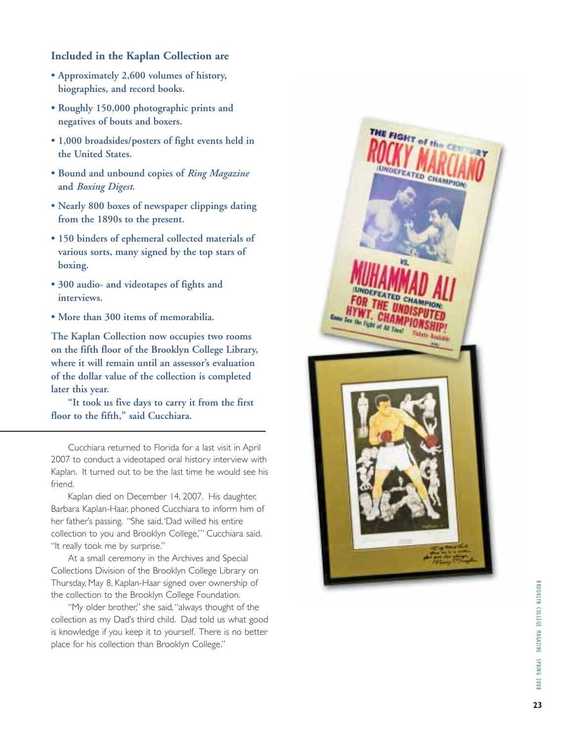**Included in the Kaplan Collection are**

- **Approximately 2,600 volumes of history, biographies, and record books.**
- **Roughly 150,000 photographic prints and negatives of bouts and boxers.**
- **1,000 broadsides/posters of fight events held in the United States.**
- **Bound and unbound copies of *Ring Magazine* and *Boxing Digest.***
- **Nearly 800 boxes of newspaper clippings dating from the 1890s to the present.**
- **150 binders of ephemeral collected materials of various sorts, many signed by the top stars of boxing.**
- **300 audio- and videotapes of fights and interviews.**
- **More than 300 items of memorabilia.**

**The Kaplan Collection now occupies two rooms on the fifth floor of the Brooklyn College Library, where it will remain until an assessor's evaluation of the dollar value of the collection is completed later this year.**

**"It took us five days to carry it from the first floor to the fifth," said Cucchiara.**

---

Cucchiara returned to Florida for a last visit in April 2007 to conduct a videotaped oral history interview with Kaplan. It turned out to be the last time he would see his friend.

Kaplan died on December 14, 2007. His daughter, Barbara Kaplan-Haar, phoned Cucchiara to inform him of her father's passing. "She said, 'Dad willed his entire collection to you and Brooklyn College,'" Cucchiara said. "It really took me by surprise."

At a small ceremony in the Archives and Special Collections Division of the Brooklyn College Library on Thursday, May 8, Kaplan-Haar signed over ownership of the collection to the Brooklyn College Foundation.

"My older brother," she said, "always thought of the collection as my Dad's third child. Dad told us what good is knowledge if you keep it to yourself. There is no better place for his collection than Brooklyn College."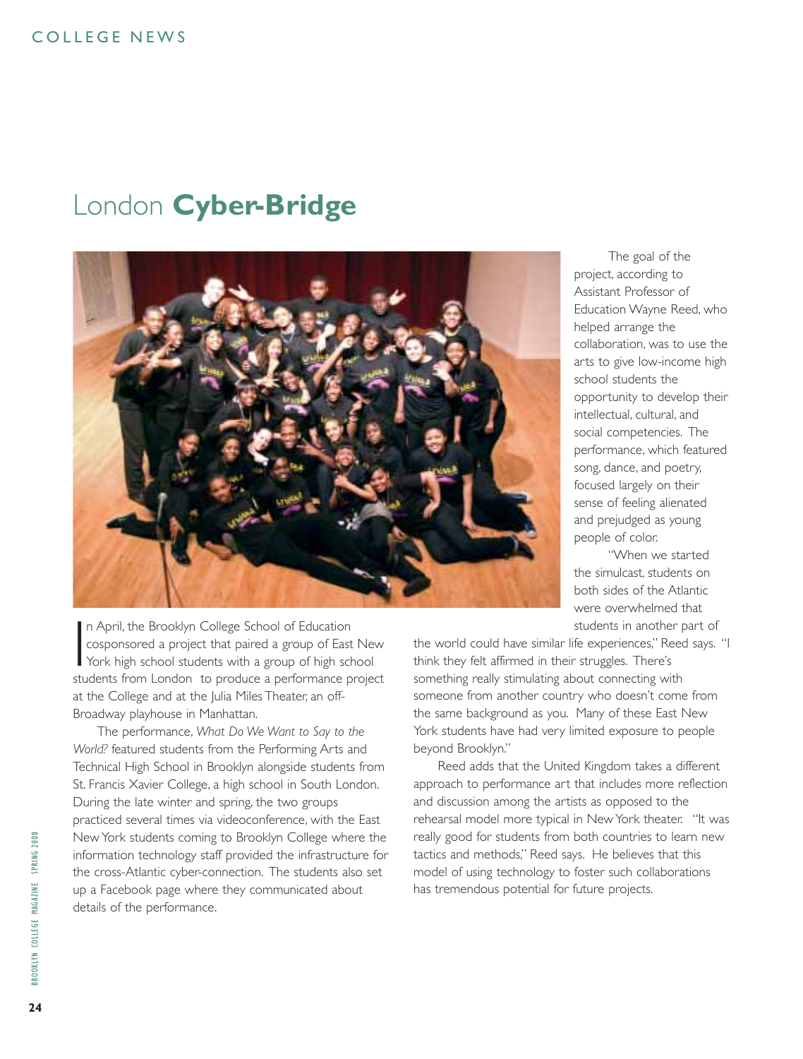# London **Cyber-Bridge**

In April, the Brooklyn College School of Education cosponsored a project that paired a group of East New York high school students with a group of high school students from London to produce a performance project at the College and at the Julia Miles Theater, an off-Broadway playhouse in Manhattan.

The performance, *What Do We Want to Say to the World?* featured students from the Performing Arts and Technical High School in Brooklyn alongside students from St. Francis Xavier College, a high school in South London. During the late winter and spring, the two groups practiced several times via videoconference, with the East New York students coming to Brooklyn College where the information technology staff provided the infrastructure for the cross-Atlantic cyber-connection. The students also set up a Facebook page where they communicated about details of the performance.

The goal of the project, according to Assistant Professor of Education Wayne Reed, who helped arrange the collaboration, was to use the arts to give low-income high school students the opportunity to develop their intellectual, cultural, and social competencies. The performance, which featured song, dance, and poetry, focused largely on their sense of feeling alienated and prejudged as young people of color.

"When we started the simulcast, students on both sides of the Atlantic were overwhelmed that students in another part of the world could have similar life experiences," Reed says. "I think they felt affirmed in their struggles. There's something really stimulating about connecting with someone from another country who doesn't come from the same background as you. Many of these East New York students have had very limited exposure to people beyond Brooklyn."

Reed adds that the United Kingdom takes a different approach to performance art that includes more reflection and discussion among the artists as opposed to the rehearsal model more typical in New York theater. "It was really good for students from both countries to learn new tactics and methods," Reed says. He believes that this model of using technology to foster such collaborations has tremendous potential for future projects.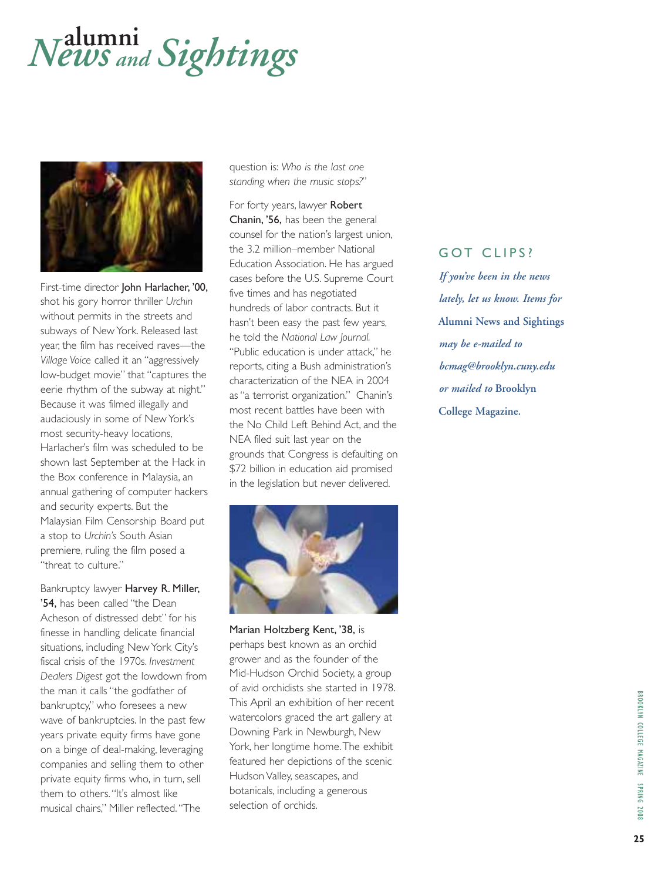# alumni News and Sightings

First-time director **John Harlacher, '00,** shot his gory horror thriller *Urchin* without permits in the streets and subways of New York. Released last year, the film has received raves—the *Village Voice* called it an "aggressively low-budget movie" that "captures the eerie rhythm of the subway at night." Because it was filmed illegally and audaciously in some of New York's most security-heavy locations, Harlacher's film was scheduled to be shown last September at the Hack in the Box conference in Malaysia, an annual gathering of computer hackers and security experts. But the Malaysian Film Censorship Board put a stop to *Urchin's* South Asian premiere, ruling the film posed a "threat to culture."

Bankruptcy lawyer **Harvey R. Miller, '54,** has been called "the Dean Acheson of distressed debt" for his finesse in handling delicate financial situations, including New York City's fiscal crisis of the 1970s. *Investment Dealers Digest* got the lowdown from the man it calls "the godfather of bankruptcy," who foresees a new wave of bankruptcies. In the past few years private equity firms have gone on a binge of deal-making, leveraging companies and selling them to other private equity firms who, in turn, sell them to others. "It's almost like musical chairs," Miller reflected. "The question is: *Who is the last one standing when the music stops?*"

For forty years, lawyer **Robert Chanin, '56,** has been the general counsel for the nation's largest union, the 3.2 million–member National Education Association. He has argued cases before the U.S. Supreme Court five times and has negotiated hundreds of labor contracts. But it hasn't been easy the past few years, he told the *National Law Journal.* "Public education is under attack," he reports, citing a Bush administration's characterization of the NEA in 2004 as "a terrorist organization." Chanin's most recent battles have been with the No Child Left Behind Act, and the NEA filed suit last year on the grounds that Congress is defaulting on $72 billion in education aid promised in the legislation but never delivered.

**Marian Holtzberg Kent, '38,** is perhaps best known as an orchid grower and as the founder of the Mid-Hudson Orchid Society, a group of avid orchidists she started in 1978. This April an exhibition of her recent watercolors graced the art gallery at Downing Park in Newburgh, New York, her longtime home. The exhibit featured her depictions of the scenic Hudson Valley, seascapes, and botanicals, including a generous selection of orchids.

## GOT CLIPS?

*If you've been in the news lately, let us know. Items for* **Alumni News and Sightings** *may be e-mailed to bcmag@brooklyn.cuny.edu or mailed to* **Brooklyn College Magazine.**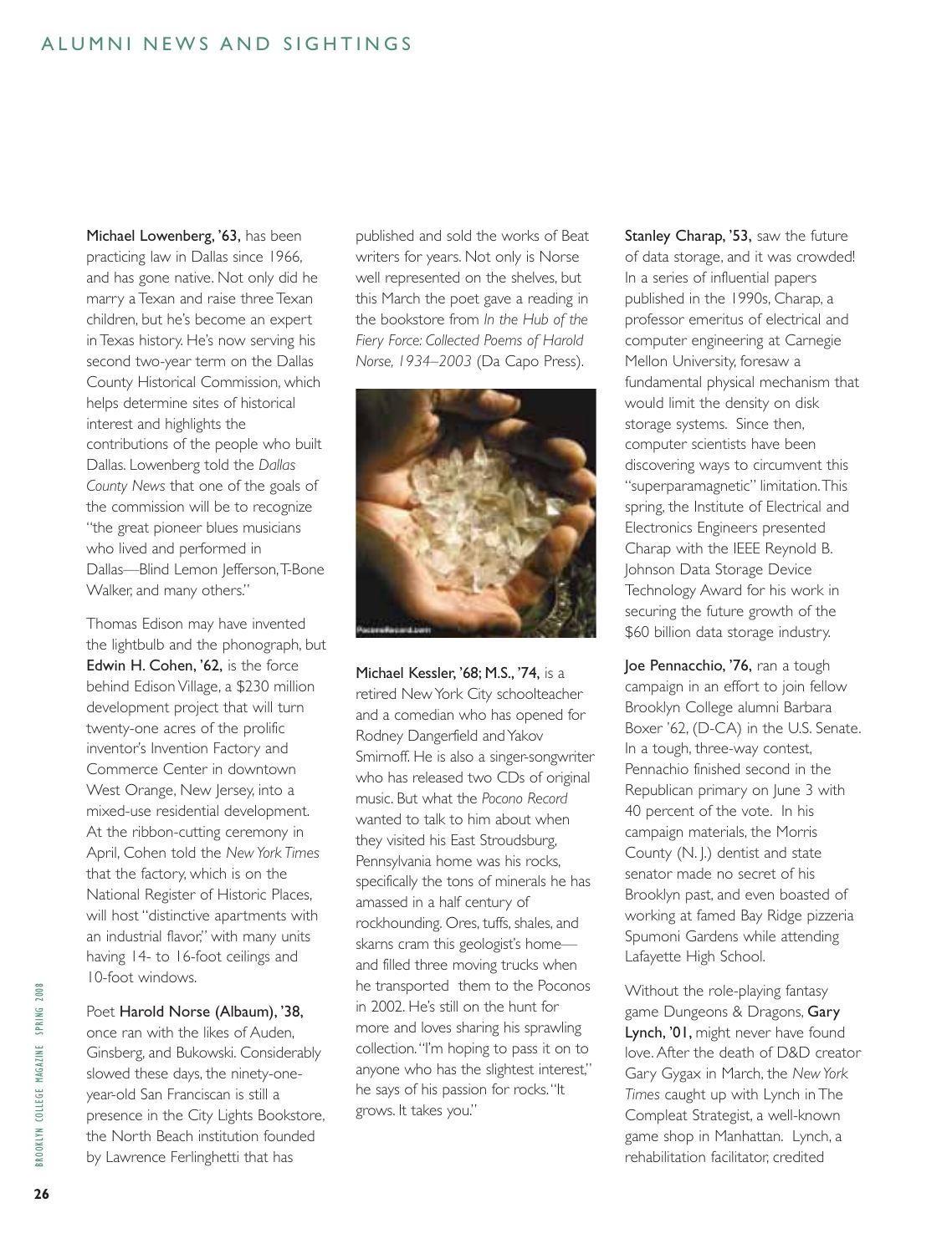Michael Lowenberg, '63, has been practicing law in Dallas since 1966, and has gone native. Not only did he marry a Texan and raise three Texan children, but he's become an expert in Texas history. He's now serving his second two-year term on the Dallas County Historical Commission, which helps determine sites of historical interest and highlights the contributions of the people who built Dallas. Lowenberg told the *Dallas County News* that one of the goals of the commission will be to recognize "the great pioneer blues musicians who lived and performed in Dallas—Blind Lemon Jefferson, T-Bone Walker, and many others."

Thomas Edison may have invented the lightbulb and the phonograph, but Edwin H. Cohen, '62, is the force behind Edison Village, a $230 million development project that will turn twenty-one acres of the prolific inventor's Invention Factory and Commerce Center in downtown West Orange, New Jersey, into a mixed-use residential development. At the ribbon-cutting ceremony in April, Cohen told the *New York Times* that the factory, which is on the National Register of Historic Places, will host "distinctive apartments with an industrial flavor," with many units having 14- to 16-foot ceilings and 10-foot windows.

Poet Harold Norse (Albaum), '38, once ran with the likes of Auden, Ginsberg, and Bukowski. Considerably slowed these days, the ninety-one-year-old San Franciscan is still a presence in the City Lights Bookstore, the North Beach institution founded by Lawrence Ferlinghetti that has published and sold the works of Beat writers for years. Not only is Norse well represented on the shelves, but this March the poet gave a reading in the bookstore from *In the Hub of the Fiery Force: Collected Poems of Harold Norse, 1934–2003* (Da Capo Press).

Michael Kessler, '68; M.S., '74, is a retired New York City schoolteacher and a comedian who has opened for Rodney Dangerfield and Yakov Smirnoff. He is also a singer-songwriter who has released two CDs of original music. But what the *Pocono Record* wanted to talk to him about when they visited his East Stroudsburg, Pennsylvania home was his rocks, specifically the tons of minerals he has amassed in a half century of rockhounding. Ores, tuffs, shales, and skarns cram this geologist's home—and filled three moving trucks when he transported them to the Poconos in 2002. He's still on the hunt for more and loves sharing his sprawling collection. "I'm hoping to pass it on to anyone who has the slightest interest," he says of his passion for rocks. "It grows. It takes you."

Stanley Charap, '53, saw the future of data storage, and it was crowded! In a series of influential papers published in the 1990s, Charap, a professor emeritus of electrical and computer engineering at Carnegie Mellon University, foresaw a fundamental physical mechanism that would limit the density on disk storage systems. Since then, computer scientists have been discovering ways to circumvent this "superparamagnetic" limitation. This spring, the Institute of Electrical and Electronics Engineers presented Charap with the IEEE Reynold B. Johnson Data Storage Device Technology Award for his work in securing the future growth of the $60 billion data storage industry.

Joe Pennacchio, '76, ran a tough campaign in an effort to join fellow Brooklyn College alumni Barbara Boxer '62, (D-CA) in the U.S. Senate. In a tough, three-way contest, Pennachio finished second in the Republican primary on June 3 with 40 percent of the vote. In his campaign materials, the Morris County (N. J.) dentist and state senator made no secret of his Brooklyn past, and even boasted of working at famed Bay Ridge pizzeria Spumoni Gardens while attending Lafayette High School.

Without the role-playing fantasy game Dungeons & Dragons, Gary Lynch, '01, might never have found love. After the death of D&D creator Gary Gygax in March, the *New York Times* caught up with Lynch in The Compleat Strategist, a well-known game shop in Manhattan. Lynch, a rehabilitation facilitator, credited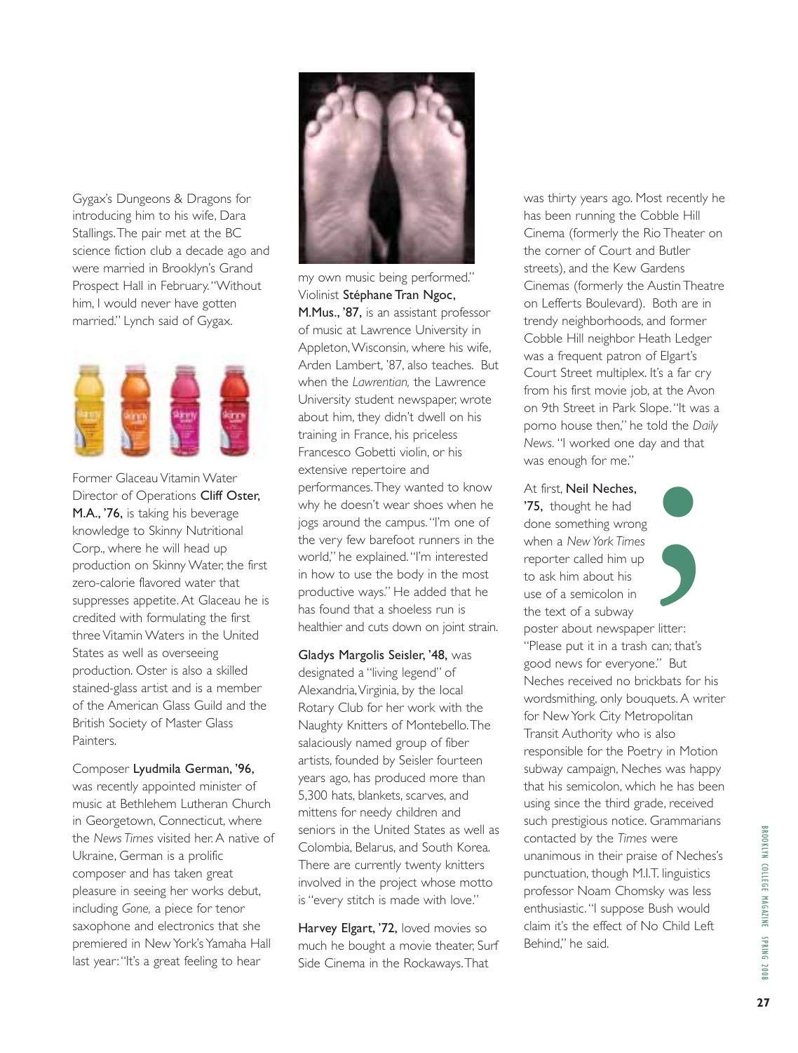Gygax's Dungeons & Dragons for introducing him to his wife, Dara Stallings. The pair met at the BC science fiction club a decade ago and were married in Brooklyn's Grand Prospect Hall in February. "Without him, I would never have gotten married." Lynch said of Gygax.

Former Glaceau Vitamin Water Director of Operations **Cliff Oster, M.A., '76,** is taking his beverage knowledge to Skinny Nutritional Corp., where he will head up production on Skinny Water, the first zero-calorie flavored water that suppresses appetite. At Glaceau he is credited with formulating the first three Vitamin Waters in the United States as well as overseeing production. Oster is also a skilled stained-glass artist and is a member of the American Glass Guild and the British Society of Master Glass Painters.

Composer **Lyudmila German, '96,** was recently appointed minister of music at Bethlehem Lutheran Church in Georgetown, Connecticut, where the *News Times* visited her. A native of Ukraine, German is a prolific composer and has taken great pleasure in seeing her works debut, including *Gone,* a piece for tenor saxophone and electronics that she premiered in New York's Yamaha Hall last year: "It's a great feeling to hear my own music being performed."

Violinist **Stéphane Tran Ngoc, M.Mus., '87,** is an assistant professor of music at Lawrence University in Appleton, Wisconsin, where his wife, Arden Lambert, '87, also teaches. But when the *Lawrentian,* the Lawrence University student newspaper, wrote about him, they didn't dwell on his training in France, his priceless Francesco Gobetti violin, or his extensive repertoire and performances. They wanted to know why he doesn't wear shoes when he jogs around the campus. "I'm one of the very few barefoot runners in the world," he explained. "I'm interested in how to use the body in the most productive ways." He added that he has found that a shoeless run is healthier and cuts down on joint strain.

**Gladys Margolis Seisler, '48,** was designated a "living legend" of Alexandria, Virginia, by the local Rotary Club for her work with the Naughty Knitters of Montebello. The salaciously named group of fiber artists, founded by Seisler fourteen years ago, has produced more than 5,300 hats, blankets, scarves, and mittens for needy children and seniors in the United States as well as Colombia, Belarus, and South Korea. There are currently twenty knitters involved in the project whose motto is "every stitch is made with love."

**Harvey Elgart, '72,** loved movies so much he bought a movie theater, Surf Side Cinema in the Rockaways. That was thirty years ago. Most recently he has been running the Cobble Hill Cinema (formerly the Rio Theater on the corner of Court and Butler streets), and the Kew Gardens Cinemas (formerly the Austin Theatre on Lefferts Boulevard). Both are in trendy neighborhoods, and former Cobble Hill neighbor Heath Ledger was a frequent patron of Elgart's Court Street multiplex. It's a far cry from his first movie job, at the Avon on 9th Street in Park Slope. "It was a porno house then," he told the *Daily News.* "I worked one day and that was enough for me."

At first, **Neil Neches, '75,** thought he had done something wrong when a *New York Times* reporter called him up to ask him about his use of a semicolon in the text of a subway poster about newspaper litter: "Please put it in a trash can; that's good news for everyone." But Neches received no brickbats for his wordsmithing, only bouquets. A writer for New York City Metropolitan Transit Authority who is also responsible for the Poetry in Motion subway campaign, Neches was happy that his semicolon, which he has been using since the third grade, received such prestigious notice. Grammarians contacted by the *Times* were unanimous in their praise of Neches's punctuation, though M.I.T. linguistics professor Noam Chomsky was less enthusiastic. "I suppose Bush would claim it's the effect of No Child Left Behind," he said.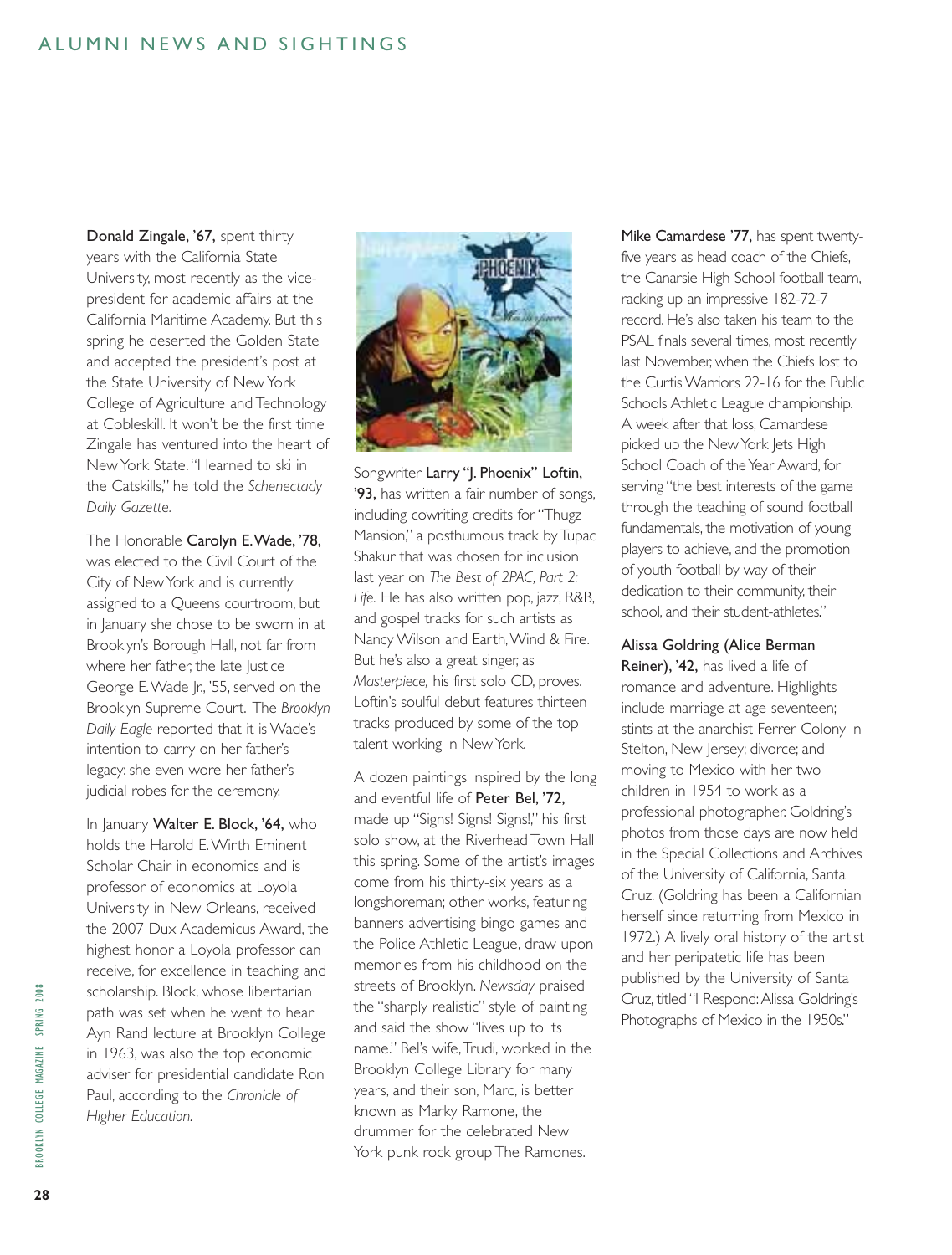## ALUMNI NEWS AND SIGHTINGS

**Donald Zingale, '67,** spent thirty years with the California State University, most recently as the vice-president for academic affairs at the California Maritime Academy. But this spring he deserted the Golden State and accepted the president's post at the State University of New York College of Agriculture and Technology at Cobleskill. It won't be the first time Zingale has ventured into the heart of New York State. "I learned to ski in the Catskills," he told the *Schenectady Daily Gazette.*

The Honorable **Carolyn E. Wade, '78,** was elected to the Civil Court of the City of New York and is currently assigned to a Queens courtroom, but in January she chose to be sworn in at Brooklyn's Borough Hall, not far from where her father, the late Justice George E. Wade Jr., '55, served on the Brooklyn Supreme Court. The *Brooklyn Daily Eagle* reported that it is Wade's intention to carry on her father's legacy: she even wore her father's judicial robes for the ceremony.

In January **Walter E. Block, '64,** who holds the Harold E. Wirth Eminent Scholar Chair in economics and is professor of economics at Loyola University in New Orleans, received the 2007 Dux Academicus Award, the highest honor a Loyola professor can receive, for excellence in teaching and scholarship. Block, whose libertarian path was set when he went to hear Ayn Rand lecture at Brooklyn College in 1963, was also the top economic adviser for presidential candidate Ron Paul, according to the *Chronicle of Higher Education.*

Songwriter **Larry "J. Phoenix" Loftin, '93,** has written a fair number of songs, including cowriting credits for "Thugz Mansion," a posthumous track by Tupac Shakur that was chosen for inclusion last year on *The Best of 2PAC, Part 2: Life.* He has also written pop, jazz, R&B, and gospel tracks for such artists as Nancy Wilson and Earth, Wind & Fire. But he's also a great singer, as *Masterpiece,* his first solo CD, proves. Loftin's soulful debut features thirteen tracks produced by some of the top talent working in New York.

A dozen paintings inspired by the long and eventful life of **Peter Bel, '72,** made up "Signs! Signs! Signs!," his first solo show, at the Riverhead Town Hall this spring. Some of the artist's images come from his thirty-six years as a longshoreman; other works, featuring banners advertising bingo games and the Police Athletic League, draw upon memories from his childhood on the streets of Brooklyn. *Newsday* praised the "sharply realistic" style of painting and said the show "lives up to its name." Bel's wife, Trudi, worked in the Brooklyn College Library for many years, and their son, Marc, is better known as Marky Ramone, the drummer for the celebrated New York punk rock group The Ramones.

**Mike Camardese '77,** has spent twenty-five years as head coach of the Chiefs, the Canarsie High School football team, racking up an impressive 182-72-7 record. He's also taken his team to the PSAL finals several times, most recently last November, when the Chiefs lost to the Curtis Warriors 22-16 for the Public Schools Athletic League championship. A week after that loss, Camardese picked up the New York Jets High School Coach of the Year Award, for serving "the best interests of the game through the teaching of sound football fundamentals, the motivation of young players to achieve, and the promotion of youth football by way of their dedication to their community, their school, and their student-athletes."

**Alissa Goldring (Alice Berman Reiner), '42,** has lived a life of romance and adventure. Highlights include marriage at age seventeen; stints at the anarchist Ferrer Colony in Stelton, New Jersey; divorce; and moving to Mexico with her two children in 1954 to work as a professional photographer. Goldring's photos from those days are now held in the Special Collections and Archives of the University of California, Santa Cruz. (Goldring has been a Californian herself since returning from Mexico in 1972.) A lively oral history of the artist and her peripatetic life has been published by the University of Santa Cruz, titled "I Respond: Alissa Goldring's Photographs of Mexico in the 1950s."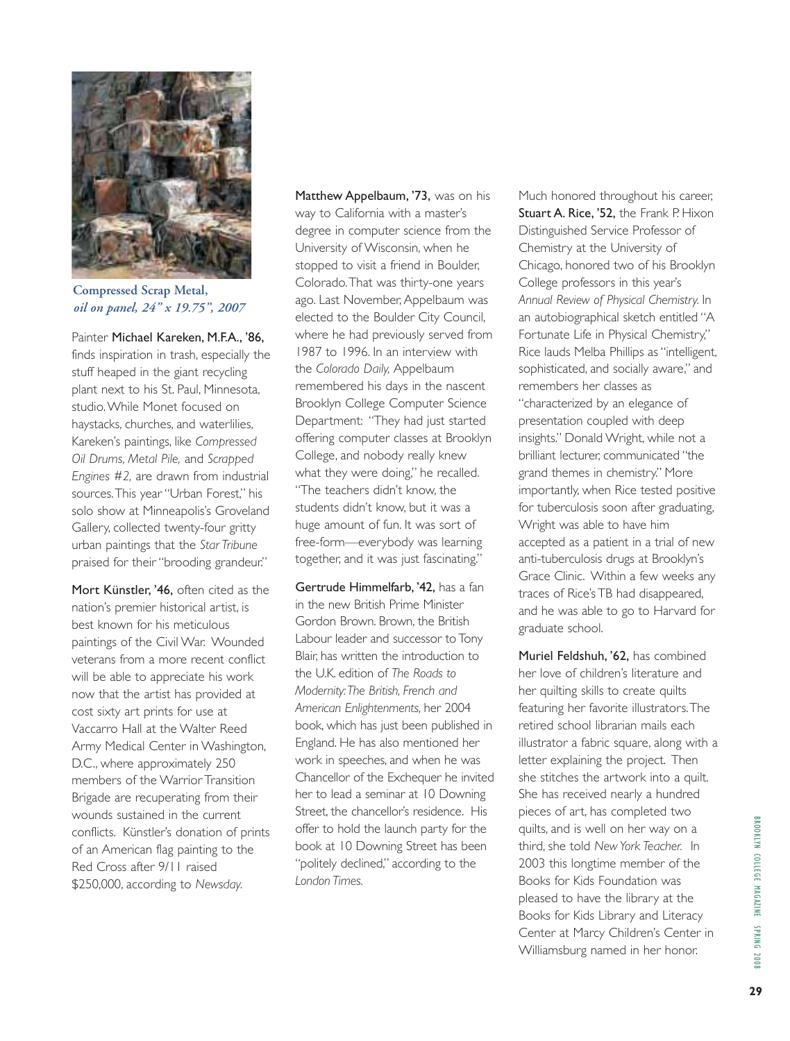**Compressed Scrap Metal,**
***oil on panel, 24" x 19.75", 2007***

Painter **Michael Kareken, M.F.A., '86,** finds inspiration in trash, especially the stuff heaped in the giant recycling plant next to his St. Paul, Minnesota, studio. While Monet focused on haystacks, churches, and waterlilies, Kareken's paintings, like *Compressed Oil Drums, Metal Pile,* and *Scrapped Engines #2,* are drawn from industrial sources. This year "Urban Forest," his solo show at Minneapolis's Groveland Gallery, collected twenty-four gritty urban paintings that the *Star Tribune* praised for their "brooding grandeur."

**Mort Künstler, '46,** often cited as the nation's premier historical artist, is best known for his meticulous paintings of the Civil War. Wounded veterans from a more recent conflict will be able to appreciate his work now that the artist has provided at cost sixty art prints for use at Vaccarro Hall at the Walter Reed Army Medical Center in Washington, D.C., where approximately 250 members of the Warrior Transition Brigade are recuperating from their wounds sustained in the current conflicts. Künstler's donation of prints of an American flag painting to the Red Cross after 9/11 raised $250,000, according to *Newsday.*

**Matthew Appelbaum, '73,** was on his way to California with a master's degree in computer science from the University of Wisconsin, when he stopped to visit a friend in Boulder, Colorado. That was thirty-one years ago. Last November, Appelbaum was elected to the Boulder City Council, where he had previously served from 1987 to 1996. In an interview with the *Colorado Daily,* Appelbaum remembered his days in the nascent Brooklyn College Computer Science Department: "They had just started offering computer classes at Brooklyn College, and nobody really knew what they were doing," he recalled. "The teachers didn't know, the students didn't know, but it was a huge amount of fun. It was sort of free-form—everybody was learning together, and it was just fascinating."

**Gertrude Himmelfarb, '42,** has a fan in the new British Prime Minister Gordon Brown. Brown, the British Labour leader and successor to Tony Blair, has written the introduction to the U.K. edition of *The Roads to Modernity: The British, French and American Enlightenments,* her 2004 book, which has just been published in England. He has also mentioned her work in speeches, and when he was Chancellor of the Exchequer he invited her to lead a seminar at 10 Downing Street, the chancellor's residence. His offer to hold the launch party for the book at 10 Downing Street has been "politely declined," according to the *London Times.*

Much honored throughout his career, **Stuart A. Rice, '52,** the Frank P. Hixon Distinguished Service Professor of Chemistry at the University of Chicago, honored two of his Brooklyn College professors in this year's *Annual Review of Physical Chemistry.* In an autobiographical sketch entitled "A Fortunate Life in Physical Chemistry," Rice lauds Melba Phillips as "intelligent, sophisticated, and socially aware," and remembers her classes as "characterized by an elegance of presentation coupled with deep insights." Donald Wright, while not a brilliant lecturer, communicated "the grand themes in chemistry." More importantly, when Rice tested positive for tuberculosis soon after graduating, Wright was able to have him accepted as a patient in a trial of new anti-tuberculosis drugs at Brooklyn's Grace Clinic. Within a few weeks any traces of Rice's TB had disappeared, and he was able to go to Harvard for graduate school.

**Muriel Feldshuh, '62,** has combined her love of children's literature and her quilting skills to create quilts featuring her favorite illustrators. The retired school librarian mails each illustrator a fabric square, along with a letter explaining the project. Then she stitches the artwork into a quilt. She has received nearly a hundred pieces of art, has completed two quilts, and is well on her way on a third, she told *New York Teacher.* In 2003 this longtime member of the Books for Kids Foundation was pleased to have the library at the Books for Kids Library and Literacy Center at Marcy Children's Center in Williamsburg named in her honor.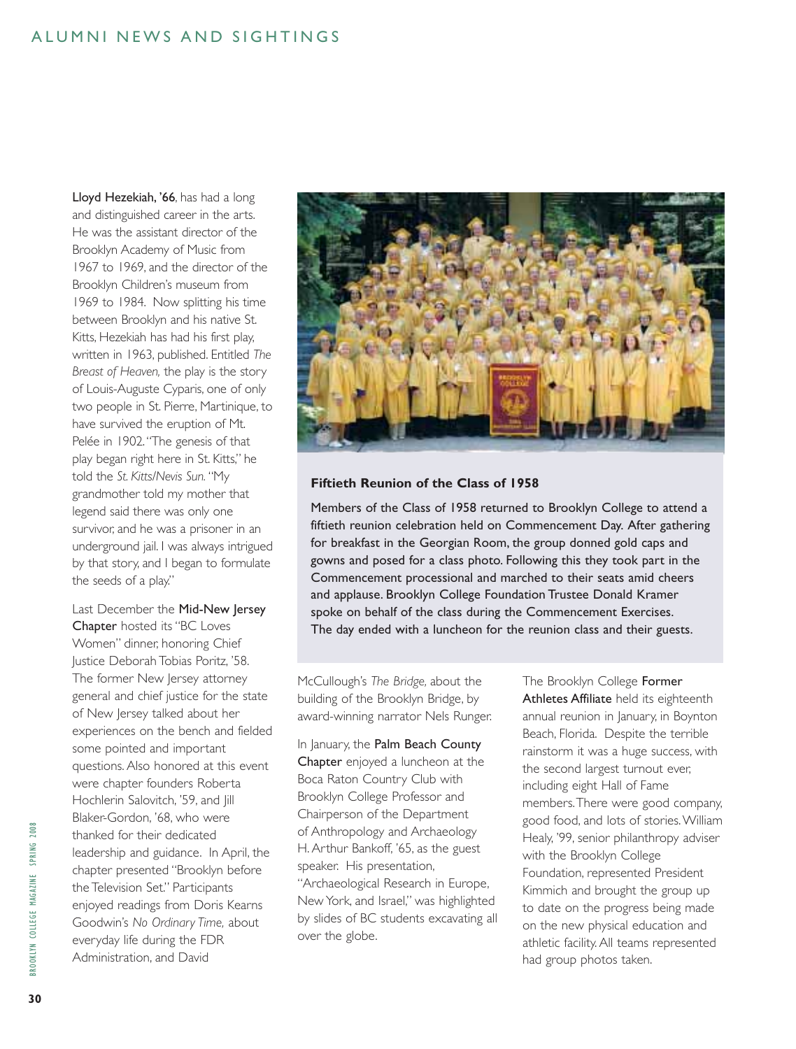# ALUMNI NEWS AND SIGHTINGS

**Lloyd Hezekiah, '66**, has had a long and distinguished career in the arts. He was the assistant director of the Brooklyn Academy of Music from 1967 to 1969, and the director of the Brooklyn Children's museum from 1969 to 1984. Now splitting his time between Brooklyn and his native St. Kitts, Hezekiah has had his first play, written in 1963, published. Entitled *The Breast of Heaven,* the play is the story of Louis-Auguste Cyparis, one of only two people in St. Pierre, Martinique, to have survived the eruption of Mt. Pelée in 1902. "The genesis of that play began right here in St. Kitts," he told the *St. Kitts/Nevis Sun*. "My grandmother told my mother that legend said there was only one survivor, and he was a prisoner in an underground jail. I was always intrigued by that story, and I began to formulate the seeds of a play."

Last December the **Mid-New Jersey Chapter** hosted its "BC Loves Women" dinner, honoring Chief Justice Deborah Tobias Poritz, '58. The former New Jersey attorney general and chief justice for the state of New Jersey talked about her experiences on the bench and fielded some pointed and important questions. Also honored at this event were chapter founders Roberta Hochlerin Salovitch, '59, and Jill Blaker-Gordon, '68, who were thanked for their dedicated leadership and guidance. In April, the chapter presented "Brooklyn before the Television Set." Participants enjoyed readings from Doris Kearns Goodwin's *No Ordinary Time,* about everyday life during the FDR Administration, and David McCullough's *The Bridge,* about the building of the Brooklyn Bridge, by award-winning narrator Nels Runger.

**Fiftieth Reunion of the Class of 1958**

Members of the Class of 1958 returned to Brooklyn College to attend a fiftieth reunion celebration held on Commencement Day. After gathering for breakfast in the Georgian Room, the group donned gold caps and gowns and posed for a class photo. Following this they took part in the Commencement processional and marched to their seats amid cheers and applause. Brooklyn College Foundation Trustee Donald Kramer spoke on behalf of the class during the Commencement Exercises. The day ended with a luncheon for the reunion class and their guests.

In January, the **Palm Beach County Chapter** enjoyed a luncheon at the Boca Raton Country Club with Brooklyn College Professor and Chairperson of the Department of Anthropology and Archaeology H. Arthur Bankoff, '65, as the guest speaker. His presentation, "Archaeological Research in Europe, New York, and Israel," was highlighted by slides of BC students excavating all over the globe.

The Brooklyn College **Former Athletes Affiliate** held its eighteenth annual reunion in January, in Boynton Beach, Florida. Despite the terrible rainstorm it was a huge success, with the second largest turnout ever, including eight Hall of Fame members. There were good company, good food, and lots of stories. William Healy, '99, senior philanthropy adviser with the Brooklyn College Foundation, represented President Kimmich and brought the group up to date on the progress being made on the new physical education and athletic facility. All teams represented had group photos taken.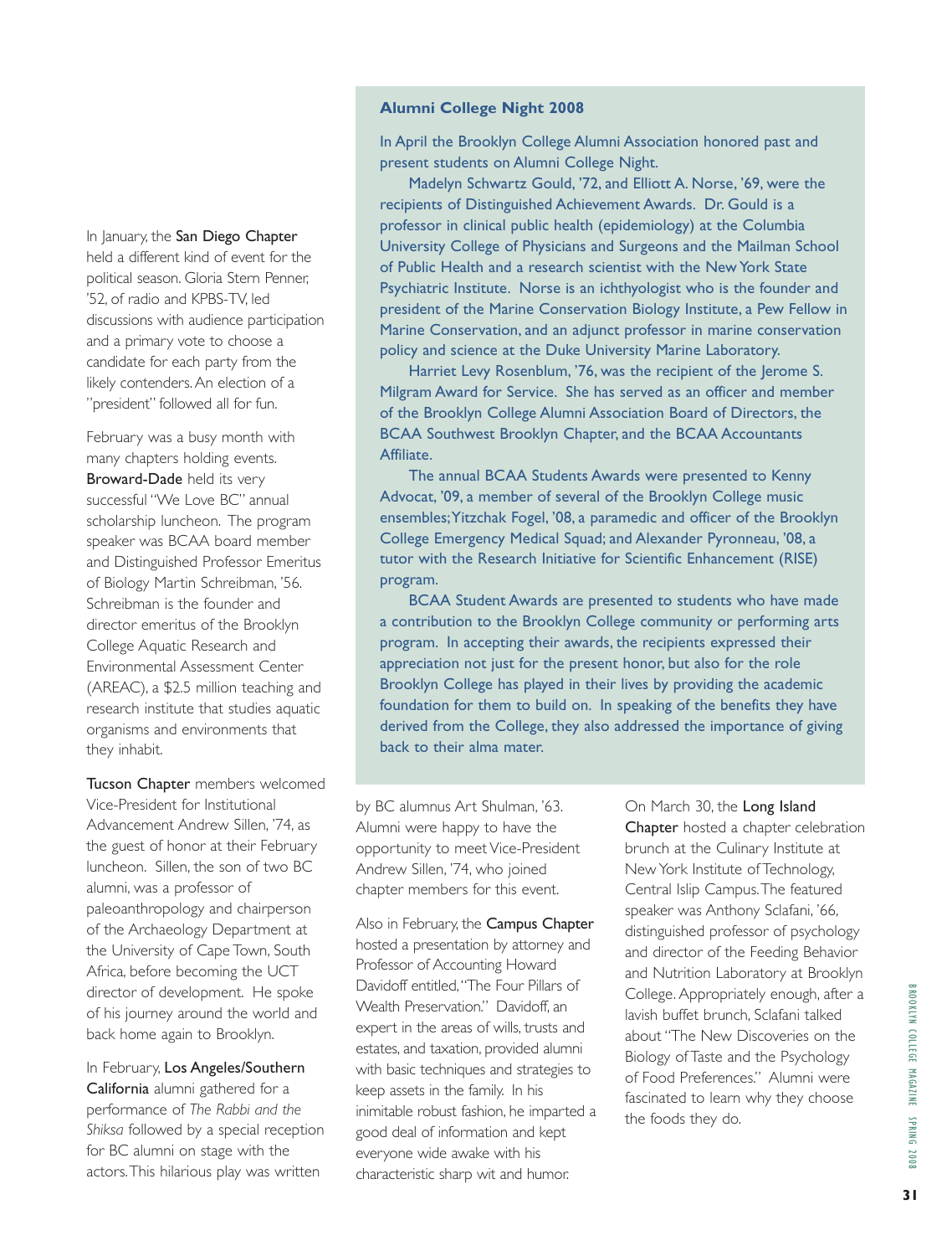In January, the **San Diego Chapter** held a different kind of event for the political season. Gloria Stern Penner, '52, of radio and KPBS-TV, led discussions with audience participation and a primary vote to choose a candidate for each party from the likely contenders. An election of a "president" followed all for fun.

February was a busy month with many chapters holding events. **Broward-Dade** held its very successful "We Love BC" annual scholarship luncheon. The program speaker was BCAA board member and Distinguished Professor Emeritus of Biology Martin Schreibman, '56. Schreibman is the founder and director emeritus of the Brooklyn College Aquatic Research and Environmental Assessment Center (AREAC), a $2.5 million teaching and research institute that studies aquatic organisms and environments that they inhabit.

**Tucson Chapter** members welcomed Vice-President for Institutional Advancement Andrew Sillen, '74, as the guest of honor at their February luncheon. Sillen, the son of two BC alumni, was a professor of paleoanthropology and chairperson of the Archaeology Department at the University of Cape Town, South Africa, before becoming the UCT director of development. He spoke of his journey around the world and back home again to Brooklyn.

In February, **Los Angeles/Southern California** alumni gathered for a performance of *The Rabbi and the Shiksa* followed by a special reception for BC alumni on stage with the actors. This hilarious play was written by BC alumnus Art Shulman, '63. Alumni were happy to have the opportunity to meet Vice-President Andrew Sillen, '74, who joined chapter members for this event.

Also in February, the **Campus Chapter** hosted a presentation by attorney and Professor of Accounting Howard Davidoff entitled, "The Four Pillars of Wealth Preservation." Davidoff, an expert in the areas of wills, trusts and estates, and taxation, provided alumni with basic techniques and strategies to keep assets in the family. In his inimitable robust fashion, he imparted a good deal of information and kept everyone wide awake with his characteristic sharp wit and humor.

On March 30, the **Long Island Chapter** hosted a chapter celebration brunch at the Culinary Institute at New York Institute of Technology, Central Islip Campus. The featured speaker was Anthony Sclafani, '66, distinguished professor of psychology and director of the Feeding Behavior and Nutrition Laboratory at Brooklyn College. Appropriately enough, after a lavish buffet brunch, Sclafani talked about "The New Discoveries on the Biology of Taste and the Psychology of Food Preferences." Alumni were fascinated to learn why they choose the foods they do.

### Alumni College Night 2008

In April the Brooklyn College Alumni Association honored past and present students on Alumni College Night.

Madelyn Schwartz Gould, '72, and Elliott A. Norse, '69, were the recipients of Distinguished Achievement Awards. Dr. Gould is a professor in clinical public health (epidemiology) at the Columbia University College of Physicians and Surgeons and the Mailman School of Public Health and a research scientist with the New York State Psychiatric Institute. Norse is an ichthyologist who is the founder and president of the Marine Conservation Biology Institute, a Pew Fellow in Marine Conservation, and an adjunct professor in marine conservation policy and science at the Duke University Marine Laboratory.

Harriet Levy Rosenblum, '76, was the recipient of the Jerome S. Milgram Award for Service. She has served as an officer and member of the Brooklyn College Alumni Association Board of Directors, the BCAA Southwest Brooklyn Chapter, and the BCAA Accountants Affiliate.

The annual BCAA Students Awards were presented to Kenny Advocat, '09, a member of several of the Brooklyn College music ensembles; Yitzchak Fogel, '08, a paramedic and officer of the Brooklyn College Emergency Medical Squad; and Alexander Pyronneau, '08, a tutor with the Research Initiative for Scientific Enhancement (RISE) program.

BCAA Student Awards are presented to students who have made a contribution to the Brooklyn College community or performing arts program. In accepting their awards, the recipients expressed their appreciation not just for the present honor, but also for the role Brooklyn College has played in their lives by providing the academic foundation for them to build on. In speaking of the benefits they have derived from the College, they also addressed the importance of giving back to their alma mater.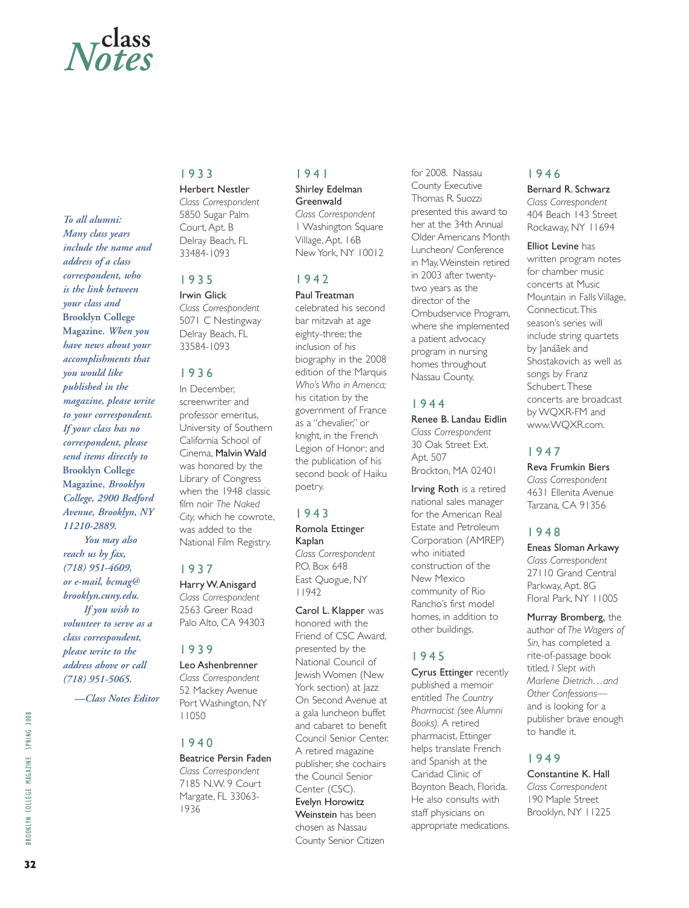# class Notes

*To all alumni: Many class years include the name and address of a class correspondent, who is the link between your class and* **Brooklyn College Magazine.** *When you have news about your accomplishments that you would like published in the magazine, please write to your correspondent. If your class has no correspondent, please send items directly to* **Brooklyn College Magazine,** *Brooklyn College, 2900 Bedford Avenue, Brooklyn, NY 11210-2889.*

*You may also reach us by fax, (718) 951-4609, or e-mail, bcmag@brooklyn.cuny.edu.*

*If you wish to volunteer to serve as a class correspondent, please write to the address above or call (718) 951-5065.*

*—Class Notes Editor*

## 1933

Herbert Nestler
*Class Correspondent*
5850 Sugar Palm Court, Apt. B
Delray Beach, FL 33484-1093

## 1935

Irwin Glick
*Class Correspondent*
5071 C Nestingway
Delray Beach, FL 33584-1093

## 1936

In December, screenwriter and professor emeritus, University of Southern California School of Cinema, Malvin Wald was honored by the Library of Congress when the 1948 classic film noir *The Naked City,* which he cowrote, was added to the National Film Registry.

## 1937

Harry W. Anisgard
*Class Correspondent*
2563 Greer Road
Palo Alto, CA 94303

## 1939

Leo Ashenbrenner
*Class Correspondent*
52 Mackey Avenue
Port Washington, NY 11050

## 1940

Beatrice Persin Faden
*Class Correspondent*
7185 N.W. 9 Court
Margate, FL 33063-1936

## 1941

Shirley Edelman Greenwald
*Class Correspondent*
1 Washington Square Village, Apt. 16B
New York, NY 10012

## 1942

Paul Treatman celebrated his second bar mitzvah at age eighty-three; the inclusion of his biography in the 2008 edition of the Marquis *Who's Who in America;* his citation by the government of France as a "chevalier," or knight, in the French Legion of Honor; and the publication of his second book of Haiku poetry.

## 1943

Romola Ettinger Kaplan
*Class Correspondent*
P.O. Box 648
East Quogue, NY 11942

Carol L. Klapper was honored with the Friend of CSC Award, presented by the National Council of Jewish Women (New York section) at Jazz On Second Avenue at a gala luncheon buffet and cabaret to benefit Council Senior Center. A retired magazine publisher, she cochairs the Council Senior Center (CSC).

Evelyn Horowitz Weinstein has been chosen as Nassau County Senior Citizen for 2008. Nassau County Executive Thomas R. Suozzi presented this award to her at the 34th Annual Older Americans Month Luncheon/ Conference in May. Weinstein retired in 2003 after twenty-two years as the director of the Ombudservice Program, where she implemented a patient advocacy program in nursing homes throughout Nassau County.

## 1944

Renee B. Landau Eidlin
*Class Correspondent*
30 Oak Street Ext.
Apt. 507
Brockton, MA 02401

Irving Roth is a retired national sales manager for the American Real Estate and Petroleum Corporation (AMREP) who initiated construction of the New Mexico community of Rio Rancho's first model homes, in addition to other buildings.

## 1945

Cyrus Ettinger recently published a memoir entitled *The Country Pharmacist (see Alumni Books).* A retired pharmacist, Ettinger helps translate French and Spanish at the Caridad Clinic of Boynton Beach, Florida. He also consults with staff physicians on appropriate medications.

## 1946

Bernard R. Schwarz
*Class Correspondent*
404 Beach 143 Street
Rockaway, NY 11694

Elliot Levine has written program notes for chamber music concerts at Music Mountain in Falls Village, Connecticut. This season's series will include string quartets by Janáãek and Shostakovich as well as songs by Franz Schubert. These concerts are broadcast by WQXR-FM and www.WQXR.com.

## 1947

Reva Frumkin Biers
*Class Correspondent*
4631 Ellenita Avenue
Tarzana, CA 91356

## 1948

Eneas Sloman Arkawy
*Class Correspondent*
27110 Grand Central Parkway, Apt. 8G
Floral Park, NY 11005

Murray Bromberg, the author of *The Wagers of Sin,* has completed a rite-of-passage book titled, *I Slept with Marlene Dietrich…and Other Confessions*—and is looking for a publisher brave enough to handle it.

## 1949

Constantine K. Hall
*Class Correspondent*
190 Maple Street
Brooklyn, NY 11225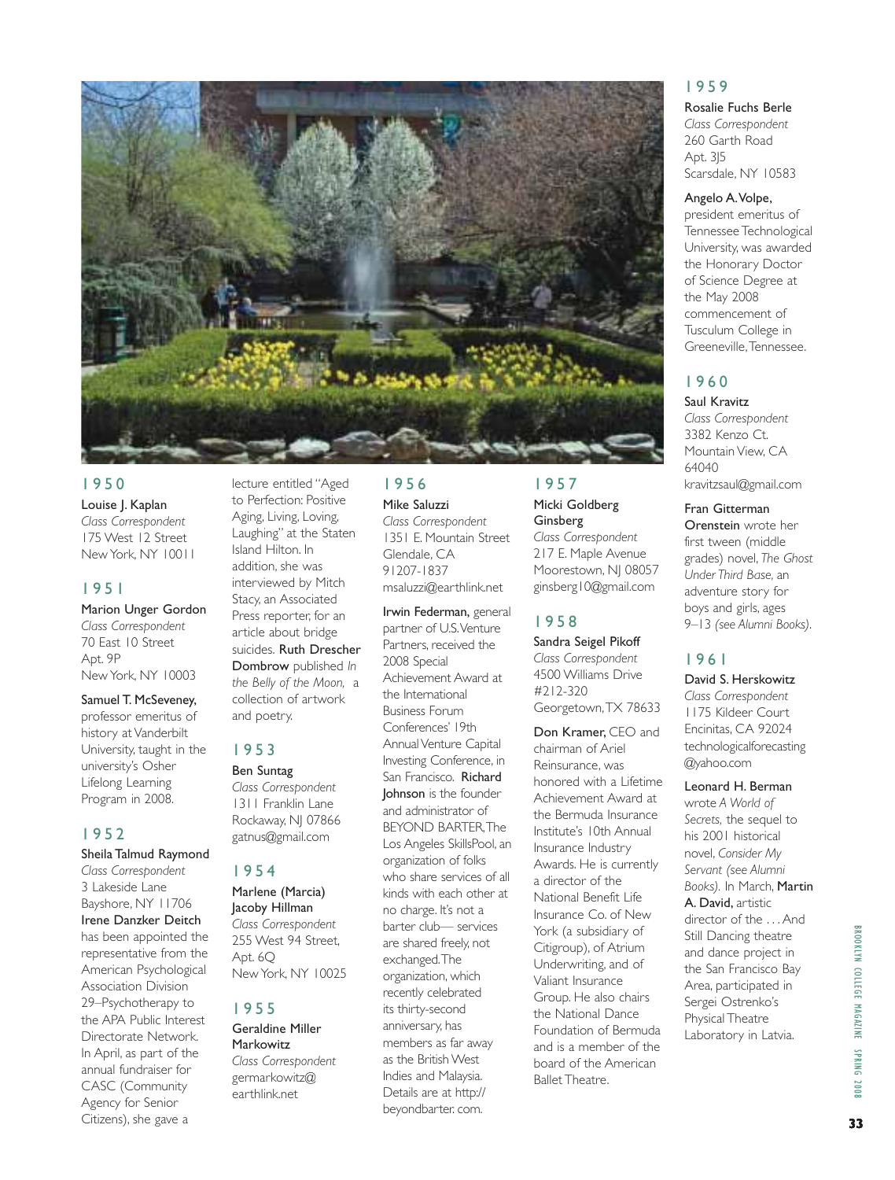## 1950

**Louise J. Kaplan**
*Class Correspondent*
175 West 12 Street
New York, NY 10011

## 1951

**Marion Unger Gordon**
*Class Correspondent*
70 East 10 Street
Apt. 9P
New York, NY 10003

**Samuel T. McSeveney,** professor emeritus of history at Vanderbilt University, taught in the university's Osher Lifelong Learning Program in 2008.

## 1952

**Sheila Talmud Raymond**
*Class Correspondent*
3 Lakeside Lane
Bayshore, NY 11706

**Irene Danzker Deitch** has been appointed the representative from the American Psychological Association Division 29–Psychotherapy to the APA Public Interest Directorate Network. In April, as part of the annual fundraiser for CASC (Community Agency for Senior Citizens), she gave a lecture entitled "Aged to Perfection: Positive Aging, Living, Loving, Laughing" at the Staten Island Hilton. In addition, she was interviewed by Mitch Stacy, an Associated Press reporter, for an article about bridge suicides. **Ruth Drescher Dombrow** published *In the Belly of the Moon,* a collection of artwork and poetry.

## 1953

**Ben Suntag**
*Class Correspondent*
1311 Franklin Lane
Rockaway, NJ 07866
gatnus@gmail.com

## 1954

**Marlene (Marcia) Jacoby Hillman**
*Class Correspondent*
255 West 94 Street,
Apt. 6Q
New York, NY 10025

## 1955

**Geraldine Miller Markowitz**
*Class Correspondent*
germarkowitz@earthlink.net

## 1956

**Mike Saluzzi**
*Class Correspondent*
1351 E. Mountain Street
Glendale, CA
91207-1837
msaluzzi@earthlink.net

**Irwin Federman,** general partner of U.S. Venture Partners, received the 2008 Special Achievement Award at the International Business Forum Conferences' 19th Annual Venture Capital Investing Conference, in San Francisco. **Richard Johnson** is the founder and administrator of BEYOND BARTER, The Los Angeles SkillsPool, an organization of folks who share services of all kinds with each other at no charge. It's not a barter club— services are shared freely, not exchanged. The organization, which recently celebrated its thirty-second anniversary, has members as far away as the British West Indies and Malaysia. Details are at http://beyondbarter.com.

## 1957

**Micki Goldberg Ginsberg**
*Class Correspondent*
217 E. Maple Avenue
Moorestown, NJ 08057
ginsberg10@gmail.com

## 1958

**Sandra Seigel Pikoff**
*Class Correspondent*
4500 Williams Drive
#212-320
Georgetown, TX 78633

**Don Kramer,** CEO and chairman of Ariel Reinsurance, was honored with a Lifetime Achievement Award at the Bermuda Insurance Institute's 10th Annual Insurance Industry Awards. He is currently a director of the National Benefit Life Insurance Co. of New York (a subsidiary of Citigroup), of Atrium Underwriting, and of Valiant Insurance Group. He also chairs the National Dance Foundation of Bermuda and is a member of the board of the American Ballet Theatre.

## 1959

**Rosalie Fuchs Berle**
*Class Correspondent*
260 Garth Road
Apt. 3J5
Scarsdale, NY 10583

**Angelo A. Volpe,** president emeritus of Tennessee Technological University, was awarded the Honorary Doctor of Science Degree at the May 2008 commencement of Tusculum College in Greeneville, Tennessee.

## 1960

**Saul Kravitz**
*Class Correspondent*
3382 Kenzo Ct.
Mountain View, CA
64040
kravitzsaul@gmail.com

**Fran Gitterman Orenstein** wrote her first tween (middle grades) novel, *The Ghost Under Third Base,* an adventure story for boys and girls, ages 9–13 *(see Alumni Books).*

## 1961

**David S. Herskowitz**
*Class Correspondent*
1175 Kildeer Court
Encinitas, CA 92024
technologicalforecasting@yahoo.com

**Leonard H. Berman** wrote *A World of Secrets,* the sequel to his 2001 historical novel, *Consider My Servant (see Alumni Books).* In March, **Martin A. David,** artistic director of the . . . And Still Dancing theatre and dance project in the San Francisco Bay Area, participated in Sergei Ostrenko's Physical Theatre Laboratory in Latvia.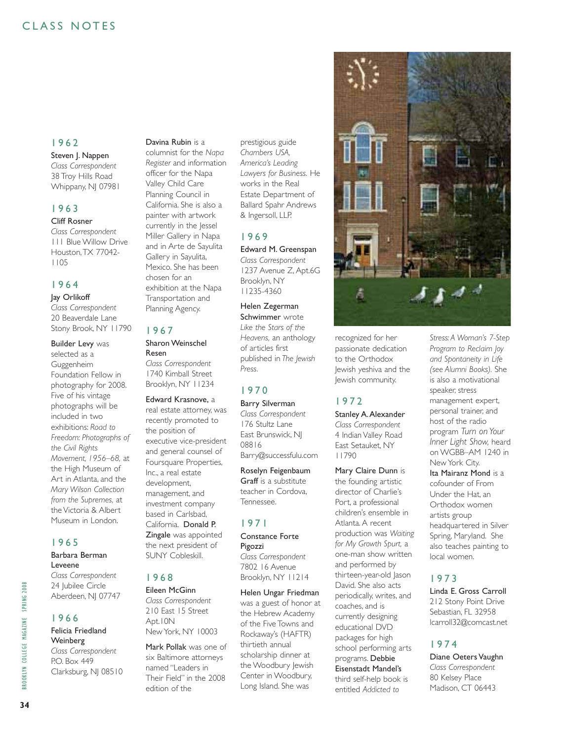# CLASS NOTES

## 1962

**Steven J. Nappen**
*Class Correspondent*
38 Troy Hills Road
Whippany, NJ 07981

## 1963

**Cliff Rosner**
*Class Correspondent*
111 Blue Willow Drive
Houston, TX 77042-1105

## 1964

**Jay Orlikoff**
*Class Correspondent*
20 Beaverdale Lane
Stony Brook, NY 11790

**Builder Levy** was selected as a Guggenheim Foundation Fellow in photography for 2008. Five of his vintage photographs will be included in two exhibitions: *Road to Freedom: Photographs of the Civil Rights Movement, 1956–68,* at the High Museum of Art in Atlanta, and the *Mary Wilson Collection from the Supremes,* at the Victoria & Albert Museum in London.

## 1965

**Barbara Berman Leveene**
*Class Correspondent*
24 Jubilee Circle
Aberdeen, NJ 07747

## 1966

**Felicia Friedland Weinberg**
*Class Correspondent*
P.O. Box 449
Clarksburg, NJ 08510

**Davina Rubin** is a columnist for the *Napa Register* and information officer for the Napa Valley Child Care Planning Council in California. She is also a painter with artwork currently in the Jessel Miller Gallery in Napa and in Arte de Sayulita Gallery in Sayulita, Mexico. She has been chosen for an exhibition at the Napa Transportation and Planning Agency.

## 1967

**Sharon Weinschel Resen**
*Class Correspondent*
1740 Kimball Street
Brooklyn, NY 11234

**Edward Krasnove,** a real estate attorney, was recently promoted to the position of executive vice-president and general counsel of Foursquare Properties, Inc., a real estate development, management, and investment company based in Carlsbad, California. **Donald P. Zingale** was appointed the next president of SUNY Cobleskill.

## 1968

**Eileen McGinn**
*Class Correspondent*
210 East 15 Street
Apt.10N
New York, NY 10003

**Mark Pollak** was one of six Baltimore attorneys named "Leaders in Their Field" in the 2008 edition of the prestigious guide *Chambers USA, America's Leading Lawyers for Business.* He works in the Real Estate Department of Ballard Spahr Andrews & Ingersoll, LLP.

## 1969

**Edward M. Greenspan**
*Class Correspondent*
1237 Avenue Z, Apt.6G
Brooklyn, NY
11235-4360

**Helen Zegerman Schwimmer** wrote *Like the Stars of the Heavens,* an anthology of articles first published in *The Jewish Press.*

## 1970

**Barry Silverman**
*Class Correspondent*
176 Stultz Lane
East Brunswick, NJ
08816
Barry@successfulu.com

**Roselyn Feigenbaum Graff** is a substitute teacher in Cordova, Tennessee.

## 1971

**Constance Forte Pigozzi**
*Class Correspondent*
7802 16 Avenue
Brooklyn, NY 11214

**Helen Ungar Friedman** was a guest of honor at the Hebrew Academy of the Five Towns and Rockaway's (HAFTR) thirtieth annual scholarship dinner at the Woodbury Jewish Center in Woodbury, Long Island. She was recognized for her passionate dedication to the Orthodox Jewish yeshiva and the Jewish community.

## 1972

**Stanley A. Alexander**
*Class Correspondent*
4 Indian Valley Road
East Setauket, NY
11790

**Mary Claire Dunn** is the founding artistic director of Charlie's Port, a professional children's ensemble in Atlanta. A recent production was *Waiting for My Growth Spurt,* a one-man show written and performed by thirteen-year-old Jason David. She also acts periodically, writes, and coaches, and is currently designing educational DVD packages for high school performing arts programs. **Debbie Eisenstadt Mandel's** third self-help book is entitled *Addicted to Stress: A Woman's 7-Step Program to Reclaim Joy and Spontaneity in Life (see Alumni Books).* She is also a motivational speaker, stress management expert, personal trainer, and host of the radio program *Turn on Your Inner Light Show,* heard on WGBB–AM 1240 in New York City. **Ita Mairanz Mond** is a cofounder of From Under the Hat, an Orthodox women artists group headquartered in Silver Spring, Maryland. She also teaches painting to local women.

## 1973

**Linda E. Gross Carroll**
212 Stony Point Drive
Sebastian, FL 32958
lcarroll32@comcast.net

## 1974

**Diane Oeters Vaughn**
*Class Correspondent*
80 Kelsey Place
Madison, CT 06443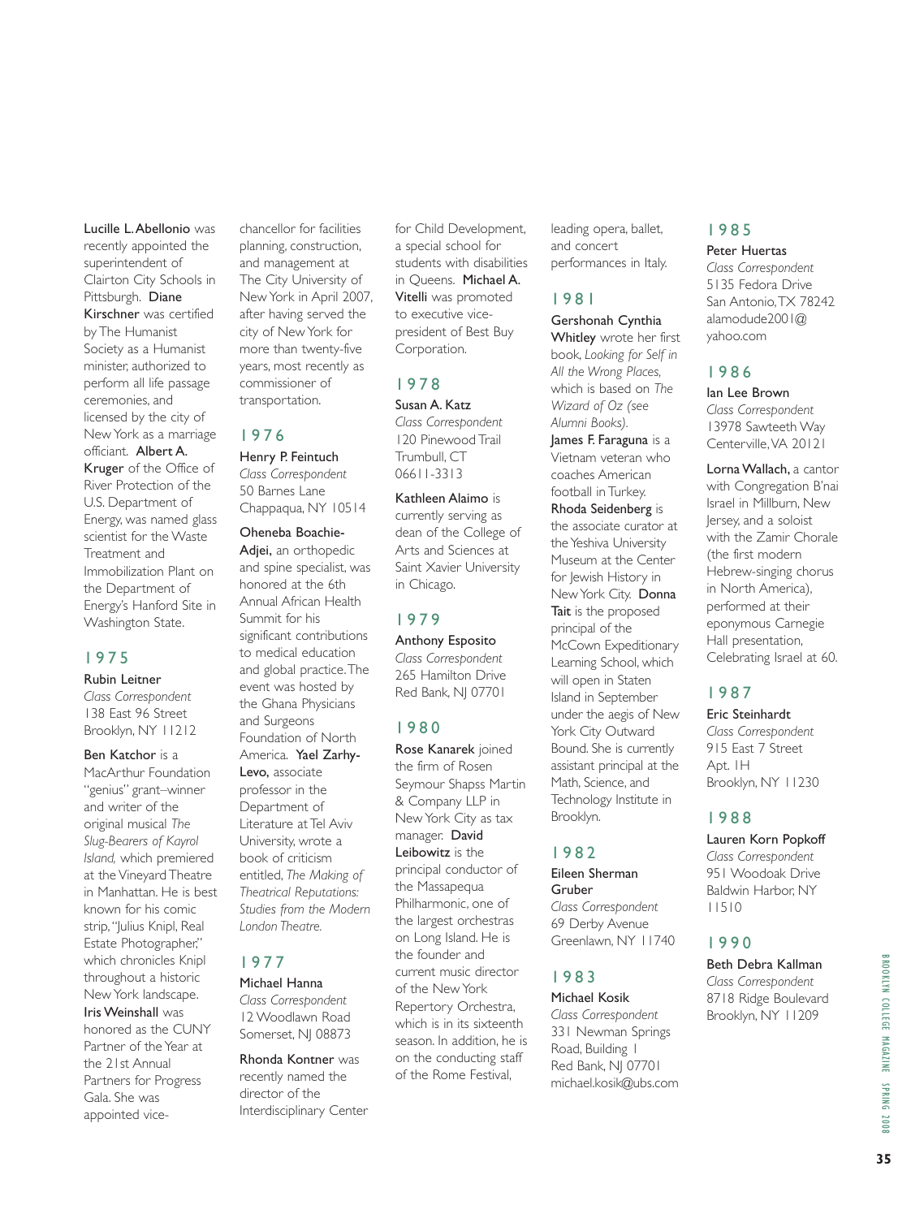**Lucille L. Abellonio** was recently appointed the superintendent of Clairton City Schools in Pittsburgh. **Diane Kirschner** was certified by The Humanist Society as a Humanist minister, authorized to perform all life passage ceremonies, and licensed by the city of New York as a marriage officiant. **Albert A. Kruger** of the Office of River Protection of the U.S. Department of Energy, was named glass scientist for the Waste Treatment and Immobilization Plant on the Department of Energy's Hanford Site in Washington State.

## 1975

**Rubin Leitner**
*Class Correspondent*
138 East 96 Street
Brooklyn, NY 11212

**Ben Katchor** is a MacArthur Foundation "genius" grant–winner and writer of the original musical *The Slug-Bearers of Kayrol Island,* which premiered at the Vineyard Theatre in Manhattan. He is best known for his comic strip, "Julius Knipl, Real Estate Photographer," which chronicles Knipl throughout a historic New York landscape. **Iris Weinshall** was honored as the CUNY Partner of the Year at the 21st Annual Partners for Progress Gala. She was appointed vice-chancellor for facilities planning, construction, and management at The City University of New York in April 2007, after having served the city of New York for more than twenty-five years, most recently as commissioner of transportation.

## 1976

**Henry P. Feintuch**
*Class Correspondent*
50 Barnes Lane
Chappaqua, NY 10514

**Oheneba Boachie-Adjei,** an orthopedic and spine specialist, was honored at the 6th Annual African Health Summit for his significant contributions to medical education and global practice. The event was hosted by the Ghana Physicians and Surgeons Foundation of North America. **Yael Zarhy-Levo,** associate professor in the Department of Literature at Tel Aviv University, wrote a book of criticism entitled, *The Making of Theatrical Reputations: Studies from the Modern London Theatre.*

## 1977

**Michael Hanna**
*Class Correspondent*
12 Woodlawn Road
Somerset, NJ 08873

**Rhonda Kontner** was recently named the director of the Interdisciplinary Center for Child Development, a special school for students with disabilities in Queens. **Michael A. Vitelli** was promoted to executive vice-president of Best Buy Corporation.

## 1978

**Susan A. Katz**
*Class Correspondent*
120 Pinewood Trail
Trumbull, CT
06611-3313

**Kathleen Alaimo** is currently serving as dean of the College of Arts and Sciences at Saint Xavier University in Chicago.

## 1979

**Anthony Esposito**
*Class Correspondent*
265 Hamilton Drive
Red Bank, NJ 07701

## 1980

**Rose Kanarek** joined the firm of Rosen Seymour Shapss Martin & Company LLP in New York City as tax manager. **David Leibowitz** is the principal conductor of the Massapequa Philharmonic, one of the largest orchestras on Long Island. He is the founder and current music director of the New York Repertory Orchestra, which is in its sixteenth season. In addition, he is on the conducting staff of the Rome Festival, leading opera, ballet, and concert performances in Italy.

## 1981

**Gershonah Cynthia Whitley** wrote her first book, *Looking for Self in All the Wrong Places,* which is based on *The Wizard of Oz (see Alumni Books).* **James F. Faraguna** is a Vietnam veteran who coaches American football in Turkey. **Rhoda Seidenberg** is the associate curator at the Yeshiva University Museum at the Center for Jewish History in New York City. **Donna Tait** is the proposed principal of the McCown Expeditionary Learning School, which will open in Staten Island in September under the aegis of New York City Outward Bound. She is currently assistant principal at the Math, Science, and Technology Institute in Brooklyn.

## 1982

**Eileen Sherman Gruber**
*Class Correspondent*
69 Derby Avenue
Greenlawn, NY 11740

## 1983

**Michael Kosik**
*Class Correspondent*
331 Newman Springs Road, Building 1
Red Bank, NJ 07701
michael.kosik@ubs.com

## 1985

**Peter Huertas**
*Class Correspondent*
5135 Fedora Drive
San Antonio, TX 78242
alamodude2001@yahoo.com

## 1986

**Ian Lee Brown**
*Class Correspondent*
13978 Sawteeth Way
Centerville, VA 20121

**Lorna Wallach,** a cantor with Congregation B'nai Israel in Millburn, New Jersey, and a soloist with the Zamir Chorale (the first modern Hebrew-singing chorus in North America), performed at their eponymous Carnegie Hall presentation, Celebrating Israel at 60.

## 1987

**Eric Steinhardt**
*Class Correspondent*
915 East 7 Street
Apt. 1H
Brooklyn, NY 11230

## 1988

**Lauren Korn Popkoff**
*Class Correspondent*
951 Woodoak Drive
Baldwin Harbor, NY
11510

## 1990

**Beth Debra Kallman**
*Class Correspondent*
8718 Ridge Boulevard
Brooklyn, NY 11209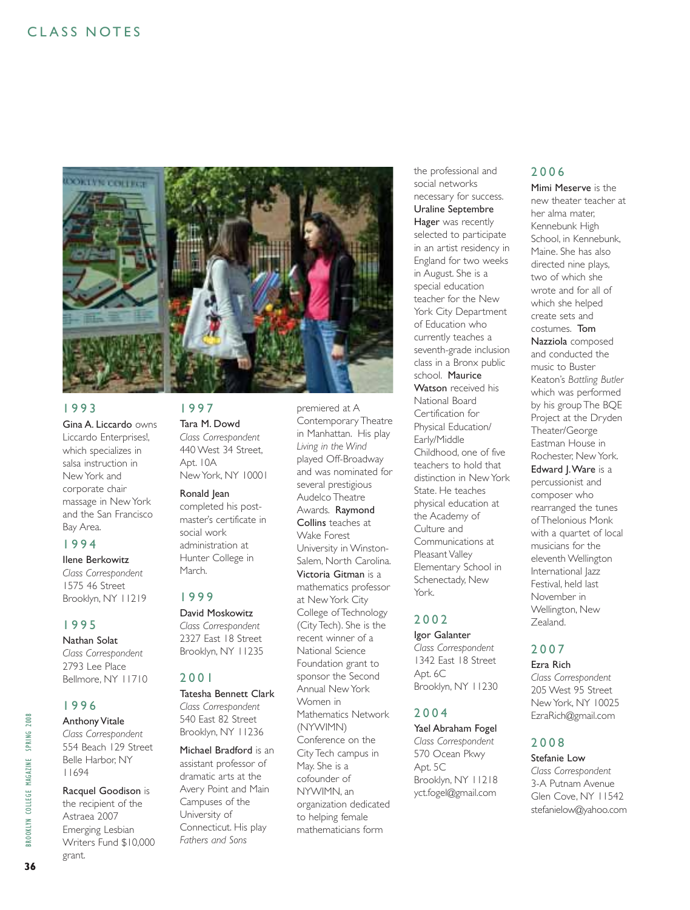## CLASS NOTES

### 1993

**Gina A. Liccardo** owns Liccardo Enterprises!, which specializes in salsa instruction in New York and corporate chair massage in New York and the San Francisco Bay Area.

### 1994

**Ilene Berkowitz**
*Class Correspondent*
1575 46 Street
Brooklyn, NY 11219

### 1995

**Nathan Solat**
*Class Correspondent*
2793 Lee Place
Bellmore, NY 11710

### 1996

**Anthony Vitale**
*Class Correspondent*
554 Beach 129 Street
Belle Harbor, NY
11694

**Racquel Goodison** is the recipient of the Astraea 2007 Emerging Lesbian Writers Fund $10,000 grant.

### 1997

**Tara M. Dowd**
*Class Correspondent*
440 West 34 Street,
Apt. 10A
New York, NY 10001

**Ronald Jean** completed his post-master's certificate in social work administration at Hunter College in March.

### 1999

**David Moskowitz**
*Class Correspondent*
2327 East 18 Street
Brooklyn, NY 11235

### 2001

**Tatesha Bennett Clark**
*Class Correspondent*
540 East 82 Street
Brooklyn, NY 11236

**Michael Bradford** is an assistant professor of dramatic arts at the Avery Point and Main Campuses of the University of Connecticut. His play *Fathers and Sons* premiered at A Contemporary Theatre in Manhattan. His play *Living in the Wind* played Off-Broadway and was nominated for several prestigious Audelco Theatre Awards. **Raymond Collins** teaches at Wake Forest University in Winston-Salem, North Carolina. **Victoria Gitman** is a mathematics professor at New York City College of Technology (City Tech). She is the recent winner of a National Science Foundation grant to sponsor the Second Annual New York Women in Mathematics Network (NYWIMN) Conference on the City Tech campus in May. She is a cofounder of NYWIMN, an organization dedicated to helping female mathematicians form the professional and social networks necessary for success. **Uraline Septembre Hager** was recently selected to participate in an artist residency in England for two weeks in August. She is a special education teacher for the New York City Department of Education who currently teaches a seventh-grade inclusion class in a Bronx public school. **Maurice Watson** received his National Board Certification for Physical Education/Early/Middle Childhood, one of five teachers to hold that distinction in New York State. He teaches physical education at the Academy of Culture and Communications at Pleasant Valley Elementary School in Schenectady, New York.

### 2002

**Igor Galanter**
*Class Correspondent*
1342 East 18 Street
Apt. 6C
Brooklyn, NY 11230

### 2004

**Yael Abraham Fogel**
*Class Correspondent*
570 Ocean Pkwy
Apt. 5C
Brooklyn, NY 11218
yct.fogel@gmail.com

### 2006

**Mimi Meserve** is the new theater teacher at her alma mater, Kennebunk High School, in Kennebunk, Maine. She has also directed nine plays, two of which she wrote and for all of which she helped create sets and costumes. **Tom Nazziola** composed and conducted the music to Buster Keaton's *Battling Butler* which was performed by his group The BQE Project at the Dryden Theater/George Eastman House in Rochester, New York. **Edward J. Ware** is a percussionist and composer who rearranged the tunes of Thelonious Monk with a quartet of local musicians for the eleventh Wellington International Jazz Festival, held last November in Wellington, New Zealand.

### 2007

**Ezra Rich**
*Class Correspondent*
205 West 95 Street
New York, NY 10025
EzraRich@gmail.com

### 2008

**Stefanie Low**
*Class Correspondent*
3-A Putnam Avenue
Glen Cove, NY 11542
stefanielow@yahoo.com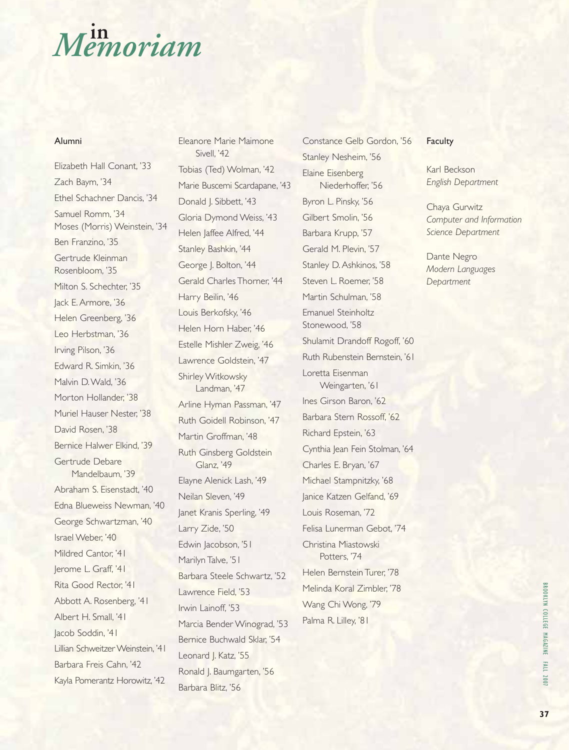# in Memoriam

## Alumni

Elizabeth Hall Conant, '33
Zach Baym, '34
Ethel Schachner Dancis, '34
Samuel Romm, '34
Moses (Morris) Weinstein, '34
Ben Franzino, '35
Gertrude Kleinman Rosenbloom, '35
Milton S. Schechter, '35
Jack E. Armore, '36
Helen Greenberg, '36
Leo Herbstman, '36
Irving Pilson, '36
Edward R. Simkin, '36
Malvin D. Wald, '36
Morton Hollander, '38
Muriel Hauser Nester, '38
David Rosen, '38
Bernice Halwer Elkind, '39
Gertrude Debare Mandelbaum, '39
Abraham S. Eisenstadt, '40
Edna Blueweiss Newman, '40
George Schwartzman, '40
Israel Weber, '40
Mildred Cantor, '41
Jerome L. Graff, '41
Rita Good Rector, '41
Abbott A. Rosenberg, '41
Albert H. Small, '41
Jacob Soddin, '41
Lillian Schweitzer Weinstein, '41
Barbara Freis Cahn, '42
Kayla Pomerantz Horowitz, '42
Eleanore Marie Maimone Sivell, '42
Tobias (Ted) Wolman, '42
Marie Buscemi Scardapane, '43
Donald J. Sibbett, '43
Gloria Dymond Weiss, '43
Helen Jaffee Alfred, '44
Stanley Bashkin, '44
George J. Bolton, '44
Gerald Charles Thorner, '44
Harry Beilin, '46
Louis Berkofsky, '46
Helen Horn Haber, '46
Estelle Mishler Zweig, '46
Lawrence Goldstein, '47
Shirley Witkowsky Landman, '47
Arline Hyman Passman, '47
Ruth Goidell Robinson, '47
Martin Groffman, '48
Ruth Ginsberg Goldstein Glanz, '49
Elayne Alenick Lash, '49
Neilan Sleven, '49
Janet Kranis Sperling, '49
Larry Zide, '50
Edwin Jacobson, '51
Marilyn Talve, '51
Barbara Steele Schwartz, '52
Lawrence Field, '53
Irwin Lainoff, '53
Marcia Bender Winograd, '53
Bernice Buchwald Sklar, '54
Leonard J. Katz, '55
Ronald J. Baumgarten, '56
Barbara Blitz, '56
Constance Gelb Gordon, '56
Stanley Nesheim, '56
Elaine Eisenberg Niederhoffer, '56
Byron L. Pinsky, '56
Gilbert Smolin, '56
Barbara Krupp, '57
Gerald M. Plevin, '57
Stanley D. Ashkinos, '58
Steven L. Roemer, '58
Martin Schulman, '58
Emanuel Steinholtz Stonewood, '58
Shulamit Drandoff Rogoff, '60
Ruth Rubenstein Bernstein, '61
Loretta Eisenman Weingarten, '61
Ines Girson Baron, '62
Barbara Stern Rossoff, '62
Richard Epstein, '63
Cynthia Jean Fein Stolman, '64
Charles E. Bryan, '67
Michael Stampnitzky, '68
Janice Katzen Gelfand, '69
Louis Roseman, '72
Felisa Lunerman Gebot, '74
Christina Miastowski Potters, '74
Helen Bernstein Turer, '78
Melinda Koral Zimbler, '78
Wang Chi Wong, '79
Palma R. Lilley, '81

## Faculty

Karl Beckson
*English Department*

Chaya Gurwitz
*Computer and Information Science Department*

Dante Negro
*Modern Languages Department*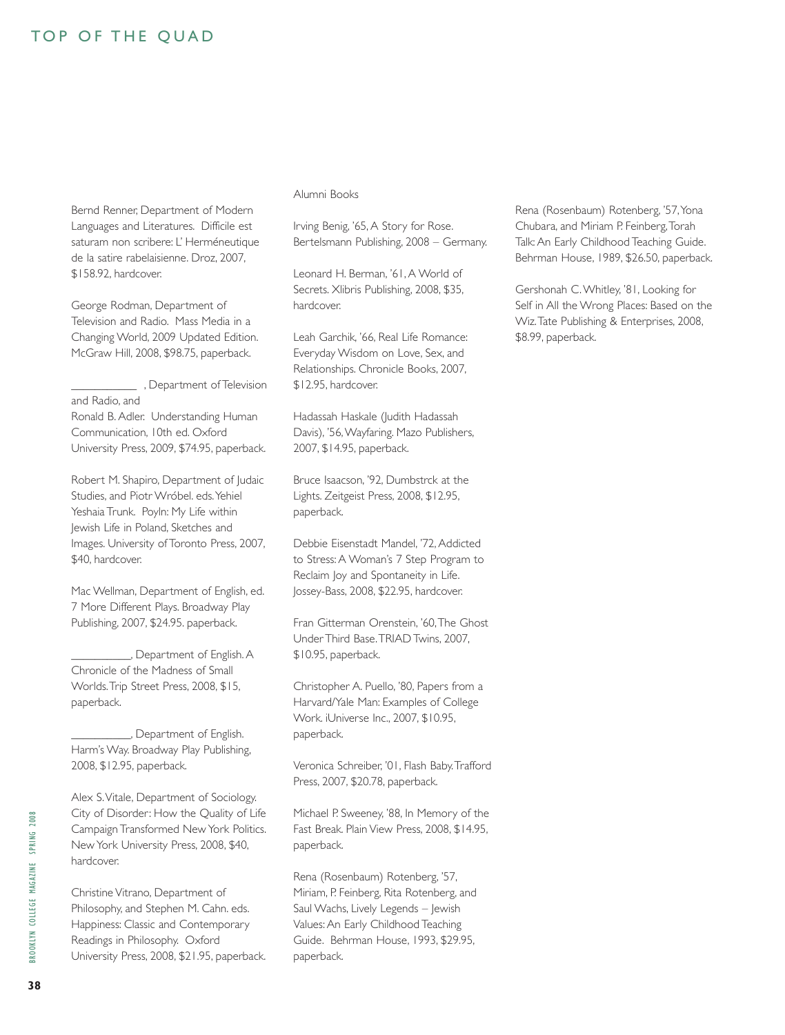Bernd Renner, Department of Modern Languages and Literatures. Difficile est saturam non scribere: L' Herméneutique de la satire rabelaisienne. Droz, 2007, $158.92, hardcover.

George Rodman, Department of Television and Radio. Mass Media in a Changing World, 2009 Updated Edition. McGraw Hill, 2008, $98.75, paperback.

___________ , Department of Television and Radio, and
Ronald B. Adler. Understanding Human Communication, 10th ed. Oxford University Press, 2009, $74.95, paperback.

Robert M. Shapiro, Department of Judaic Studies, and Piotr Wróbel. eds. Yehiel Yeshaia Trunk. Poyln: My Life within Jewish Life in Poland, Sketches and Images. University of Toronto Press, 2007, $40, hardcover.

Mac Wellman, Department of English, ed. 7 More Different Plays. Broadway Play Publishing, 2007, $24.95. paperback.

__________, Department of English. A Chronicle of the Madness of Small Worlds. Trip Street Press, 2008, $15, paperback.

__________, Department of English. Harm's Way. Broadway Play Publishing, 2008, $12.95, paperback.

Alex S. Vitale, Department of Sociology. City of Disorder: How the Quality of Life Campaign Transformed New York Politics. New York University Press, 2008, $40, hardcover.

Christine Vitrano, Department of Philosophy, and Stephen M. Cahn. eds. Happiness: Classic and Contemporary Readings in Philosophy. Oxford University Press, 2008, $21.95, paperback.

## Alumni Books

Irving Benig, '65, A Story for Rose. Bertelsmann Publishing, 2008 – Germany.

Leonard H. Berman, '61, A World of Secrets. Xlibris Publishing, 2008, $35, hardcover.

Leah Garchik, '66, Real Life Romance: Everyday Wisdom on Love, Sex, and Relationships. Chronicle Books, 2007, $12.95, hardcover.

Hadassah Haskale (Judith Hadassah Davis), '56, Wayfaring. Mazo Publishers, 2007, $14.95, paperback.

Bruce Isaacson, '92, Dumbstrck at the Lights. Zeitgeist Press, 2008, $12.95, paperback.

Debbie Eisenstadt Mandel, '72, Addicted to Stress: A Woman's 7 Step Program to Reclaim Joy and Spontaneity in Life. Jossey-Bass, 2008, $22.95, hardcover.

Fran Gitterman Orenstein, '60, The Ghost Under Third Base. TRIAD Twins, 2007, $10.95, paperback.

Christopher A. Puello, '80, Papers from a Harvard/Yale Man: Examples of College Work. iUniverse Inc., 2007, $10.95, paperback.

Veronica Schreiber, '01, Flash Baby. Trafford Press, 2007, $20.78, paperback.

Michael P. Sweeney, '88, In Memory of the Fast Break. Plain View Press, 2008, $14.95, paperback.

Rena (Rosenbaum) Rotenberg, '57, Miriam, P. Feinberg, Rita Rotenberg, and Saul Wachs, Lively Legends – Jewish Values: An Early Childhood Teaching Guide. Behrman House, 1993, $29.95, paperback.

Rena (Rosenbaum) Rotenberg, '57, Yona Chubara, and Miriam P. Feinberg, Torah Talk: An Early Childhood Teaching Guide. Behrman House, 1989, $26.50, paperback.

Gershonah C. Whitley, '81, Looking for Self in All the Wrong Places: Based on the Wiz. Tate Publishing & Enterprises, 2008, $8.99, paperback.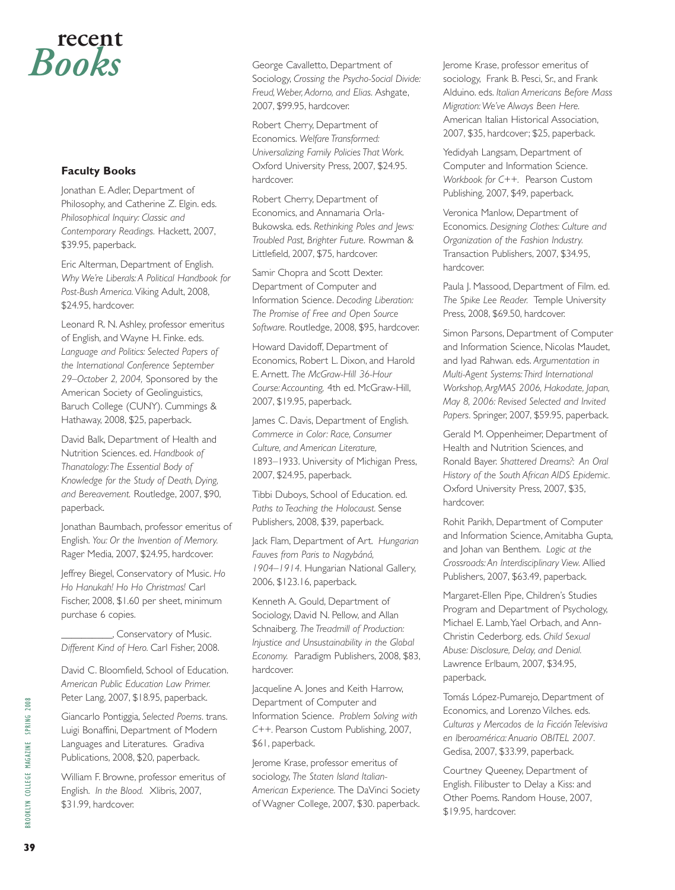# recent *Books*

## Faculty Books

Jonathan E. Adler, Department of Philosophy, and Catherine Z. Elgin. eds. *Philosophical Inquiry: Classic and Contemporary Readings.* Hackett, 2007, $39.95, paperback.

Eric Alterman, Department of English. *Why We're Liberals: A Political Handbook for Post-Bush America.* Viking Adult, 2008, $24.95, hardcover.

Leonard R. N. Ashley, professor emeritus of English, and Wayne H. Finke. eds. *Language and Politics: Selected Papers of the International Conference September 29–October 2, 2004,* Sponsored by the American Society of Geolinguistics, Baruch College (CUNY). Cummings & Hathaway, 2008, $25, paperback.

David Balk, Department of Health and Nutrition Sciences. ed. *Handbook of Thanatology: The Essential Body of Knowledge for the Study of Death, Dying, and Bereavement.* Routledge, 2007, $90, paperback.

Jonathan Baumbach, professor emeritus of English. *You: Or the Invention of Memory.* Rager Media, 2007, $24.95, hardcover.

Jeffrey Biegel, Conservatory of Music. *Ho Ho Hanukah! Ho Ho Christmas!* Carl Fischer, 2008, $1.60 per sheet, minimum purchase 6 copies.

__________, Conservatory of Music. *Different Kind of Hero.* Carl Fisher, 2008.

David C. Bloomfield, School of Education. *American Public Education Law Primer.* Peter Lang, 2007, $18.95, paperback.

Giancarlo Pontiggia, *Selected Poems.* trans. Luigi Bonaffini, Department of Modern Languages and Literatures. Gradiva Publications, 2008, $20, paperback.

William F. Browne, professor emeritus of English. *In the Blood.* Xlibris, 2007, $31.99, hardcover.

George Cavalletto, Department of Sociology, *Crossing the Psycho-Social Divide: Freud, Weber, Adorno, and Elias.* Ashgate, 2007, $99.95, hardcover.

Robert Cherry, Department of Economics. *Welfare Transformed: Universalizing Family Policies That Work.* Oxford University Press, 2007, $24.95. hardcover.

Robert Cherry, Department of Economics, and Annamaria Orla-Bukowska. eds. *Rethinking Poles and Jews: Troubled Past, Brighter Future.* Rowman & Littlefield, 2007, $75, hardcover.

Samir Chopra and Scott Dexter. Department of Computer and Information Science. *Decoding Liberation: The Promise of Free and Open Source Software.* Routledge, 2008, $95, hardcover.

Howard Davidoff, Department of Economics, Robert L. Dixon, and Harold E. Arnett. *The McGraw-Hill 36-Hour Course: Accounting,* 4th ed. McGraw-Hill, 2007, $19.95, paperback.

James C. Davis, Department of English. *Commerce in Color: Race, Consumer Culture, and American Literature,* 1893–1933. University of Michigan Press, 2007, $24.95, paperback.

Tibbi Duboys, School of Education. ed. *Paths to Teaching the Holocaust.* Sense Publishers, 2008, $39, paperback.

Jack Flam, Department of Art. *Hungarian Fauves from Paris to Nagybánâ, 1904–1914.* Hungarian National Gallery, 2006, $123.16, paperback.

Kenneth A. Gould, Department of Sociology, David N. Pellow, and Allan Schnaiberg. *The Treadmill of Production: Injustice and Unsustainability in the Global Economy.* Paradigm Publishers, 2008, $83, hardcover.

Jacqueline A. Jones and Keith Harrow, Department of Computer and Information Science. *Problem Solving with C++.* Pearson Custom Publishing, 2007, $61, paperback.

Jerome Krase, professor emeritus of sociology, *The Staten Island Italian-American Experience.* The DaVinci Society of Wagner College, 2007, $30. paperback.

Jerome Krase, professor emeritus of sociology, Frank B. Pesci, Sr., and Frank Alduino. eds. *Italian Americans Before Mass Migration: We've Always Been Here.* American Italian Historical Association, 2007, $35, hardcover; $25, paperback.

Yedidyah Langsam, Department of Computer and Information Science. *Workbook for C++.* Pearson Custom Publishing, 2007, $49, paperback.

Veronica Manlow, Department of Economics. *Designing Clothes: Culture and Organization of the Fashion Industry.* Transaction Publishers, 2007, $34.95, hardcover.

Paula J. Massood, Department of Film. ed. *The Spike Lee Reader.* Temple University Press, 2008, $69.50, hardcover.

Simon Parsons, Department of Computer and Information Science, Nicolas Maudet, and Iyad Rahwan. eds. *Argumentation in Multi-Agent Systems: Third International Workshop, ArgMAS 2006, Hakodate, Japan, May 8, 2006: Revised Selected and Invited Papers.* Springer, 2007, $59.95, paperback.

Gerald M. Oppenheimer, Department of Health and Nutrition Sciences, and Ronald Bayer. *Shattered Dreams?: An Oral History of the South African AIDS Epidemic.* Oxford University Press, 2007, $35, hardcover.

Rohit Parikh, Department of Computer and Information Science, Amitabha Gupta, and Johan van Benthem. *Logic at the Crossroads: An Interdisciplinary View.* Allied Publishers, 2007, $63.49, paperback.

Margaret-Ellen Pipe, Children's Studies Program and Department of Psychology, Michael E. Lamb, Yael Orbach, and Ann-Christin Cederborg. eds. *Child Sexual Abuse: Disclosure, Delay, and Denial.* Lawrence Erlbaum, 2007, $34.95, paperback.

Tomás López-Pumarejo, Department of Economics, and Lorenzo Vilches. eds. *Culturas y Mercados de la Ficción Televisiva en Iberoamérica: Anuario OBITEL 2007.* Gedisa, 2007, $33.99, paperback.

Courtney Queeney, Department of English. Filibuster to Delay a Kiss: and Other Poems. Random House, 2007, $19.95, hardcover.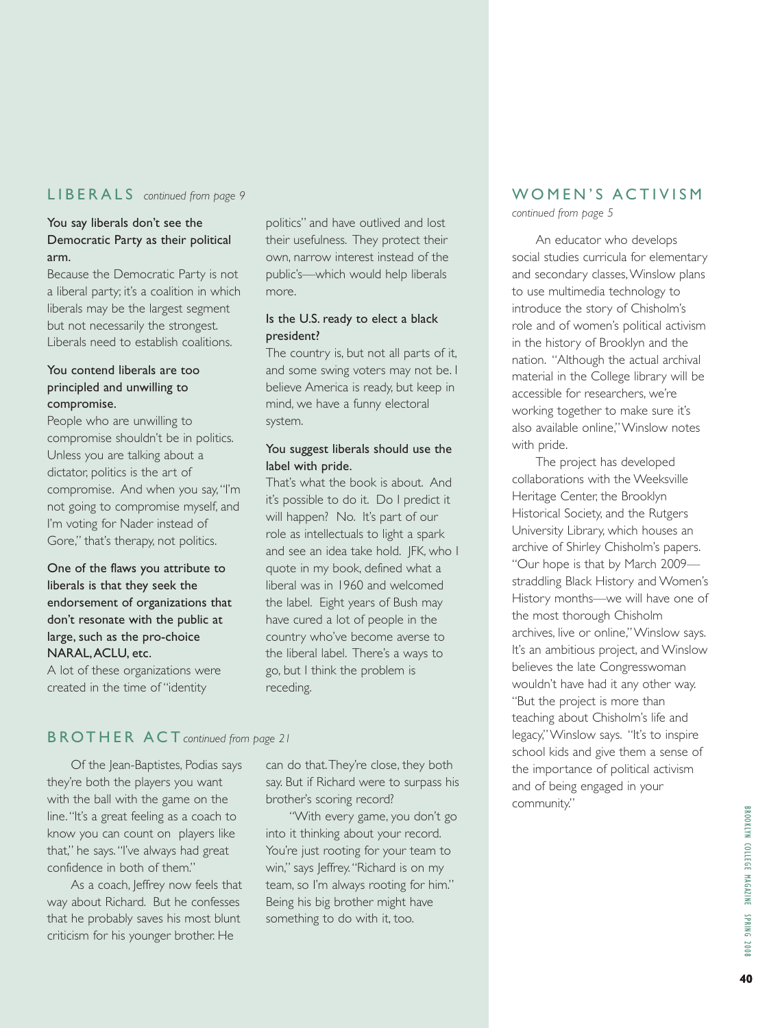## LIBERALS *continued from page 9*

**You say liberals don't see the Democratic Party as their political arm.**

Because the Democratic Party is not a liberal party; it's a coalition in which liberals may be the largest segment but not necessarily the strongest. Liberals need to establish coalitions.

**You contend liberals are too principled and unwilling to compromise.**

People who are unwilling to compromise shouldn't be in politics. Unless you are talking about a dictator, politics is the art of compromise. And when you say, "I'm not going to compromise myself, and I'm voting for Nader instead of Gore," that's therapy, not politics.

**One of the flaws you attribute to liberals is that they seek the endorsement of organizations that don't resonate with the public at large, such as the pro-choice NARAL, ACLU, etc.**

A lot of these organizations were created in the time of "identity politics" and have outlived and lost their usefulness. They protect their own, narrow interest instead of the public's—which would help liberals more.

**Is the U.S. ready to elect a black president?**

The country is, but not all parts of it, and some swing voters may not be. I believe America is ready, but keep in mind, we have a funny electoral system.

**You suggest liberals should use the label with pride.**

That's what the book is about. And it's possible to do it. Do I predict it will happen? No. It's part of our role as intellectuals to light a spark and see an idea take hold. JFK, who I quote in my book, defined what a liberal was in 1960 and welcomed the label. Eight years of Bush may have cured a lot of people in the country who've become averse to the liberal label. There's a ways to go, but I think the problem is receding.

## BROTHER ACT *continued from page 21*

Of the Jean-Baptistes, Podias says they're both the players you want with the ball with the game on the line. "It's a great feeling as a coach to know you can count on players like that," he says. "I've always had great confidence in both of them."

As a coach, Jeffrey now feels that way about Richard. But he confesses that he probably saves his most blunt criticism for his younger brother. He can do that. They're close, they both say. But if Richard were to surpass his brother's scoring record?

"With every game, you don't go into it thinking about your record. You're just rooting for your team to win," says Jeffrey. "Richard is on my team, so I'm always rooting for him." Being his big brother might have something to do with it, too.

## WOMEN'S ACTIVISM

*continued from page 5*

An educator who develops social studies curricula for elementary and secondary classes, Winslow plans to use multimedia technology to introduce the story of Chisholm's role and of women's political activism in the history of Brooklyn and the nation. "Although the actual archival material in the College library will be accessible for researchers, we're working together to make sure it's also available online," Winslow notes with pride.

The project has developed collaborations with the Weeksville Heritage Center, the Brooklyn Historical Society, and the Rutgers University Library, which houses an archive of Shirley Chisholm's papers. "Our hope is that by March 2009—straddling Black History and Women's History months—we will have one of the most thorough Chisholm archives, live or online," Winslow says. It's an ambitious project, and Winslow believes the late Congresswoman wouldn't have had it any other way. "But the project is more than teaching about Chisholm's life and legacy," Winslow says. "It's to inspire school kids and give them a sense of the importance of political activism and of being engaged in your community."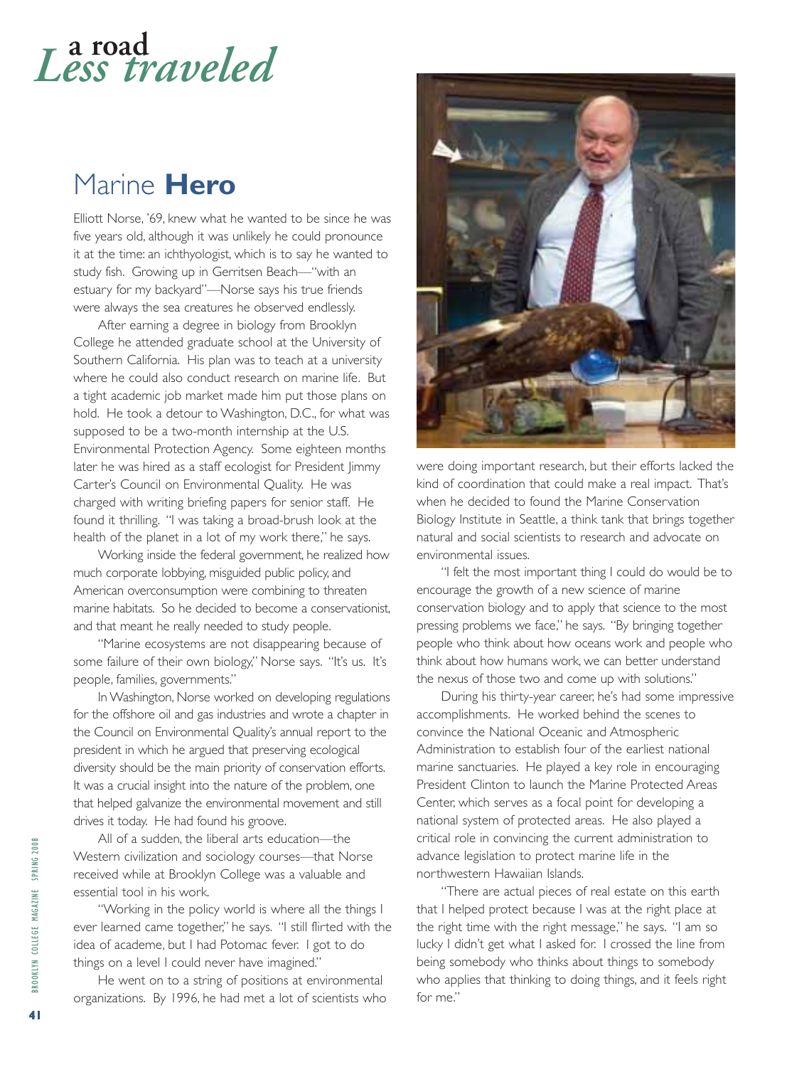# *Less* a road *traveled*

## Marine **Hero**

Elliott Norse, '69, knew what he wanted to be since he was five years old, although it was unlikely he could pronounce it at the time: an ichthyologist, which is to say he wanted to study fish. Growing up in Gerritsen Beach—"with an estuary for my backyard"—Norse says his true friends were always the sea creatures he observed endlessly.

After earning a degree in biology from Brooklyn College he attended graduate school at the University of Southern California. His plan was to teach at a university where he could also conduct research on marine life. But a tight academic job market made him put those plans on hold. He took a detour to Washington, D.C., for what was supposed to be a two-month internship at the U.S. Environmental Protection Agency. Some eighteen months later he was hired as a staff ecologist for President Jimmy Carter's Council on Environmental Quality. He was charged with writing briefing papers for senior staff. He found it thrilling. "I was taking a broad-brush look at the health of the planet in a lot of my work there," he says.

Working inside the federal government, he realized how much corporate lobbying, misguided public policy, and American overconsumption were combining to threaten marine habitats. So he decided to become a conservationist, and that meant he really needed to study people.

"Marine ecosystems are not disappearing because of some failure of their own biology," Norse says. "It's us. It's people, families, governments."

In Washington, Norse worked on developing regulations for the offshore oil and gas industries and wrote a chapter in the Council on Environmental Quality's annual report to the president in which he argued that preserving ecological diversity should be the main priority of conservation efforts. It was a crucial insight into the nature of the problem, one that helped galvanize the environmental movement and still drives it today. He had found his groove.

All of a sudden, the liberal arts education—the Western civilization and sociology courses—that Norse received while at Brooklyn College was a valuable and essential tool in his work.

"Working in the policy world is where all the things I ever learned came together," he says. "I still flirted with the idea of academe, but I had Potomac fever. I got to do things on a level I could never have imagined."

He went on to a string of positions at environmental organizations. By 1996, he had met a lot of scientists who were doing important research, but their efforts lacked the kind of coordination that could make a real impact. That's when he decided to found the Marine Conservation Biology Institute in Seattle, a think tank that brings together natural and social scientists to research and advocate on environmental issues.

"I felt the most important thing I could do would be to encourage the growth of a new science of marine conservation biology and to apply that science to the most pressing problems we face," he says. "By bringing together people who think about how oceans work and people who think about how humans work, we can better understand the nexus of those two and come up with solutions."

During his thirty-year career, he's had some impressive accomplishments. He worked behind the scenes to convince the National Oceanic and Atmospheric Administration to establish four of the earliest national marine sanctuaries. He played a key role in encouraging President Clinton to launch the Marine Protected Areas Center, which serves as a focal point for developing a national system of protected areas. He also played a critical role in convincing the current administration to advance legislation to protect marine life in the northwestern Hawaiian Islands.

"There are actual pieces of real estate on this earth that I helped protect because I was at the right place at the right time with the right message," he says. "I am so lucky I didn't get what I asked for. I crossed the line from being somebody who thinks about things to somebody who applies that thinking to doing things, and it feels right for me."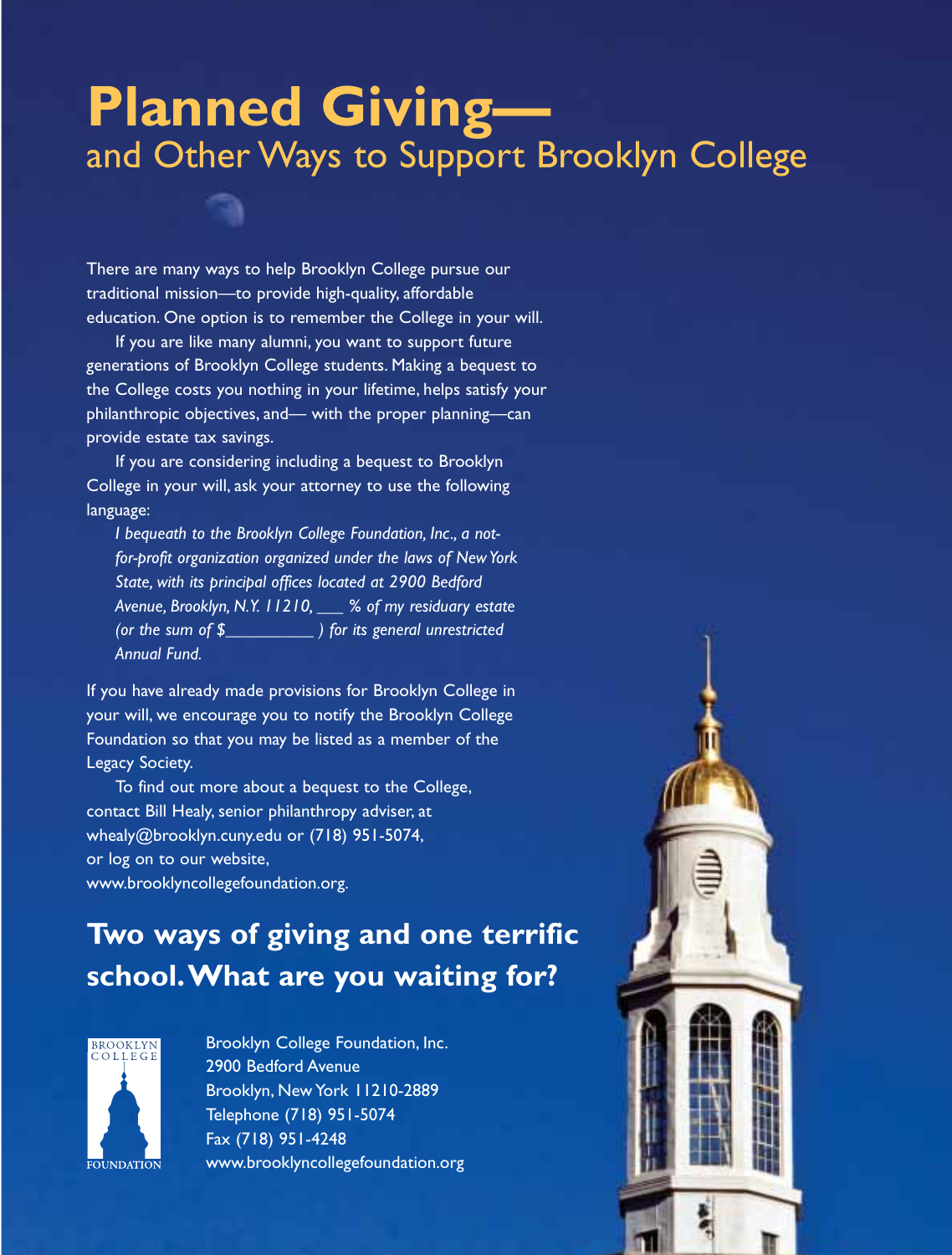# Planned Giving—
## and Other Ways to Support Brooklyn College

There are many ways to help Brooklyn College pursue our traditional mission—to provide high-quality, affordable education. One option is to remember the College in your will.

If you are like many alumni, you want to support future generations of Brooklyn College students. Making a bequest to the College costs you nothing in your lifetime, helps satisfy your philanthropic objectives, and— with the proper planning—can provide estate tax savings.

If you are considering including a bequest to Brooklyn College in your will, ask your attorney to use the following language:

*I bequeath to the Brooklyn College Foundation, Inc., a not-for-profit organization organized under the laws of New York State, with its principal offices located at 2900 Bedford Avenue, Brooklyn, N.Y. 11210, ___ % of my residuary estate (or the sum of $__________ ) for its general unrestricted Annual Fund.*

If you have already made provisions for Brooklyn College in your will, we encourage you to notify the Brooklyn College Foundation so that you may be listed as a member of the Legacy Society.

To find out more about a bequest to the College, contact Bill Healy, senior philanthropy adviser, at whealy@brooklyn.cuny.edu or (718) 951-5074, or log on to our website, www.brooklyncollegefoundation.org.

## Two ways of giving and one terrific school. What are you waiting for?

BROOKLYN COLLEGE FOUNDATION

Brooklyn College Foundation, Inc.
2900 Bedford Avenue
Brooklyn, New York 11210-2889
Telephone (718) 951-5074
Fax (718) 951-4248
www.brooklyncollegefoundation.org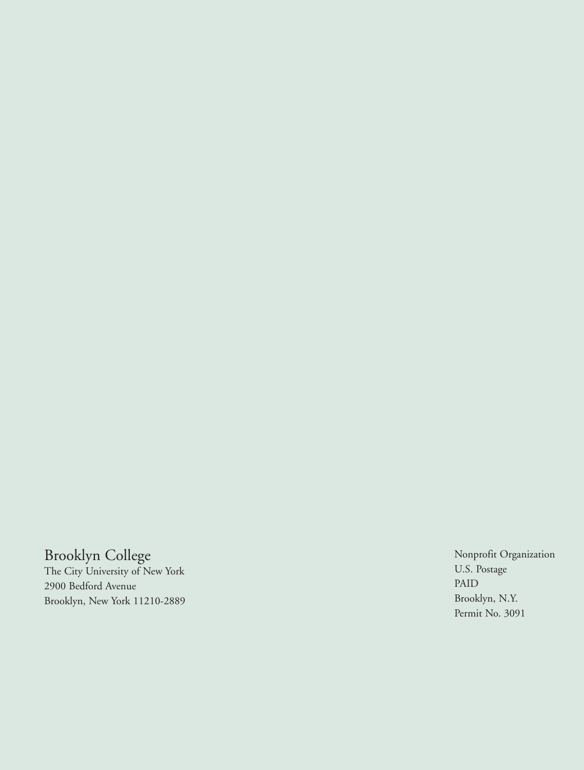Brooklyn College
The City University of New York
2900 Bedford Avenue
Brooklyn, New York 11210-2889

Nonprofit Organization
U.S. Postage
PAID
Brooklyn, N.Y.
Permit No. 3091